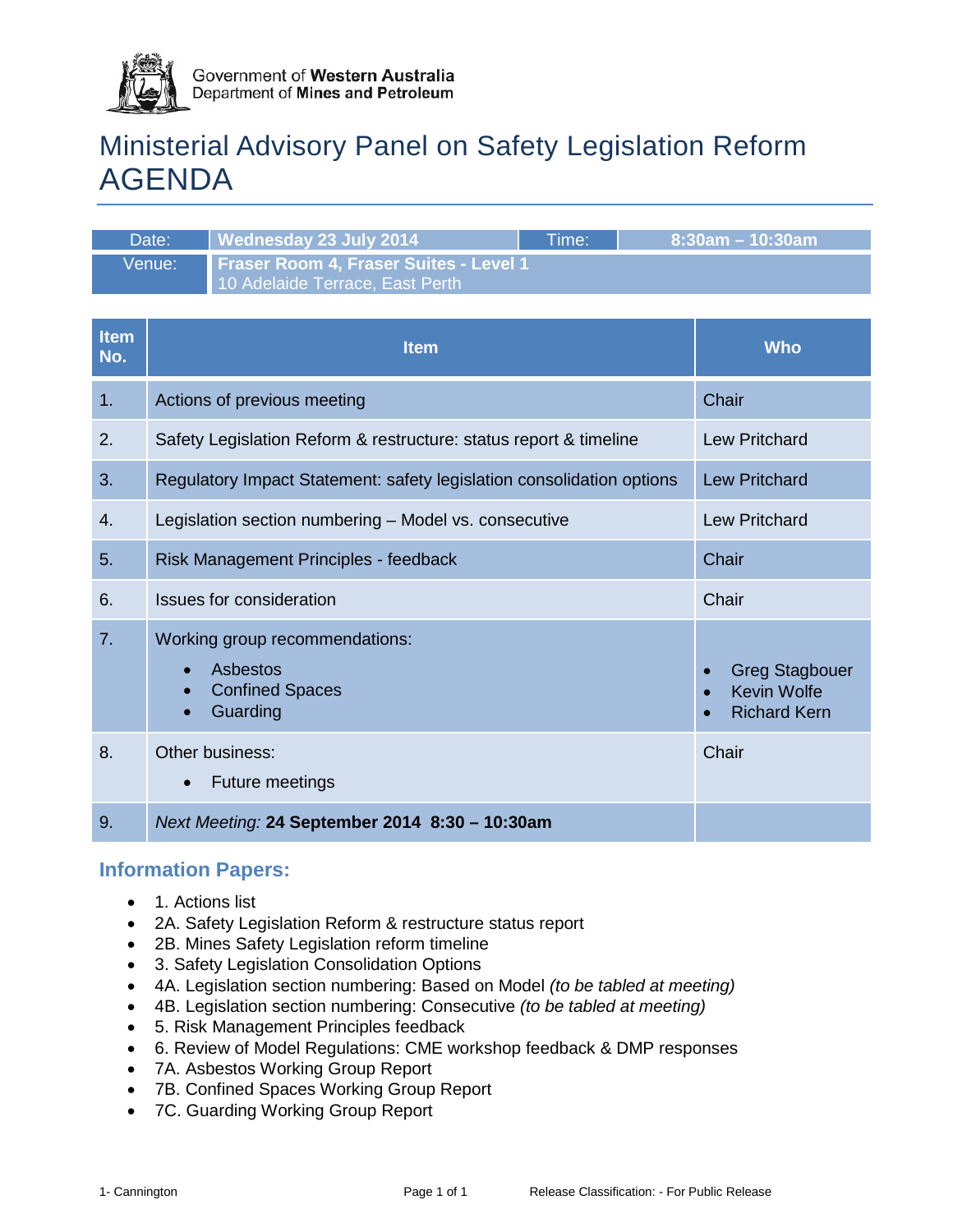Government of Western Australia
Department of Mines and Petroleum

# Ministerial Advisory Panel on Safety Legislation Reform AGENDA

| Date: | **Wednesday 23 July 2014** | Time: | **8:30am – 10:30am** |
|---|---|---|---|
| Venue: | **Fraser Room 4, Fraser Suites - Level 1**<br>10 Adelaide Terrace, East Perth | | |

| Item No. | Item | Who |
|---|---|---|
| 1. | Actions of previous meeting | Chair |
| 2. | Safety Legislation Reform & restructure: status report & timeline | Lew Pritchard |
| 3. | Regulatory Impact Statement: safety legislation consolidation options | Lew Pritchard |
| 4. | Legislation section numbering – Model vs. consecutive | Lew Pritchard |
| 5. | Risk Management Principles - feedback | Chair |
| 6. | Issues for consideration | Chair |
| 7. | Working group recommendations:<br>• Asbestos<br>• Confined Spaces<br>• Guarding | • Greg Stagbouer<br>• Kevin Wolfe<br>• Richard Kern |
| 8. | Other business:<br>• Future meetings | Chair |
| 9. | *Next Meeting:* **24 September 2014 8:30 – 10:30am** | |

## Information Papers:

- 1. Actions list
- 2A. Safety Legislation Reform & restructure status report
- 2B. Mines Safety Legislation reform timeline
- 3. Safety Legislation Consolidation Options
- 4A. Legislation section numbering: Based on Model *(to be tabled at meeting)*
- 4B. Legislation section numbering: Consecutive *(to be tabled at meeting)*
- 5. Risk Management Principles feedback
- 6. Review of Model Regulations: CME workshop feedback & DMP responses
- 7A. Asbestos Working Group Report
- 7B. Confined Spaces Working Group Report
- 7C. Guarding Working Group Report

1- Cannington Release Classification: - For Public Release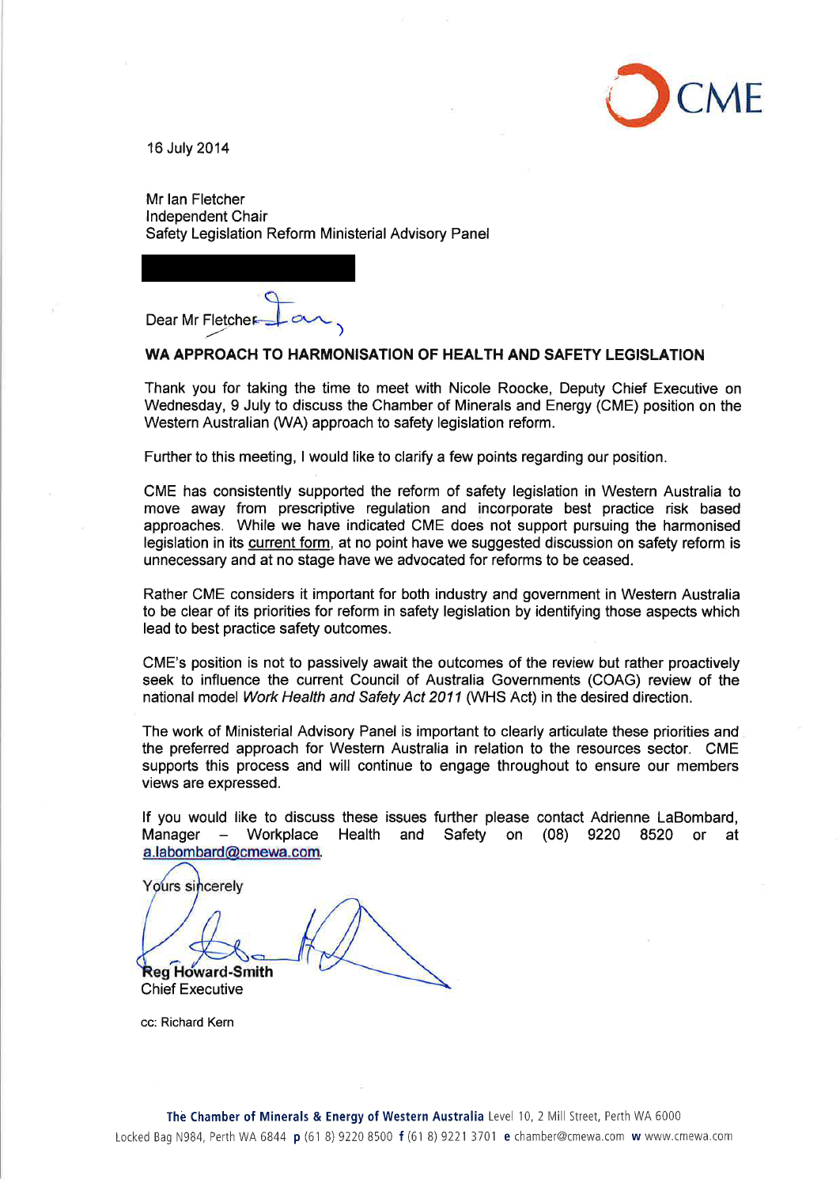CME

16 July 2014

Mr Ian Fletcher
Independent Chair
Safety Legislation Reform Ministerial Advisory Panel

Dear Mr Fletcher Ian,

**WA APPROACH TO HARMONISATION OF HEALTH AND SAFETY LEGISLATION**

Thank you for taking the time to meet with Nicole Roocke, Deputy Chief Executive on Wednesday, 9 July to discuss the Chamber of Minerals and Energy (CME) position on the Western Australian (WA) approach to safety legislation reform.

Further to this meeting, I would like to clarify a few points regarding our position.

CME has consistently supported the reform of safety legislation in Western Australia to move away from prescriptive regulation and incorporate best practice risk based approaches. While we have indicated CME does not support pursuing the harmonised legislation in its current form, at no point have we suggested discussion on safety reform is unnecessary and at no stage have we advocated for reforms to be ceased.

Rather CME considers it important for both industry and government in Western Australia to be clear of its priorities for reform in safety legislation by identifying those aspects which lead to best practice safety outcomes.

CME's position is not to passively await the outcomes of the review but rather proactively seek to influence the current Council of Australia Governments (COAG) review of the national model *Work Health and Safety Act 2011* (WHS Act) in the desired direction.

The work of Ministerial Advisory Panel is important to clearly articulate these priorities and the preferred approach for Western Australia in relation to the resources sector. CME supports this process and will continue to engage throughout to ensure our members views are expressed.

If you would like to discuss these issues further please contact Adrienne LaBombard, Manager – Workplace Health and Safety on (08) 9220 8520 or at a.labombard@cmewa.com.

Yours sincerely

Reg Howard-Smith
Chief Executive

cc: Richard Kern

**The Chamber of Minerals & Energy of Western Australia** Level 10, 2 Mill Street, Perth WA 6000
Locked Bag N984, Perth WA 6844 **p** (61 8) 9220 8500 **f** (61 8) 9221 3701 **e** chamber@cmewa.com **w** www.cmewa.com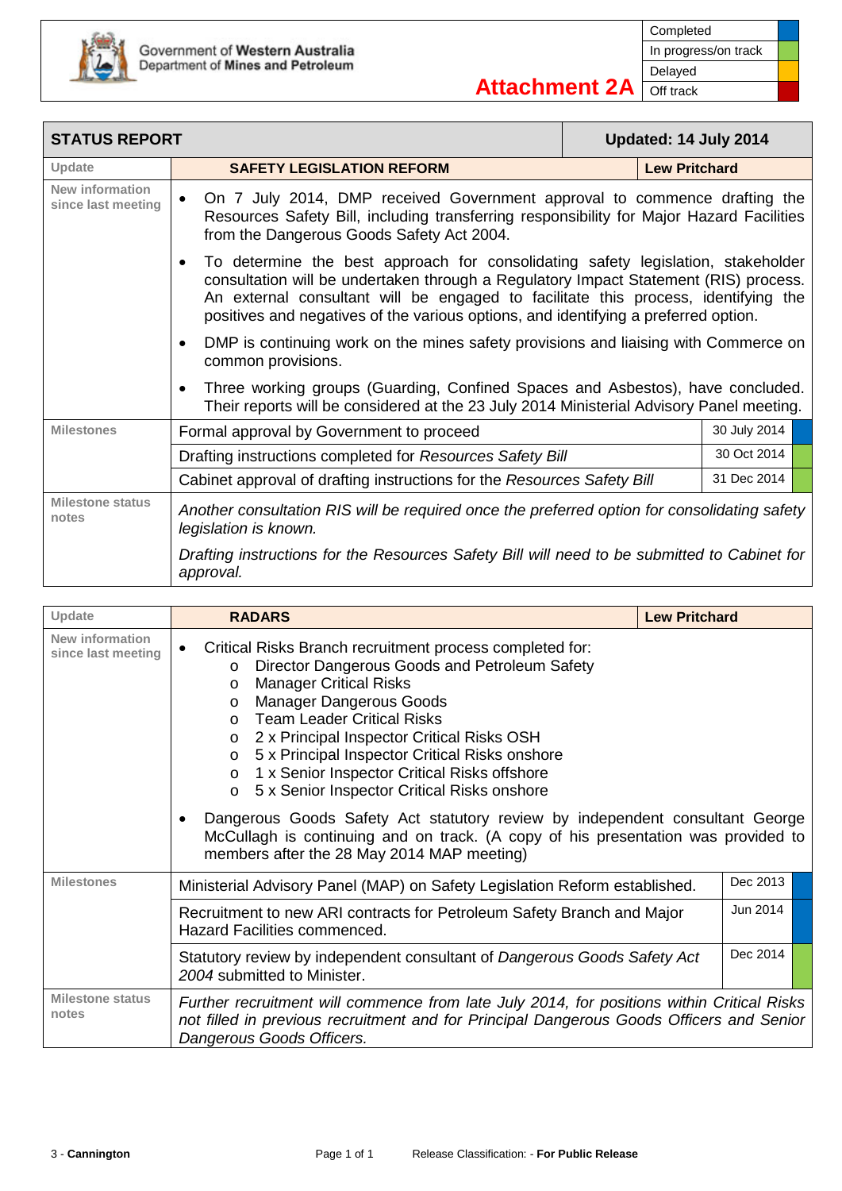Government of Western Australia
Department of Mines and Petroleum

**Attachment 2A**

| Status | Colour |
|---|---|
| Completed | Blue |
| In progress/on track | Green |
| Delayed | Amber |
| Off track | Red |

## STATUS REPORT — Updated: 14 July 2014

| Update | SAFETY LEGISLATION REFORM | | Lew Pritchard |
|---|---|---|---|
| New information since last meeting | • On 7 July 2014, DMP received Government approval to commence drafting the Resources Safety Bill, including transferring responsibility for Major Hazard Facilities from the Dangerous Goods Safety Act 2004.<br>• To determine the best approach for consolidating safety legislation, stakeholder consultation will be undertaken through a Regulatory Impact Statement (RIS) process. An external consultant will be engaged to facilitate this process, identifying the positives and negatives of the various options, and identifying a preferred option.<br>• DMP is continuing work on the mines safety provisions and liaising with Commerce on common provisions.<br>• Three working groups (Guarding, Confined Spaces and Asbestos), have concluded. Their reports will be considered at the 23 July 2014 Ministerial Advisory Panel meeting. | | |
| Milestones | Formal approval by Government to proceed | 30 July 2014 | Completed |
| | Drafting instructions completed for *Resources Safety Bill* | 30 Oct 2014 | In progress/on track |
| | Cabinet approval of drafting instructions for the *Resources Safety Bill* | 31 Dec 2014 | In progress/on track |
| Milestone status notes | *Another consultation RIS will be required once the preferred option for consolidating safety legislation is known.*<br>*Drafting instructions for the Resources Safety Bill will need to be submitted to Cabinet for approval.* | | |

| Update | RADARS | | Lew Pritchard |
|---|---|---|---|
| New information since last meeting | • Critical Risks Branch recruitment process completed for:<br>  o Director Dangerous Goods and Petroleum Safety<br>  o Manager Critical Risks<br>  o Manager Dangerous Goods<br>  o Team Leader Critical Risks<br>  o 2 x Principal Inspector Critical Risks OSH<br>  o 5 x Principal Inspector Critical Risks onshore<br>  o 1 x Senior Inspector Critical Risks offshore<br>  o 5 x Senior Inspector Critical Risks onshore<br>• Dangerous Goods Safety Act statutory review by independent consultant George McCullagh is continuing and on track. (A copy of his presentation was provided to members after the 28 May 2014 MAP meeting) | | |
| Milestones | Ministerial Advisory Panel (MAP) on Safety Legislation Reform established. | Dec 2013 | Completed |
| | Recruitment to new ARI contracts for Petroleum Safety Branch and Major Hazard Facilities commenced. | Jun 2014 | Completed |
| | Statutory review by independent consultant of *Dangerous Goods Safety Act 2004* submitted to Minister. | Dec 2014 | In progress/on track |
| Milestone status notes | *Further recruitment will commence from late July 2014, for positions within Critical Risks not filled in previous recruitment and for Principal Dangerous Goods Officers and Senior Dangerous Goods Officers.* | | |

3 - **Cannington** Release Classification: - **For Public Release**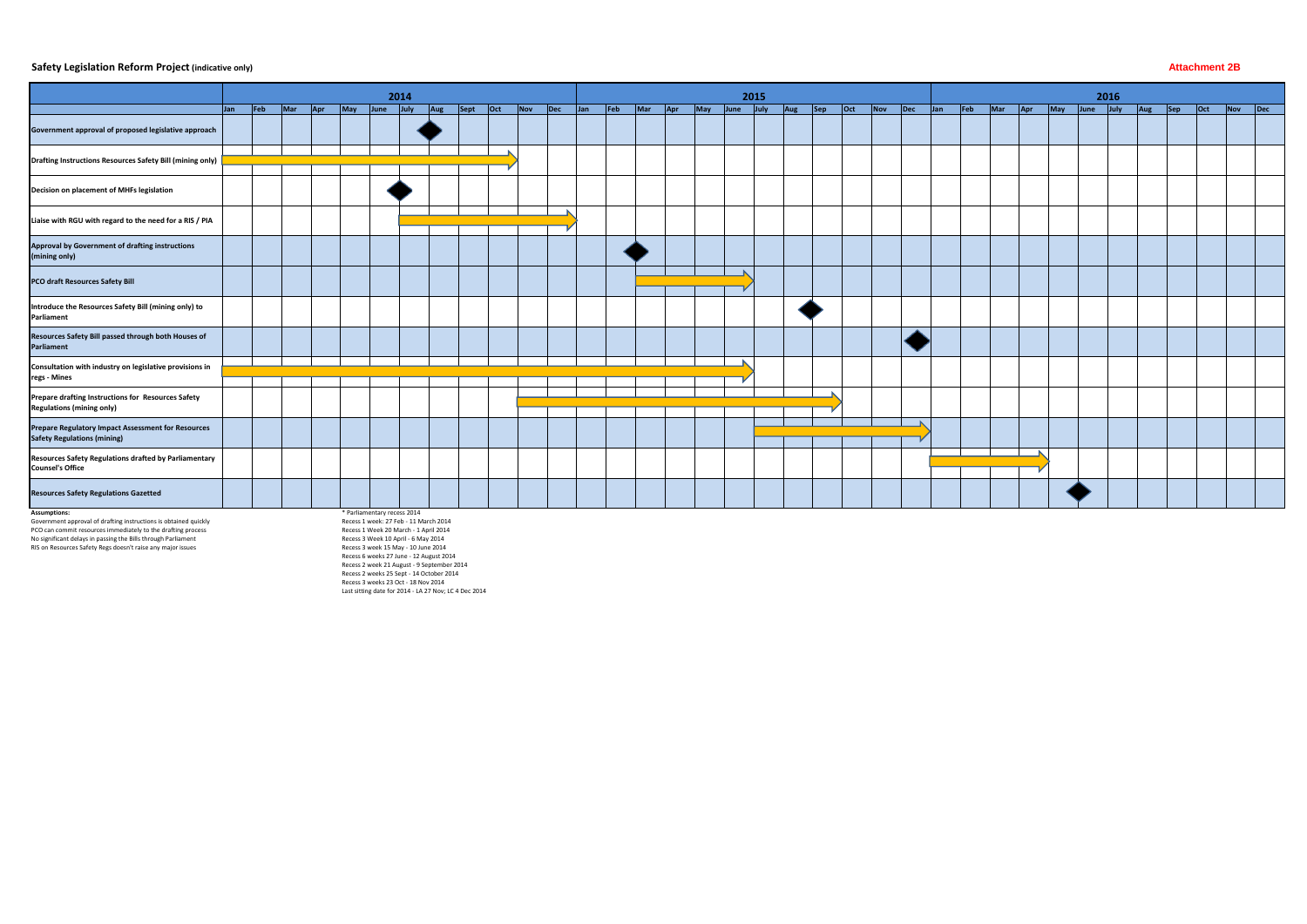## Safety Legislation Reform Project (indicative only)

**Attachment 2B**

| Task | Type | Indicative timing (per chart: 2014 – 2016) |
|---|---|---|
| Government approval of proposed legislative approach | Milestone | July/Aug 2014 |
| Drafting Instructions Resources Safety Bill (mining only) | Activity | Jan 2014 – Oct 2014 |
| Decision on placement of MHFs legislation | Milestone | June/July 2014 |
| Liaise with RGU with regard to the need for a RIS / PIA | Activity | July 2014 – Dec 2014 |
| Approval by Government of drafting instructions (mining only) | Milestone | Feb/Mar 2015 |
| PCO draft Resources Safety Bill | Activity | Mar 2015 – June 2015 |
| Introduce the Resources Safety Bill (mining only) to Parliament | Milestone | Aug/Sep 2015 |
| Resources Safety Bill passed through both Houses of Parliament | Milestone | Dec 2015 |
| Consultation with industry on legislative provisions in regs - Mines | Activity | Jan 2014 – June 2015 |
| Prepare drafting Instructions for Resources Safety Regulations (mining only) | Activity | Nov 2014 – Sep 2015 |
| Prepare Regulatory Impact Assessment for Resources Safety Regulations (mining) | Activity | July 2015 – Dec 2015 |
| Resources Safety Regulations drafted by Parliamentary Counsel's Office | Activity | Jan 2016 – Apr 2016 |
| Resources Safety Regulations Gazetted | Milestone | May/June 2016 |

**Assumptions:**

Government approval of drafting instructions is obtained quickly
PCO can commit resources immediately to the drafting process
No significant delays in passing the Bills through Parliament
RIS on Resources Safety Regs doesn't raise any major issues

\* Parliamentary recess 2014
Recess 1 week: 27 Feb - 11 March 2014
Recess 1 Week 20 March - 1 April 2014
Recess 3 Week 10 April - 6 May 2014
Recess 3 week 15 May - 10 June 2014
Recess 6 weeks 27 June - 12 August 2014
Recess 2 week 21 August - 9 September 2014
Recess 2 weeks 25 Sept - 14 October 2014
Recess 3 weeks 23 Oct - 18 Nov 2014
Last sitting date for 2014 - LA 27 Nov; LC 4 Dec 2014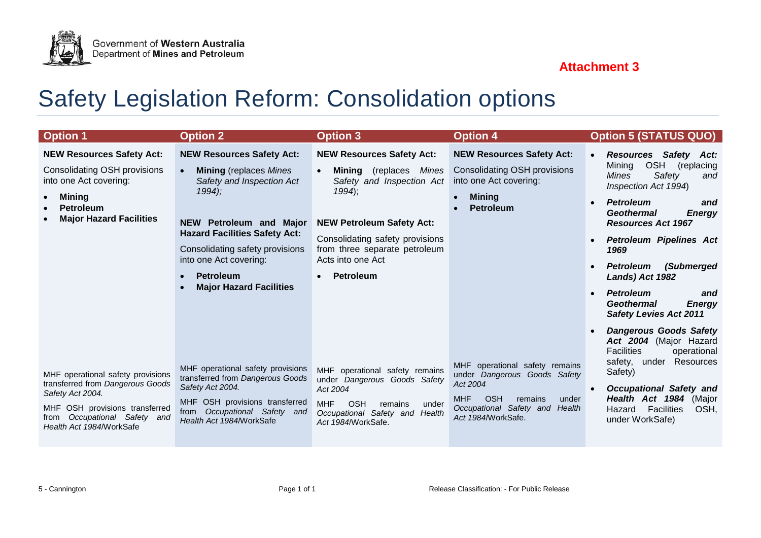Government of Western Australia
Department of Mines and Petroleum

**Attachment 3**

# Safety Legislation Reform: Consolidation options

| Option 1 | Option 2 | Option 3 | Option 4 | Option 5 (STATUS QUO) |
|---|---|---|---|---|
| **NEW Resources Safety Act:**<br><br>Consolidating OSH provisions into one Act covering:<br>• **Mining**<br>• **Petroleum**<br>• **Major Hazard Facilities** | **NEW Resources Safety Act:**<br>• **Mining** (replaces *Mines Safety and Inspection Act 1994);*<br><br>**NEW Petroleum and Major Hazard Facilities Safety Act:**<br><br>Consolidating safety provisions into one Act covering:<br>• **Petroleum**<br>• **Major Hazard Facilities** | **NEW Resources Safety Act:**<br>• **Mining** (replaces *Mines Safety and Inspection Act 1994*);<br><br>**NEW Petroleum Safety Act:**<br><br>Consolidating safety provisions from three separate petroleum Acts into one Act<br>• **Petroleum** | **NEW Resources Safety Act:**<br><br>Consolidating OSH provisions into one Act covering:<br>• **Mining**<br>• **Petroleum** | • ***Resources Safety Act:*** Mining OSH (replacing *Mines Safety and Inspection Act 1994*)<br>• ***Petroleum and Geothermal Energy Resources Act 1967***<br>• ***Petroleum Pipelines Act 1969***<br>• ***Petroleum (Submerged Lands) Act 1982***<br>• ***Petroleum and Geothermal Energy Safety Levies Act 2011***<br>• ***Dangerous Goods Safety Act 2004*** (Major Hazard Facilities operational safety, under Resources Safety)<br>• ***Occupational Safety and Health Act 1984*** (Major Hazard Facilities OSH, under WorkSafe) |
| MHF operational safety provisions transferred from *Dangerous Goods Safety Act 2004.*<br><br>MHF OSH provisions transferred from *Occupational Safety and Health Act 1984*/WorkSafe | MHF operational safety provisions transferred from *Dangerous Goods Safety Act 2004.*<br><br>MHF OSH provisions transferred from *Occupational Safety and Health Act 1984*/WorkSafe | MHF operational safety remains under *Dangerous Goods Safety Act 2004*<br><br>MHF OSH remains under *Occupational Safety and Health Act 1984*/WorkSafe. | MHF operational safety remains under *Dangerous Goods Safety Act 2004*<br><br>MHF OSH remains under *Occupational Safety and Health Act 1984*/WorkSafe. | |

5 - Cannington

Release Classification: - For Public Release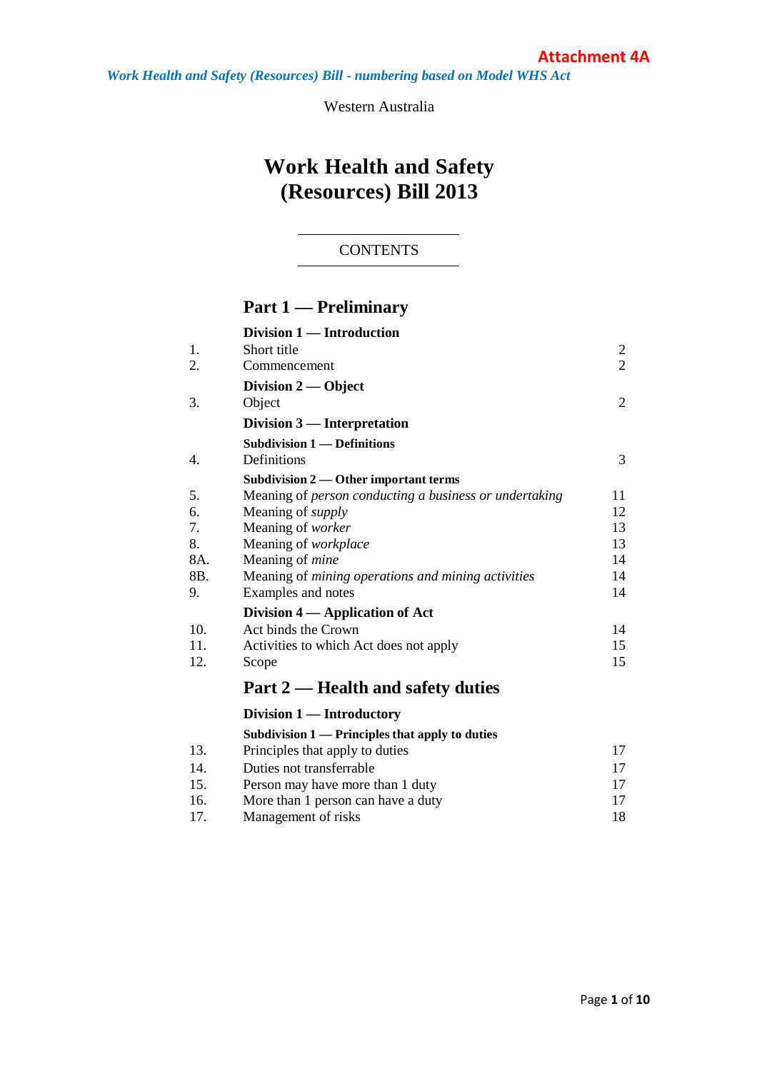Attachment 4A

*Work Health and Safety (Resources) Bill - numbering based on Model WHS Act*

Western Australia

# Work Health and Safety (Resources) Bill 2013

CONTENTS

## Part 1 — Preliminary

### Division 1 — Introduction

| | | |
|---|---|---|
| 1. | Short title | 2 |
| 2. | Commencement | 2 |

### Division 2 — Object

| | | |
|---|---|---|
| 3. | Object | 2 |

### Division 3 — Interpretation

#### Subdivision 1 — Definitions

| | | |
|---|---|---|
| 4. | Definitions | 3 |

#### Subdivision 2 — Other important terms

| | | |
|---|---|---|
| 5. | Meaning of *person conducting a business or undertaking* | 11 |
| 6. | Meaning of *supply* | 12 |
| 7. | Meaning of *worker* | 13 |
| 8. | Meaning of *workplace* | 13 |
| 8A. | Meaning of *mine* | 14 |
| 8B. | Meaning of *mining operations and mining activities* | 14 |
| 9. | Examples and notes | 14 |

### Division 4 — Application of Act

| | | |
|---|---|---|
| 10. | Act binds the Crown | 14 |
| 11. | Activities to which Act does not apply | 15 |
| 12. | Scope | 15 |

## Part 2 — Health and safety duties

### Division 1 — Introductory

#### Subdivision 1 — Principles that apply to duties

| | | |
|---|---|---|
| 13. | Principles that apply to duties | 17 |
| 14. | Duties not transferrable | 17 |
| 15. | Person may have more than 1 duty | 17 |
| 16. | More than 1 person can have a duty | 17 |
| 17. | Management of risks | 18 |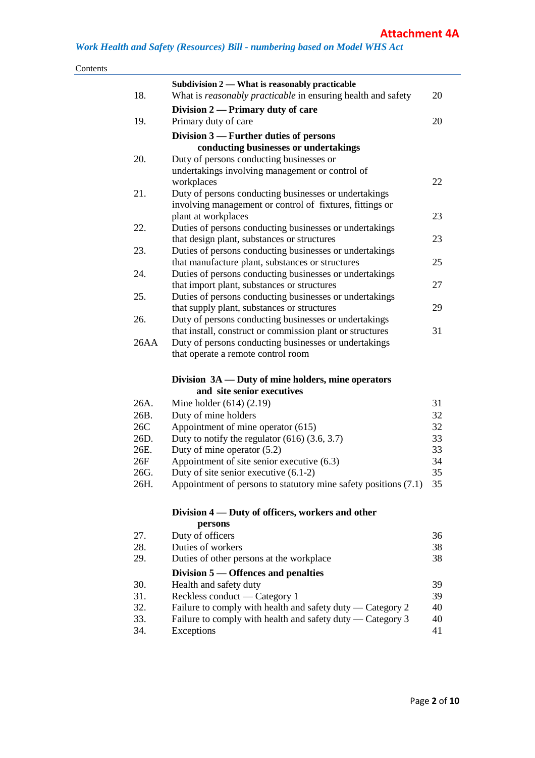**Attachment 4A**

*Work Health and Safety (Resources) Bill - numbering based on Model WHS Act*

Contents

| | | |
|---|---|---|
| | **Subdivision 2 — What is reasonably practicable** | |
| 18. | What is *reasonably practicable* in ensuring health and safety | 20 |
| | **Division 2 — Primary duty of care** | |
| 19. | Primary duty of care | 20 |
| | **Division 3 — Further duties of persons conducting businesses or undertakings** | |
| 20. | Duty of persons conducting businesses or undertakings involving management or control of workplaces | 22 |
| 21. | Duty of persons conducting businesses or undertakings involving management or control of fixtures, fittings or plant at workplaces | 23 |
| 22. | Duties of persons conducting businesses or undertakings that design plant, substances or structures | 23 |
| 23. | Duties of persons conducting businesses or undertakings that manufacture plant, substances or structures | 25 |
| 24. | Duties of persons conducting businesses or undertakings that import plant, substances or structures | 27 |
| 25. | Duties of persons conducting businesses or undertakings that supply plant, substances or structures | 29 |
| 26. | Duty of persons conducting businesses or undertakings that install, construct or commission plant or structures | 31 |
| 26AA | Duty of persons conducting businesses or undertakings that operate a remote control room | |
| | **Division 3A — Duty of mine holders, mine operators and site senior executives** | |
| 26A. | Mine holder (614) (2.19) | 31 |
| 26B. | Duty of mine holders | 32 |
| 26C | Appointment of mine operator (615) | 32 |
| 26D. | Duty to notify the regulator (616) (3.6, 3.7) | 33 |
| 26E. | Duty of mine operator (5.2) | 33 |
| 26F | Appointment of site senior executive (6.3) | 34 |
| 26G. | Duty of site senior executive (6.1-2) | 35 |
| 26H. | Appointment of persons to statutory mine safety positions (7.1) | 35 |
| | **Division 4 — Duty of officers, workers and other persons** | |
| 27. | Duty of officers | 36 |
| 28. | Duties of workers | 38 |
| 29. | Duties of other persons at the workplace | 38 |
| | **Division 5 — Offences and penalties** | |
| 30. | Health and safety duty | 39 |
| 31. | Reckless conduct — Category 1 | 39 |
| 32. | Failure to comply with health and safety duty — Category 2 | 40 |
| 33. | Failure to comply with health and safety duty — Category 3 | 40 |
| 34. | Exceptions | 41 |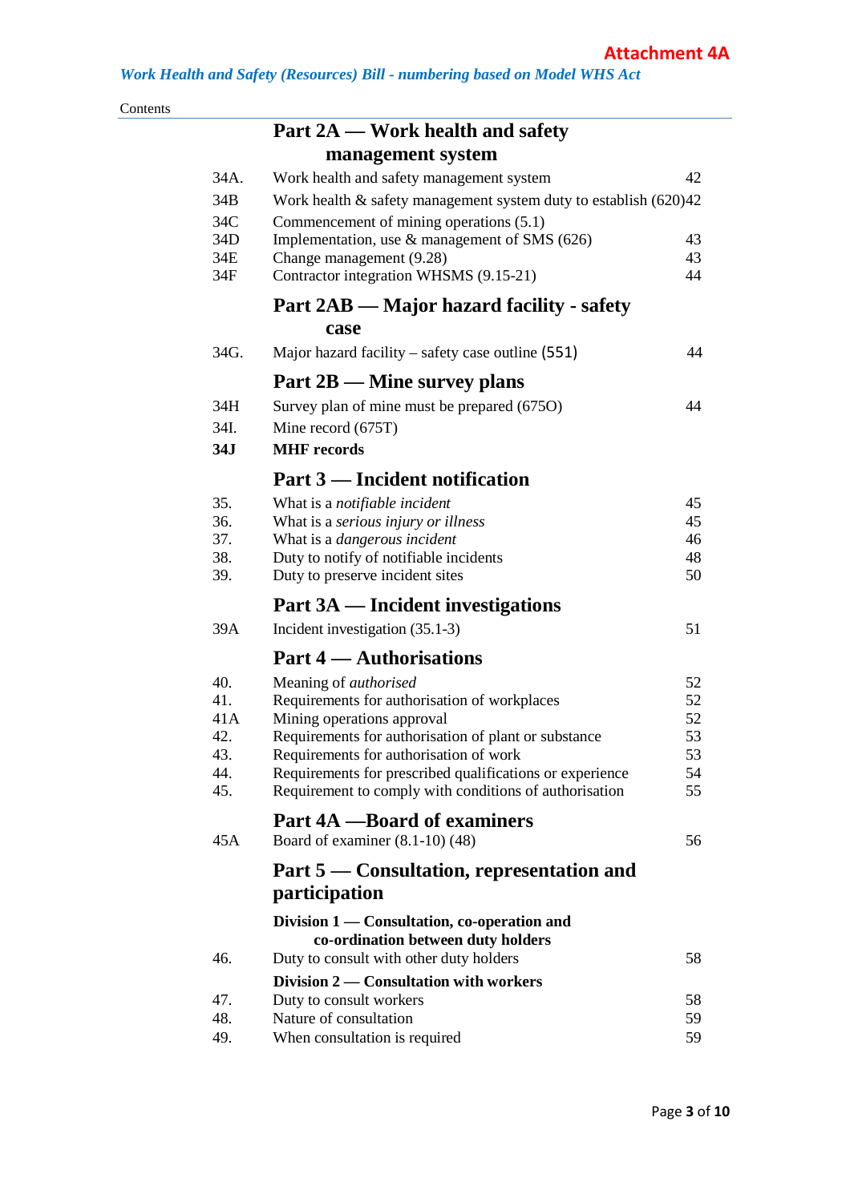Attachment 4A

*Work Health and Safety (Resources) Bill - numbering based on Model WHS Act*

Contents

## Part 2A — Work health and safety management system

| | | |
|---|---|---|
| 34A. | Work health and safety management system | 42 |
| 34B | Work health & safety management system duty to establish (620) | 42 |
| 34C | Commencement of mining operations (5.1) | |
| 34D | Implementation, use & management of SMS (626) | 43 |
| 34E | Change management (9.28) | 43 |
| 34F | Contractor integration WHSMS (9.15-21) | 44 |

## Part 2AB — Major hazard facility - safety case

| | | |
|---|---|---|
| 34G. | Major hazard facility – safety case outline (551) | 44 |

## Part 2B — Mine survey plans

| | | |
|---|---|---|
| 34H | Survey plan of mine must be prepared (675O) | 44 |
| 34I. | Mine record (675T) | |
| **34J** | **MHF records** | |

## Part 3 — Incident notification

| | | |
|---|---|---|
| 35. | What is a *notifiable incident* | 45 |
| 36. | What is a *serious injury or illness* | 45 |
| 37. | What is a *dangerous incident* | 46 |
| 38. | Duty to notify of notifiable incidents | 48 |
| 39. | Duty to preserve incident sites | 50 |

## Part 3A — Incident investigations

| | | |
|---|---|---|
| 39A | Incident investigation (35.1-3) | 51 |

## Part 4 — Authorisations

| | | |
|---|---|---|
| 40. | Meaning of *authorised* | 52 |
| 41. | Requirements for authorisation of workplaces | 52 |
| 41A | Mining operations approval | 52 |
| 42. | Requirements for authorisation of plant or substance | 53 |
| 43. | Requirements for authorisation of work | 53 |
| 44. | Requirements for prescribed qualifications or experience | 54 |
| 45. | Requirement to comply with conditions of authorisation | 55 |

## Part 4A —Board of examiners

| | | |
|---|---|---|
| 45A | Board of examiner (8.1-10) (48) | 56 |

## Part 5 — Consultation, representation and participation

### Division 1 — Consultation, co-operation and co-ordination between duty holders

| | | |
|---|---|---|
| 46. | Duty to consult with other duty holders | 58 |

### Division 2 — Consultation with workers

| | | |
|---|---|---|
| 47. | Duty to consult workers | 58 |
| 48. | Nature of consultation | 59 |
| 49. | When consultation is required | 59 |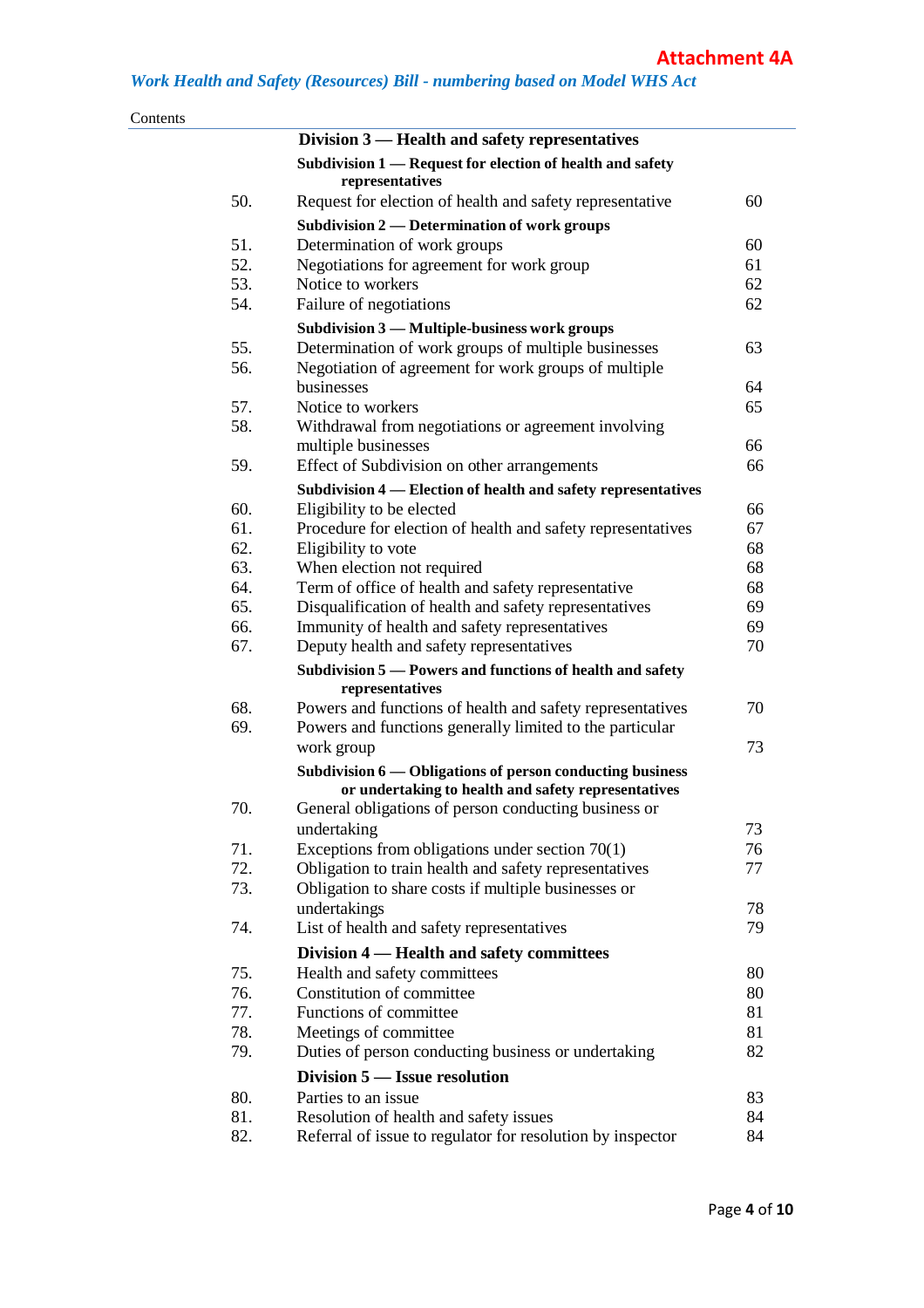**Attachment 4A**

*Work Health and Safety (Resources) Bill - numbering based on Model WHS Act*

Contents

| | | |
|---|---|---|
| | **Division 3 — Health and safety representatives** | |
| | **Subdivision 1 — Request for election of health and safety representatives** | |
| 50. | Request for election of health and safety representative | 60 |
| | **Subdivision 2 — Determination of work groups** | |
| 51. | Determination of work groups | 60 |
| 52. | Negotiations for agreement for work group | 61 |
| 53. | Notice to workers | 62 |
| 54. | Failure of negotiations | 62 |
| | **Subdivision 3 — Multiple-business work groups** | |
| 55. | Determination of work groups of multiple businesses | 63 |
| 56. | Negotiation of agreement for work groups of multiple businesses | 64 |
| 57. | Notice to workers | 65 |
| 58. | Withdrawal from negotiations or agreement involving multiple businesses | 66 |
| 59. | Effect of Subdivision on other arrangements | 66 |
| | **Subdivision 4 — Election of health and safety representatives** | |
| 60. | Eligibility to be elected | 66 |
| 61. | Procedure for election of health and safety representatives | 67 |
| 62. | Eligibility to vote | 68 |
| 63. | When election not required | 68 |
| 64. | Term of office of health and safety representative | 68 |
| 65. | Disqualification of health and safety representatives | 69 |
| 66. | Immunity of health and safety representatives | 69 |
| 67. | Deputy health and safety representatives | 70 |
| | **Subdivision 5 — Powers and functions of health and safety representatives** | |
| 68. | Powers and functions of health and safety representatives | 70 |
| 69. | Powers and functions generally limited to the particular work group | 73 |
| | **Subdivision 6 — Obligations of person conducting business or undertaking to health and safety representatives** | |
| 70. | General obligations of person conducting business or undertaking | 73 |
| 71. | Exceptions from obligations under section 70(1) | 76 |
| 72. | Obligation to train health and safety representatives | 77 |
| 73. | Obligation to share costs if multiple businesses or undertakings | 78 |
| 74. | List of health and safety representatives | 79 |
| | **Division 4 — Health and safety committees** | |
| 75. | Health and safety committees | 80 |
| 76. | Constitution of committee | 80 |
| 77. | Functions of committee | 81 |
| 78. | Meetings of committee | 81 |
| 79. | Duties of person conducting business or undertaking | 82 |
| | **Division 5 — Issue resolution** | |
| 80. | Parties to an issue | 83 |
| 81. | Resolution of health and safety issues | 84 |
| 82. | Referral of issue to regulator for resolution by inspector | 84 |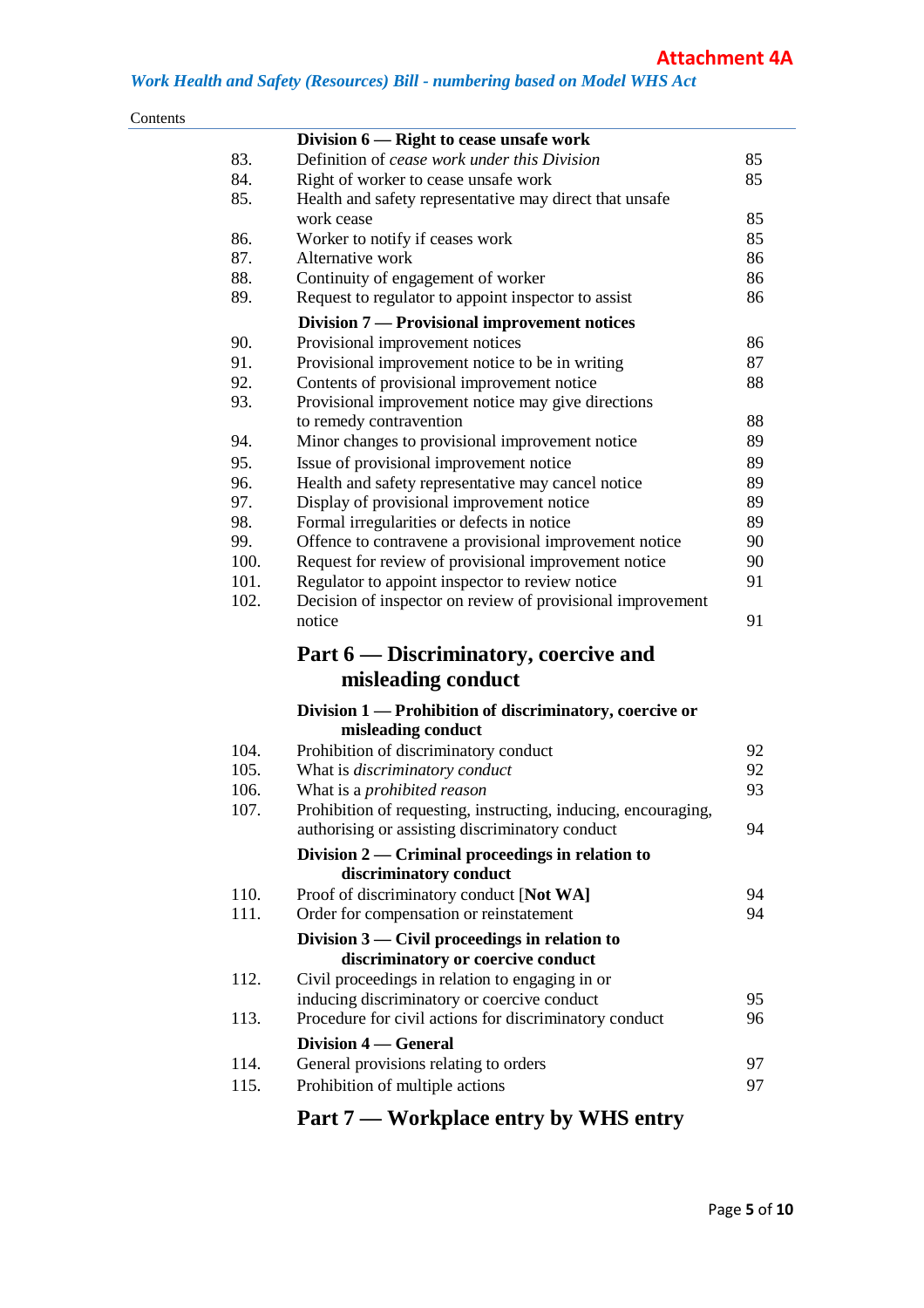**Attachment 4A**

*Work Health and Safety (Resources) Bill - numbering based on Model WHS Act*

Contents

| | | |
|---|---|---|
| | **Division 6 — Right to cease unsafe work** | |
| 83. | Definition of *cease work under this Division* | 85 |
| 84. | Right of worker to cease unsafe work | 85 |
| 85. | Health and safety representative may direct that unsafe work cease | 85 |
| 86. | Worker to notify if ceases work | 85 |
| 87. | Alternative work | 86 |
| 88. | Continuity of engagement of worker | 86 |
| 89. | Request to regulator to appoint inspector to assist | 86 |
| | **Division 7 — Provisional improvement notices** | |
| 90. | Provisional improvement notices | 86 |
| 91. | Provisional improvement notice to be in writing | 87 |
| 92. | Contents of provisional improvement notice | 88 |
| 93. | Provisional improvement notice may give directions to remedy contravention | 88 |
| 94. | Minor changes to provisional improvement notice | 89 |
| 95. | Issue of provisional improvement notice | 89 |
| 96. | Health and safety representative may cancel notice | 89 |
| 97. | Display of provisional improvement notice | 89 |
| 98. | Formal irregularities or defects in notice | 89 |
| 99. | Offence to contravene a provisional improvement notice | 90 |
| 100. | Request for review of provisional improvement notice | 90 |
| 101. | Regulator to appoint inspector to review notice | 91 |
| 102. | Decision of inspector on review of provisional improvement notice | 91 |

## Part 6 — Discriminatory, coercive and misleading conduct

| | | |
|---|---|---|
| | **Division 1 — Prohibition of discriminatory, coercive or misleading conduct** | |
| 104. | Prohibition of discriminatory conduct | 92 |
| 105. | What is *discriminatory conduct* | 92 |
| 106. | What is a *prohibited reason* | 93 |
| 107. | Prohibition of requesting, instructing, inducing, encouraging, authorising or assisting discriminatory conduct | 94 |
| | **Division 2 — Criminal proceedings in relation to discriminatory conduct** | |
| 110. | Proof of discriminatory conduct [**Not WA]** | 94 |
| 111. | Order for compensation or reinstatement | 94 |
| | **Division 3 — Civil proceedings in relation to discriminatory or coercive conduct** | |
| 112. | Civil proceedings in relation to engaging in or inducing discriminatory or coercive conduct | 95 |
| 113. | Procedure for civil actions for discriminatory conduct | 96 |
| | **Division 4 — General** | |
| 114. | General provisions relating to orders | 97 |
| 115. | Prohibition of multiple actions | 97 |

## Part 7 — Workplace entry by WHS entry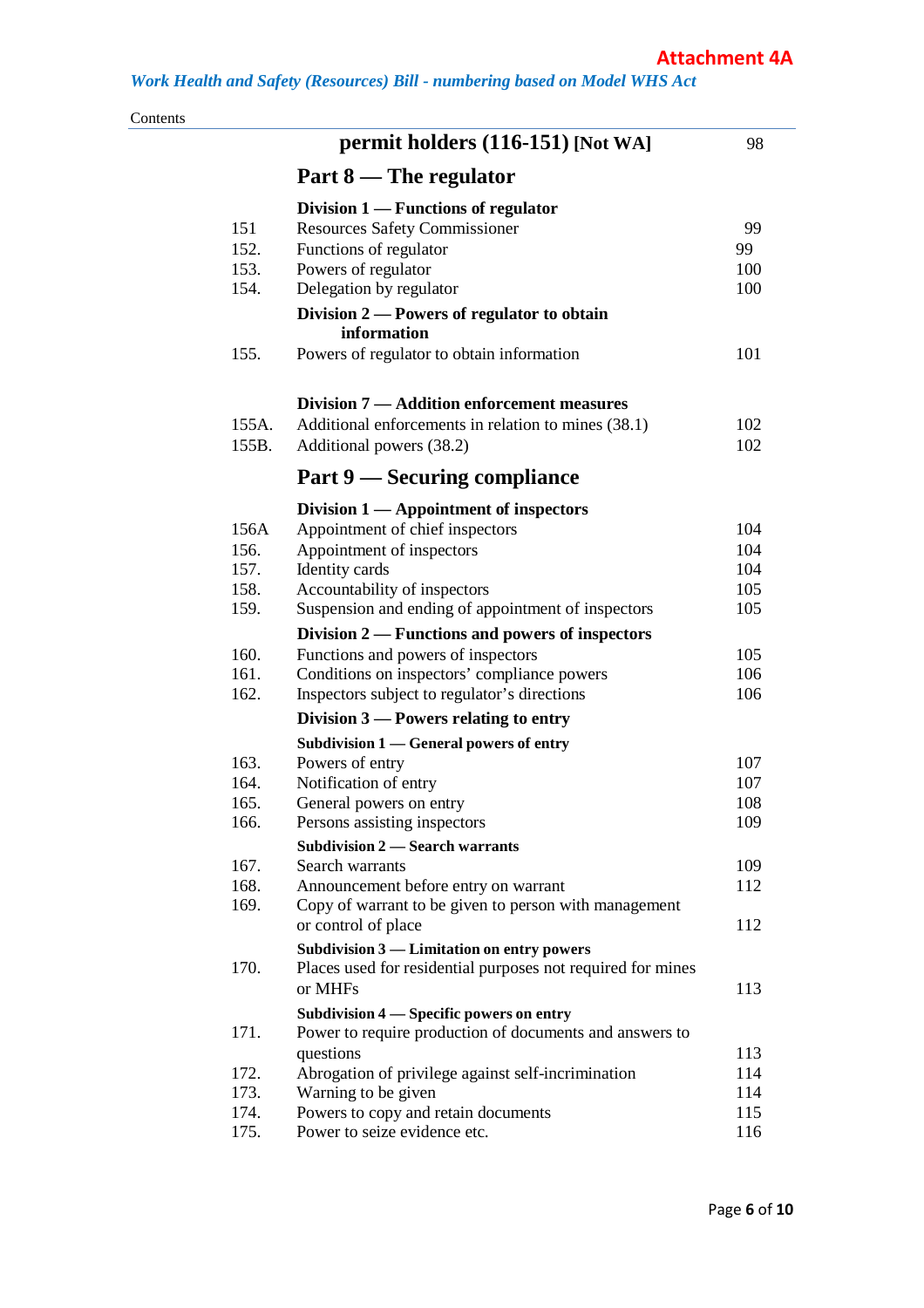**Attachment 4A**

*Work Health and Safety (Resources) Bill - numbering based on Model WHS Act*

Contents

| | | |
|---|---|---|
| | **permit holders (116-151) [Not WA]** | 98 |
| | **Part 8 — The regulator** | |
| | **Division 1 — Functions of regulator** | |
| 151 | Resources Safety Commissioner | 99 |
| 152. | Functions of regulator | 99 |
| 153. | Powers of regulator | 100 |
| 154. | Delegation by regulator | 100 |
| | **Division 2 — Powers of regulator to obtain information** | |
| 155. | Powers of regulator to obtain information | 101 |
| | **Division 7 — Addition enforcement measures** | |
| 155A. | Additional enforcements in relation to mines (38.1) | 102 |
| 155B. | Additional powers (38.2) | 102 |
| | **Part 9 — Securing compliance** | |
| | **Division 1 — Appointment of inspectors** | |
| 156A | Appointment of chief inspectors | 104 |
| 156. | Appointment of inspectors | 104 |
| 157. | Identity cards | 104 |
| 158. | Accountability of inspectors | 105 |
| 159. | Suspension and ending of appointment of inspectors | 105 |
| | **Division 2 — Functions and powers of inspectors** | |
| 160. | Functions and powers of inspectors | 105 |
| 161. | Conditions on inspectors' compliance powers | 106 |
| 162. | Inspectors subject to regulator's directions | 106 |
| | **Division 3 — Powers relating to entry** | |
| | **Subdivision 1 — General powers of entry** | |
| 163. | Powers of entry | 107 |
| 164. | Notification of entry | 107 |
| 165. | General powers on entry | 108 |
| 166. | Persons assisting inspectors | 109 |
| | **Subdivision 2 — Search warrants** | |
| 167. | Search warrants | 109 |
| 168. | Announcement before entry on warrant | 112 |
| 169. | Copy of warrant to be given to person with management or control of place | 112 |
| | **Subdivision 3 — Limitation on entry powers** | |
| 170. | Places used for residential purposes not required for mines or MHFs | 113 |
| | **Subdivision 4 — Specific powers on entry** | |
| 171. | Power to require production of documents and answers to questions | 113 |
| 172. | Abrogation of privilege against self-incrimination | 114 |
| 173. | Warning to be given | 114 |
| 174. | Powers to copy and retain documents | 115 |
| 175. | Power to seize evidence etc. | 116 |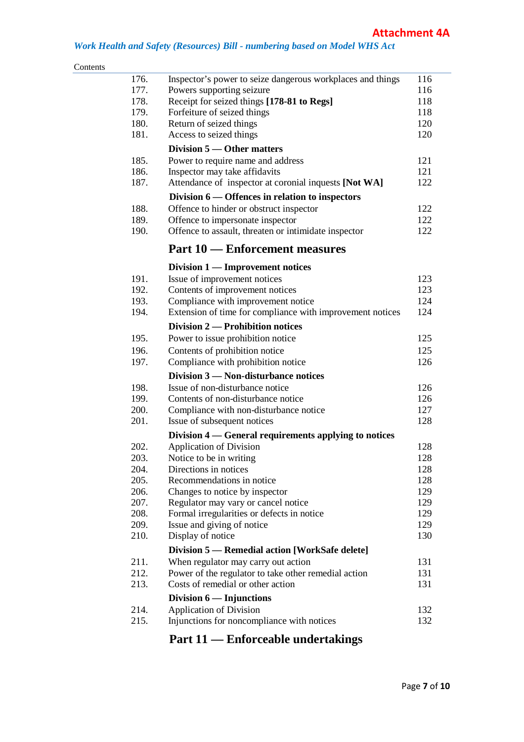**Attachment 4A**

*Work Health and Safety (Resources) Bill - numbering based on Model WHS Act*

Contents

| | | |
|---|---|---|
| 176. | Inspector's power to seize dangerous workplaces and things | 116 |
| 177. | Powers supporting seizure | 116 |
| 178. | Receipt for seized things **[178-81 to Regs]** | 118 |
| 179. | Forfeiture of seized things | 118 |
| 180. | Return of seized things | 120 |
| 181. | Access to seized things | 120 |
| | **Division 5 — Other matters** | |
| 185. | Power to require name and address | 121 |
| 186. | Inspector may take affidavits | 121 |
| 187. | Attendance of inspector at coronial inquests **[Not WA]** | 122 |
| | **Division 6 — Offences in relation to inspectors** | |
| 188. | Offence to hinder or obstruct inspector | 122 |
| 189. | Offence to impersonate inspector | 122 |
| 190. | Offence to assault, threaten or intimidate inspector | 122 |

## Part 10 — Enforcement measures

| | | |
|---|---|---|
| | **Division 1 — Improvement notices** | |
| 191. | Issue of improvement notices | 123 |
| 192. | Contents of improvement notices | 123 |
| 193. | Compliance with improvement notice | 124 |
| 194. | Extension of time for compliance with improvement notices | 124 |
| | **Division 2 — Prohibition notices** | |
| 195. | Power to issue prohibition notice | 125 |
| 196. | Contents of prohibition notice | 125 |
| 197. | Compliance with prohibition notice | 126 |
| | **Division 3 — Non-disturbance notices** | |
| 198. | Issue of non-disturbance notice | 126 |
| 199. | Contents of non-disturbance notice | 126 |
| 200. | Compliance with non-disturbance notice | 127 |
| 201. | Issue of subsequent notices | 128 |
| | **Division 4 — General requirements applying to notices** | |
| 202. | Application of Division | 128 |
| 203. | Notice to be in writing | 128 |
| 204. | Directions in notices | 128 |
| 205. | Recommendations in notice | 128 |
| 206. | Changes to notice by inspector | 129 |
| 207. | Regulator may vary or cancel notice | 129 |
| 208. | Formal irregularities or defects in notice | 129 |
| 209. | Issue and giving of notice | 129 |
| 210. | Display of notice | 130 |
| | **Division 5 — Remedial action [WorkSafe delete]** | |
| 211. | When regulator may carry out action | 131 |
| 212. | Power of the regulator to take other remedial action | 131 |
| 213. | Costs of remedial or other action | 131 |
| | **Division 6 — Injunctions** | |
| 214. | Application of Division | 132 |
| 215. | Injunctions for noncompliance with notices | 132 |

## Part 11 — Enforceable undertakings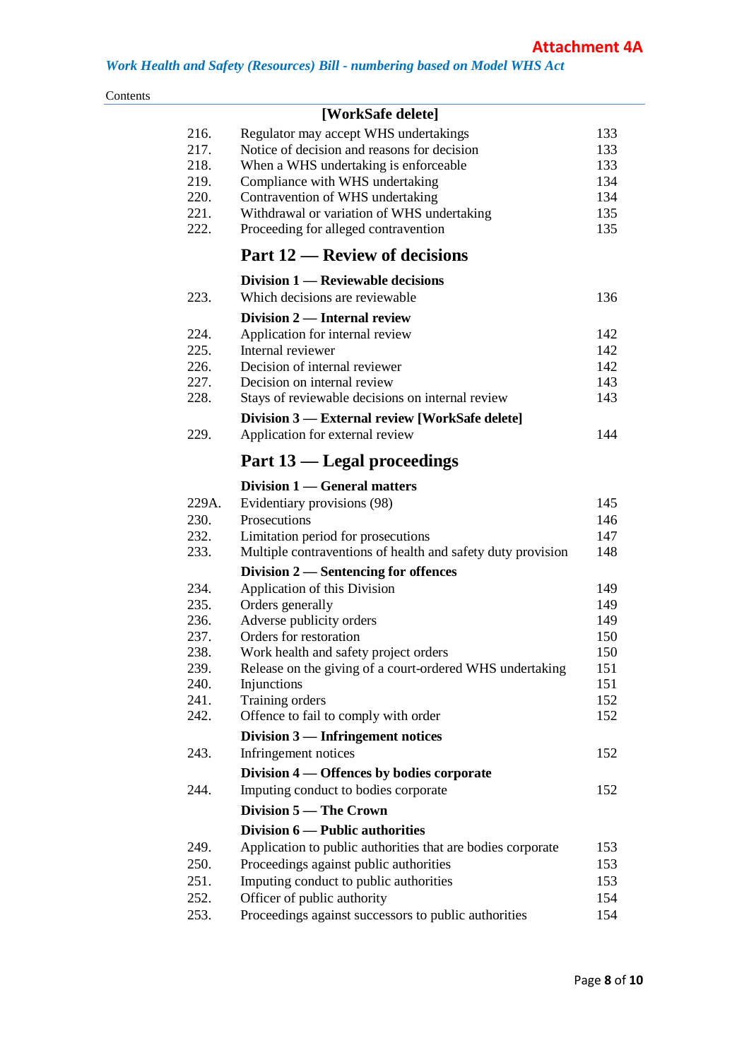Attachment 4A

*Work Health and Safety (Resources) Bill - numbering based on Model WHS Act*

Contents

**[WorkSafe delete]**

| | | |
|---|---|---|
| 216. | Regulator may accept WHS undertakings | 133 |
| 217. | Notice of decision and reasons for decision | 133 |
| 218. | When a WHS undertaking is enforceable | 133 |
| 219. | Compliance with WHS undertaking | 134 |
| 220. | Contravention of WHS undertaking | 134 |
| 221. | Withdrawal or variation of WHS undertaking | 135 |
| 222. | Proceeding for alleged contravention | 135 |

## Part 12 — Review of decisions

**Division 1 — Reviewable decisions**

| | | |
|---|---|---|
| 223. | Which decisions are reviewable | 136 |

**Division 2 — Internal review**

| | | |
|---|---|---|
| 224. | Application for internal review | 142 |
| 225. | Internal reviewer | 142 |
| 226. | Decision of internal reviewer | 142 |
| 227. | Decision on internal review | 143 |
| 228. | Stays of reviewable decisions on internal review | 143 |

**Division 3 — External review [WorkSafe delete]**

| | | |
|---|---|---|
| 229. | Application for external review | 144 |

## Part 13 — Legal proceedings

**Division 1 — General matters**

| | | |
|---|---|---|
| 229A. | Evidentiary provisions (98) | 145 |
| 230. | Prosecutions | 146 |
| 232. | Limitation period for prosecutions | 147 |
| 233. | Multiple contraventions of health and safety duty provision | 148 |

**Division 2 — Sentencing for offences**

| | | |
|---|---|---|
| 234. | Application of this Division | 149 |
| 235. | Orders generally | 149 |
| 236. | Adverse publicity orders | 149 |
| 237. | Orders for restoration | 150 |
| 238. | Work health and safety project orders | 150 |
| 239. | Release on the giving of a court-ordered WHS undertaking | 151 |
| 240. | Injunctions | 151 |
| 241. | Training orders | 152 |
| 242. | Offence to fail to comply with order | 152 |

**Division 3 — Infringement notices**

| | | |
|---|---|---|
| 243. | Infringement notices | 152 |

**Division 4 — Offences by bodies corporate**

| | | |
|---|---|---|
| 244. | Imputing conduct to bodies corporate | 152 |

**Division 5 — The Crown**

**Division 6 — Public authorities**

| | | |
|---|---|---|
| 249. | Application to public authorities that are bodies corporate | 153 |
| 250. | Proceedings against public authorities | 153 |
| 251. | Imputing conduct to public authorities | 153 |
| 252. | Officer of public authority | 154 |
| 253. | Proceedings against successors to public authorities | 154 |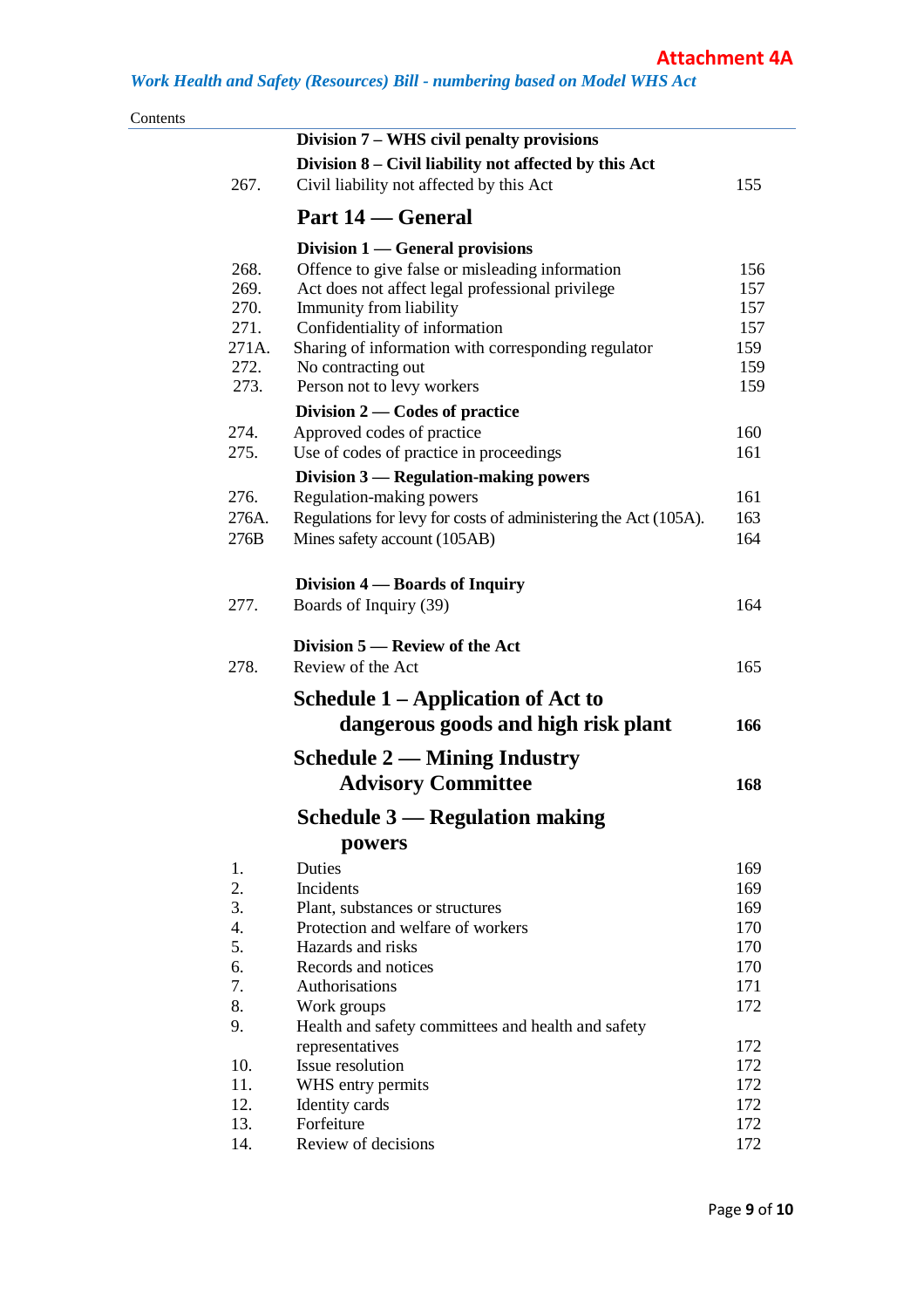Attachment 4A

*Work Health and Safety (Resources) Bill - numbering based on Model WHS Act*

Contents

| | | |
|---|---|---|
| | **Division 7 – WHS civil penalty provisions** | |
| | **Division 8 – Civil liability not affected by this Act** | |
| 267. | Civil liability not affected by this Act | 155 |
| | **Part 14 — General** | |
| | **Division 1 — General provisions** | |
| 268. | Offence to give false or misleading information | 156 |
| 269. | Act does not affect legal professional privilege | 157 |
| 270. | Immunity from liability | 157 |
| 271. | Confidentiality of information | 157 |
| 271A. | Sharing of information with corresponding regulator | 159 |
| 272. | No contracting out | 159 |
| 273. | Person not to levy workers | 159 |
| | **Division 2 — Codes of practice** | |
| 274. | Approved codes of practice | 160 |
| 275. | Use of codes of practice in proceedings | 161 |
| | **Division 3 — Regulation-making powers** | |
| 276. | Regulation-making powers | 161 |
| 276A. | Regulations for levy for costs of administering the Act (105A). | 163 |
| 276B | Mines safety account (105AB) | 164 |
| | **Division 4 — Boards of Inquiry** | |
| 277. | Boards of Inquiry (39) | 164 |
| | **Division 5 — Review of the Act** | |
| 278. | Review of the Act | 165 |
| | **Schedule 1 – Application of Act to dangerous goods and high risk plant** | **166** |
| | **Schedule 2 — Mining Industry Advisory Committee** | **168** |
| | **Schedule 3 — Regulation making powers** | |
| 1. | Duties | 169 |
| 2. | Incidents | 169 |
| 3. | Plant, substances or structures | 169 |
| 4. | Protection and welfare of workers | 170 |
| 5. | Hazards and risks | 170 |
| 6. | Records and notices | 170 |
| 7. | Authorisations | 171 |
| 8. | Work groups | 172 |
| 9. | Health and safety committees and health and safety representatives | 172 |
| 10. | Issue resolution | 172 |
| 11. | WHS entry permits | 172 |
| 12. | Identity cards | 172 |
| 13. | Forfeiture | 172 |
| 14. | Review of decisions | 172 |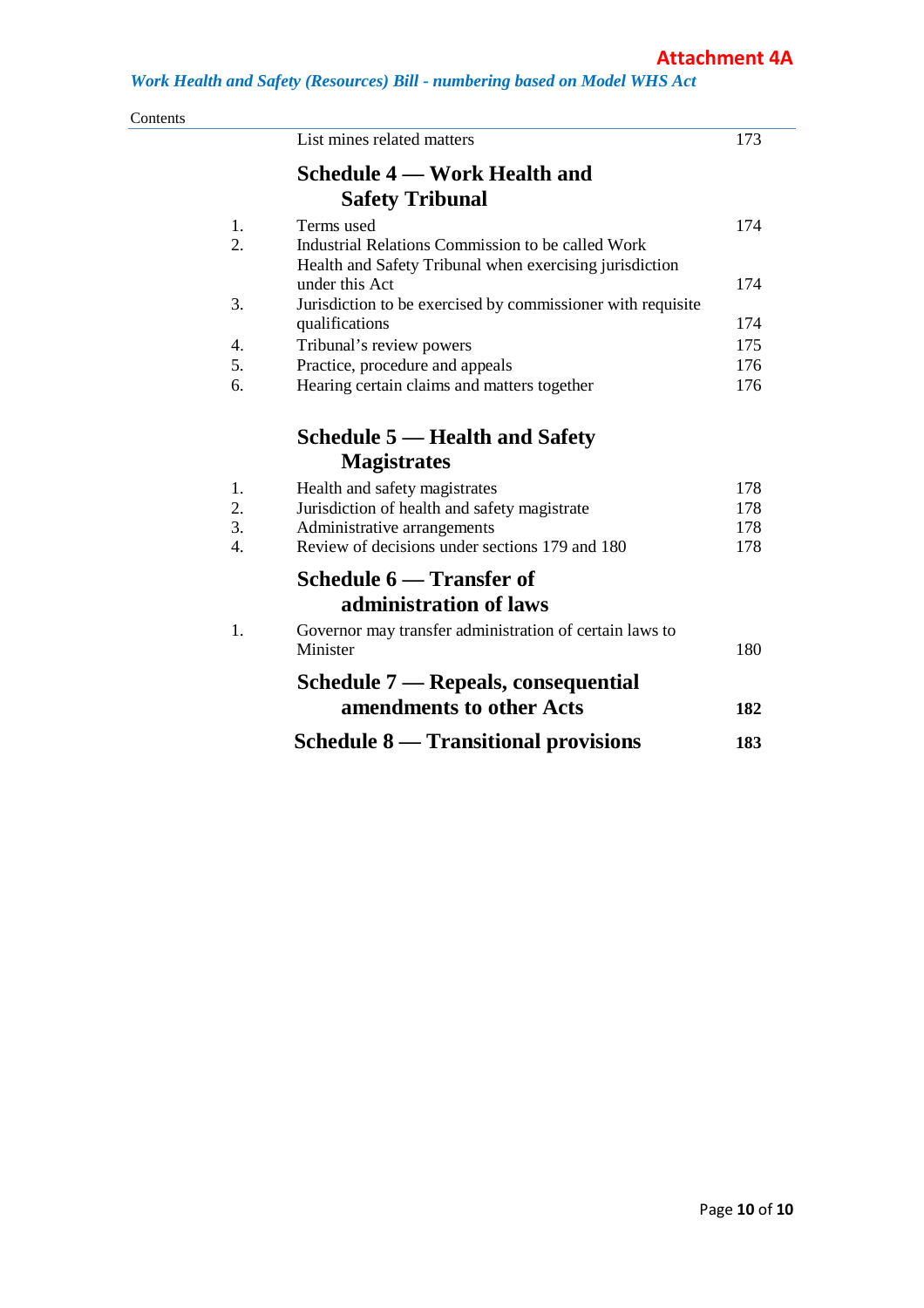| | | |
|---|---|---|
| | List mines related matters | 173 |
| | **Schedule 4 — Work Health and Safety Tribunal** | |
| 1. | Terms used | 174 |
| 2. | Industrial Relations Commission to be called Work Health and Safety Tribunal when exercising jurisdiction under this Act | 174 |
| 3. | Jurisdiction to be exercised by commissioner with requisite qualifications | 174 |
| 4. | Tribunal's review powers | 175 |
| 5. | Practice, procedure and appeals | 176 |
| 6. | Hearing certain claims and matters together | 176 |
| | **Schedule 5 — Health and Safety Magistrates** | |
| 1. | Health and safety magistrates | 178 |
| 2. | Jurisdiction of health and safety magistrate | 178 |
| 3. | Administrative arrangements | 178 |
| 4. | Review of decisions under sections 179 and 180 | 178 |
| | **Schedule 6 — Transfer of administration of laws** | |
| 1. | Governor may transfer administration of certain laws to Minister | 180 |
| | **Schedule 7 — Repeals, consequential amendments to other Acts** | **182** |
| | **Schedule 8 — Transitional provisions** | **183** |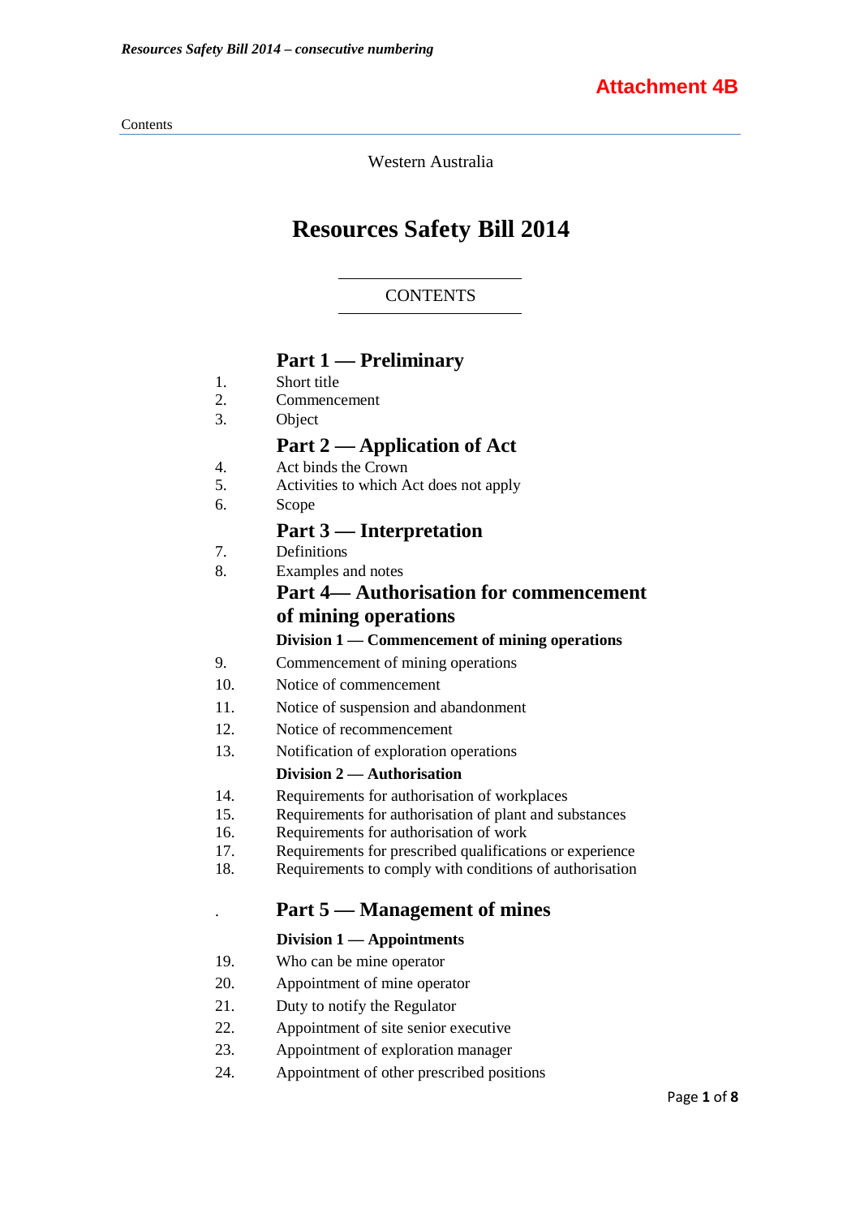Attachment 4B

Western Australia

# Resources Safety Bill 2014

CONTENTS

## Part 1 — Preliminary

1. Short title
2. Commencement
3. Object

## Part 2 — Application of Act

4. Act binds the Crown
5. Activities to which Act does not apply
6. Scope

## Part 3 — Interpretation

7. Definitions
8. Examples and notes

## Part 4— Authorisation for commencement of mining operations

### Division 1 — Commencement of mining operations

9. Commencement of mining operations
10. Notice of commencement
11. Notice of suspension and abandonment
12. Notice of recommencement
13. Notification of exploration operations

### Division 2 — Authorisation

14. Requirements for authorisation of workplaces
15. Requirements for authorisation of plant and substances
16. Requirements for authorisation of work
17. Requirements for prescribed qualifications or experience
18. Requirements to comply with conditions of authorisation

## Part 5 — Management of mines

### Division 1 — Appointments

19. Who can be mine operator
20. Appointment of mine operator
21. Duty to notify the Regulator
22. Appointment of site senior executive
23. Appointment of exploration manager
24. Appointment of other prescribed positions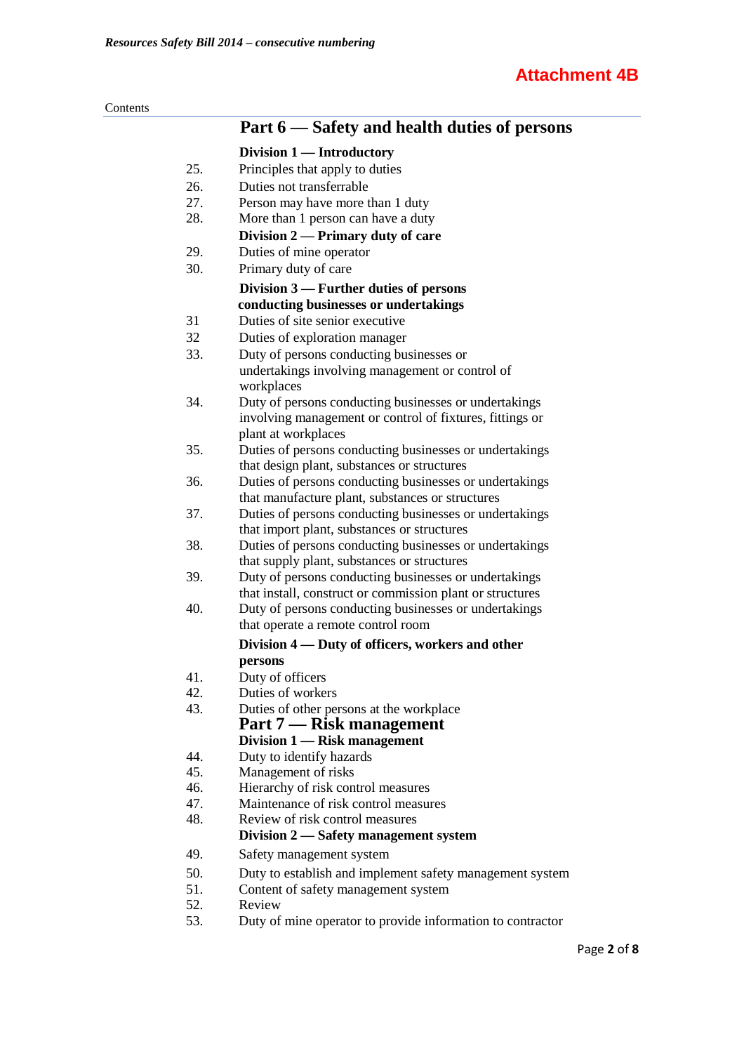**Attachment 4B**

Contents

## Part 6 — Safety and health duties of persons

### Division 1 — Introductory

25. Principles that apply to duties
26. Duties not transferrable
27. Person may have more than 1 duty
28. More than 1 person can have a duty

### Division 2 — Primary duty of care

29. Duties of mine operator
30. Primary duty of care

### Division 3 — Further duties of persons conducting businesses or undertakings

31 Duties of site senior executive

32 Duties of exploration manager

33. Duty of persons conducting businesses or undertakings involving management or control of workplaces
34. Duty of persons conducting businesses or undertakings involving management or control of fixtures, fittings or plant at workplaces
35. Duties of persons conducting businesses or undertakings that design plant, substances or structures
36. Duties of persons conducting businesses or undertakings that manufacture plant, substances or structures
37. Duties of persons conducting businesses or undertakings that import plant, substances or structures
38. Duties of persons conducting businesses or undertakings that supply plant, substances or structures
39. Duty of persons conducting businesses or undertakings that install, construct or commission plant or structures
40. Duty of persons conducting businesses or undertakings that operate a remote control room

### Division 4 — Duty of officers, workers and other persons

41. Duty of officers
42. Duties of workers
43. Duties of other persons at the workplace

## Part 7 — Risk management

### Division 1 — Risk management

44. Duty to identify hazards
45. Management of risks
46. Hierarchy of risk control measures
47. Maintenance of risk control measures
48. Review of risk control measures

### Division 2 — Safety management system

49. Safety management system
50. Duty to establish and implement safety management system
51. Content of safety management system
52. Review
53. Duty of mine operator to provide information to contractor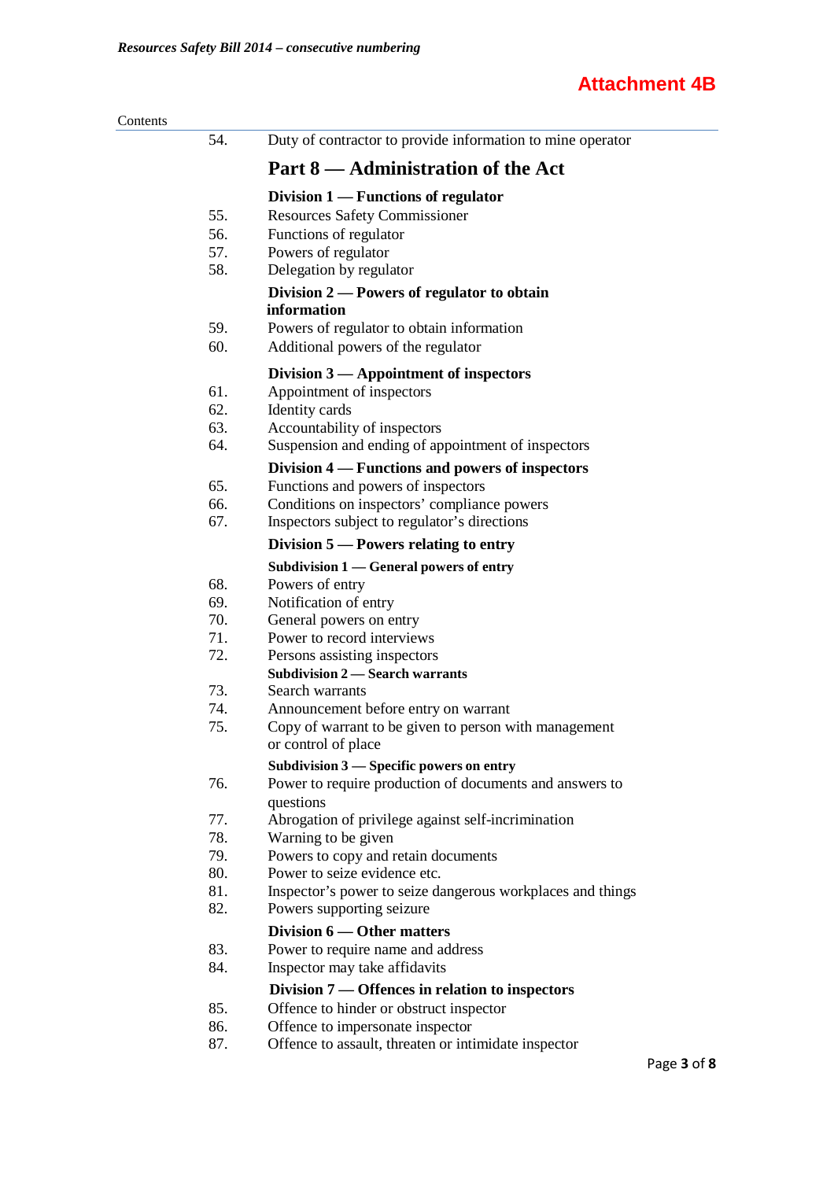**Attachment 4B**

Contents

54. Duty of contractor to provide information to mine operator

## Part 8 — Administration of the Act

### Division 1 — Functions of regulator

55. Resources Safety Commissioner
56. Functions of regulator
57. Powers of regulator
58. Delegation by regulator

### Division 2 — Powers of regulator to obtain information

59. Powers of regulator to obtain information
60. Additional powers of the regulator

### Division 3 — Appointment of inspectors

61. Appointment of inspectors
62. Identity cards
63. Accountability of inspectors
64. Suspension and ending of appointment of inspectors

### Division 4 — Functions and powers of inspectors

65. Functions and powers of inspectors
66. Conditions on inspectors' compliance powers
67. Inspectors subject to regulator's directions

### Division 5 — Powers relating to entry

#### Subdivision 1 — General powers of entry

68. Powers of entry
69. Notification of entry
70. General powers on entry
71. Power to record interviews
72. Persons assisting inspectors

#### Subdivision 2 — Search warrants

73. Search warrants
74. Announcement before entry on warrant
75. Copy of warrant to be given to person with management or control of place

#### Subdivision 3 — Specific powers on entry

76. Power to require production of documents and answers to questions
77. Abrogation of privilege against self-incrimination
78. Warning to be given
79. Powers to copy and retain documents
80. Power to seize evidence etc.
81. Inspector's power to seize dangerous workplaces and things
82. Powers supporting seizure

### Division 6 — Other matters

83. Power to require name and address
84. Inspector may take affidavits

### Division 7 — Offences in relation to inspectors

85. Offence to hinder or obstruct inspector
86. Offence to impersonate inspector
87. Offence to assault, threaten or intimidate inspector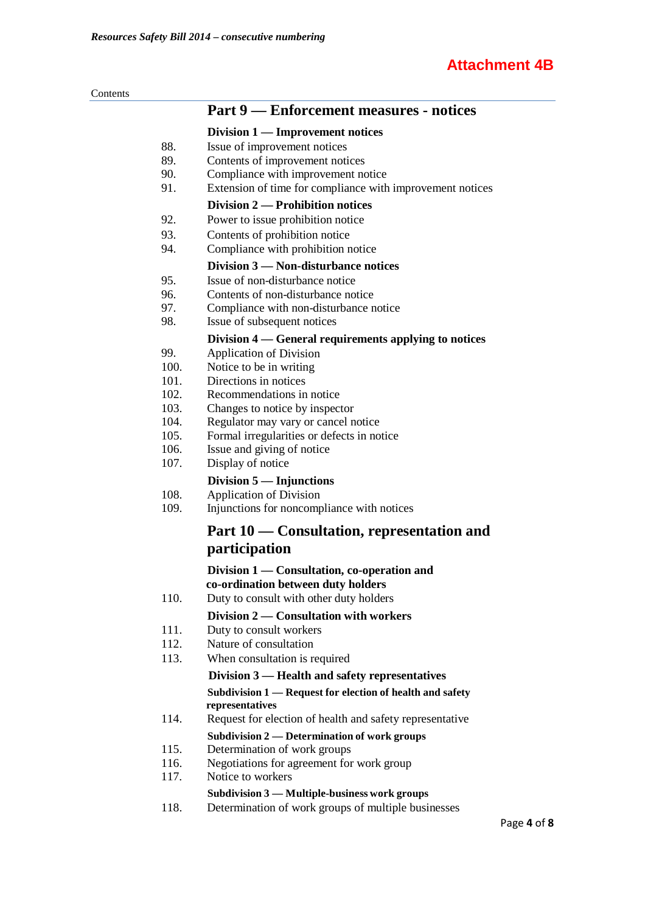**Attachment 4B**

Contents

## Part 9 — Enforcement measures - notices

### Division 1 — Improvement notices

88. Issue of improvement notices
89. Contents of improvement notices
90. Compliance with improvement notice
91. Extension of time for compliance with improvement notices

### Division 2 — Prohibition notices

92. Power to issue prohibition notice
93. Contents of prohibition notice
94. Compliance with prohibition notice

### Division 3 — Non-disturbance notices

95. Issue of non-disturbance notice
96. Contents of non-disturbance notice
97. Compliance with non-disturbance notice
98. Issue of subsequent notices

### Division 4 — General requirements applying to notices

99. Application of Division
100. Notice to be in writing
101. Directions in notices
102. Recommendations in notice
103. Changes to notice by inspector
104. Regulator may vary or cancel notice
105. Formal irregularities or defects in notice
106. Issue and giving of notice
107. Display of notice

### Division 5 — Injunctions

108. Application of Division
109. Injunctions for noncompliance with notices

## Part 10 — Consultation, representation and participation

### Division 1 — Consultation, co-operation and co-ordination between duty holders

110. Duty to consult with other duty holders

### Division 2 — Consultation with workers

111. Duty to consult workers
112. Nature of consultation
113. When consultation is required

### Division 3 — Health and safety representatives

#### Subdivision 1 — Request for election of health and safety representatives

114. Request for election of health and safety representative

#### Subdivision 2 — Determination of work groups

115. Determination of work groups
116. Negotiations for agreement for work group
117. Notice to workers

#### Subdivision 3 — Multiple-business work groups

118. Determination of work groups of multiple businesses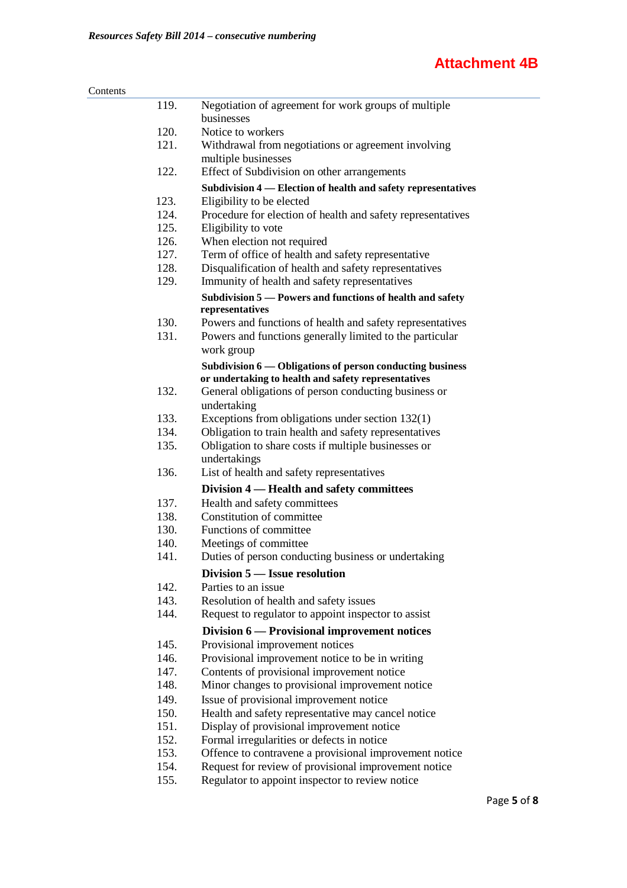**Attachment 4B**

Contents

| | |
|---|---|
| 119. | Negotiation of agreement for work groups of multiple businesses |
| 120. | Notice to workers |
| 121. | Withdrawal from negotiations or agreement involving multiple businesses |
| 122. | Effect of Subdivision on other arrangements |
| | **Subdivision 4 — Election of health and safety representatives** |
| 123. | Eligibility to be elected |
| 124. | Procedure for election of health and safety representatives |
| 125. | Eligibility to vote |
| 126. | When election not required |
| 127. | Term of office of health and safety representative |
| 128. | Disqualification of health and safety representatives |
| 129. | Immunity of health and safety representatives |
| | **Subdivision 5 — Powers and functions of health and safety representatives** |
| 130. | Powers and functions of health and safety representatives |
| 131. | Powers and functions generally limited to the particular work group |
| | **Subdivision 6 — Obligations of person conducting business or undertaking to health and safety representatives** |
| 132. | General obligations of person conducting business or undertaking |
| 133. | Exceptions from obligations under section 132(1) |
| 134. | Obligation to train health and safety representatives |
| 135. | Obligation to share costs if multiple businesses or undertakings |
| 136. | List of health and safety representatives |
| | **Division 4 — Health and safety committees** |
| 137. | Health and safety committees |
| 138. | Constitution of committee |
| 130. | Functions of committee |
| 140. | Meetings of committee |
| 141. | Duties of person conducting business or undertaking |
| | **Division 5 — Issue resolution** |
| 142. | Parties to an issue |
| 143. | Resolution of health and safety issues |
| 144. | Request to regulator to appoint inspector to assist |
| | **Division 6 — Provisional improvement notices** |
| 145. | Provisional improvement notices |
| 146. | Provisional improvement notice to be in writing |
| 147. | Contents of provisional improvement notice |
| 148. | Minor changes to provisional improvement notice |
| 149. | Issue of provisional improvement notice |
| 150. | Health and safety representative may cancel notice |
| 151. | Display of provisional improvement notice |
| 152. | Formal irregularities or defects in notice |
| 153. | Offence to contravene a provisional improvement notice |
| 154. | Request for review of provisional improvement notice |
| 155. | Regulator to appoint inspector to review notice |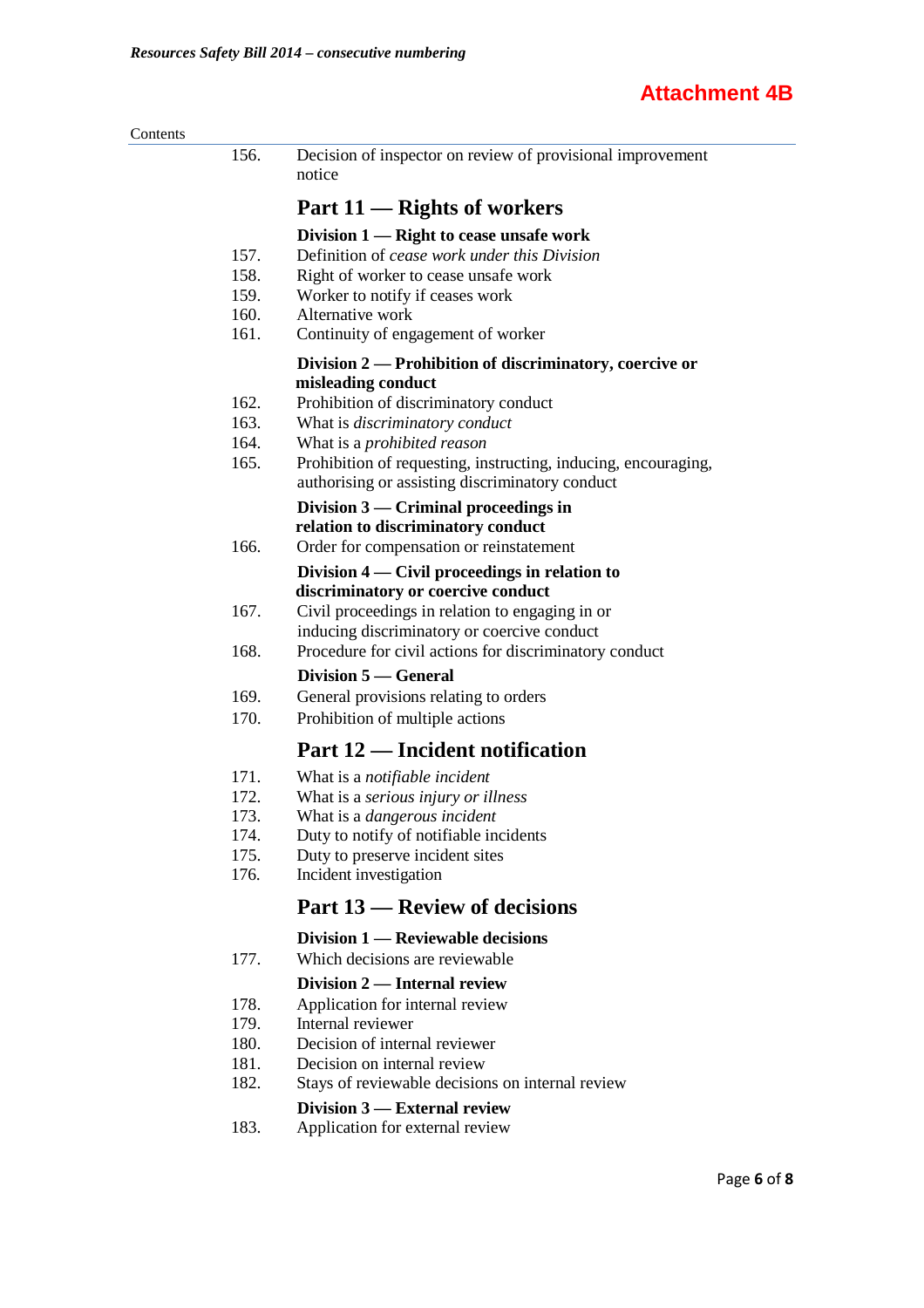**Attachment 4B**

Contents

156. Decision of inspector on review of provisional improvement notice

## Part 11 — Rights of workers

### Division 1 — Right to cease unsafe work

157. Definition of *cease work under this Division*
158. Right of worker to cease unsafe work
159. Worker to notify if ceases work
160. Alternative work
161. Continuity of engagement of worker

### Division 2 — Prohibition of discriminatory, coercive or misleading conduct

162. Prohibition of discriminatory conduct
163. What is *discriminatory conduct*
164. What is a *prohibited reason*
165. Prohibition of requesting, instructing, inducing, encouraging, authorising or assisting discriminatory conduct

### Division 3 — Criminal proceedings in relation to discriminatory conduct

166. Order for compensation or reinstatement

### Division 4 — Civil proceedings in relation to discriminatory or coercive conduct

167. Civil proceedings in relation to engaging in or inducing discriminatory or coercive conduct
168. Procedure for civil actions for discriminatory conduct

### Division 5 — General

169. General provisions relating to orders
170. Prohibition of multiple actions

## Part 12 — Incident notification

171. What is a *notifiable incident*
172. What is a *serious injury or illness*
173. What is a *dangerous incident*
174. Duty to notify of notifiable incidents
175. Duty to preserve incident sites
176. Incident investigation

## Part 13 — Review of decisions

### Division 1 — Reviewable decisions

177. Which decisions are reviewable

### Division 2 — Internal review

178. Application for internal review
179. Internal reviewer
180. Decision of internal reviewer
181. Decision on internal review
182. Stays of reviewable decisions on internal review

### Division 3 — External review

183. Application for external review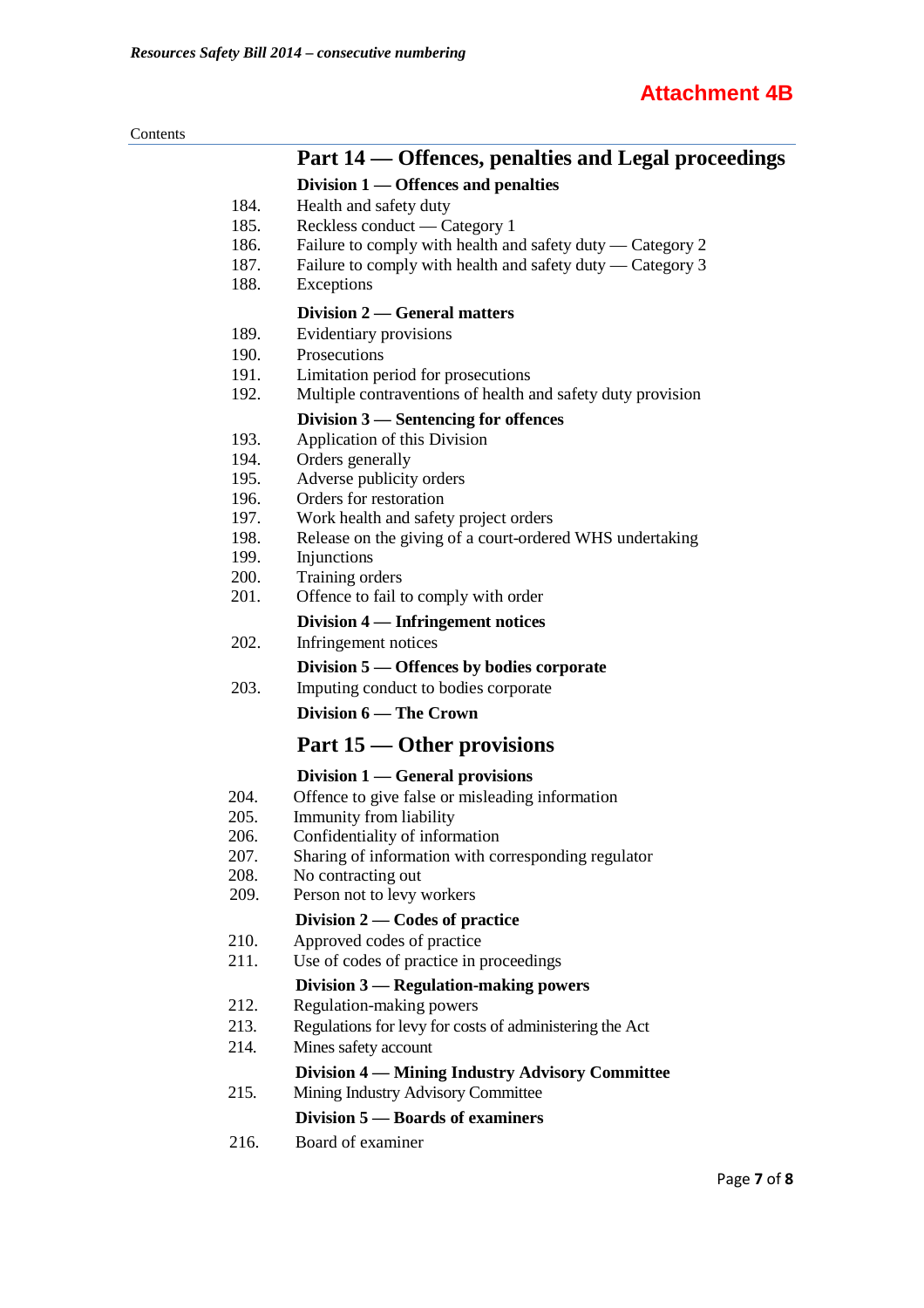Attachment 4B

Contents

## Part 14 — Offences, penalties and Legal proceedings

### Division 1 — Offences and penalties

184. Health and safety duty
185. Reckless conduct — Category 1
186. Failure to comply with health and safety duty — Category 2
187. Failure to comply with health and safety duty — Category 3
188. Exceptions

### Division 2 — General matters

189. Evidentiary provisions
190. Prosecutions
191. Limitation period for prosecutions
192. Multiple contraventions of health and safety duty provision

### Division 3 — Sentencing for offences

193. Application of this Division
194. Orders generally
195. Adverse publicity orders
196. Orders for restoration
197. Work health and safety project orders
198. Release on the giving of a court-ordered WHS undertaking
199. Injunctions
200. Training orders
201. Offence to fail to comply with order

### Division 4 — Infringement notices

202. Infringement notices

### Division 5 — Offences by bodies corporate

203. Imputing conduct to bodies corporate

### Division 6 — The Crown

## Part 15 — Other provisions

### Division 1 — General provisions

204. Offence to give false or misleading information
205. Immunity from liability
206. Confidentiality of information
207. Sharing of information with corresponding regulator
208. No contracting out
209. Person not to levy workers

### Division 2 — Codes of practice

210. Approved codes of practice
211. Use of codes of practice in proceedings

### Division 3 — Regulation-making powers

212. Regulation-making powers
213. Regulations for levy for costs of administering the Act
214. Mines safety account

### Division 4 — Mining Industry Advisory Committee

215. Mining Industry Advisory Committee

### Division 5 — Boards of examiners

216. Board of examiner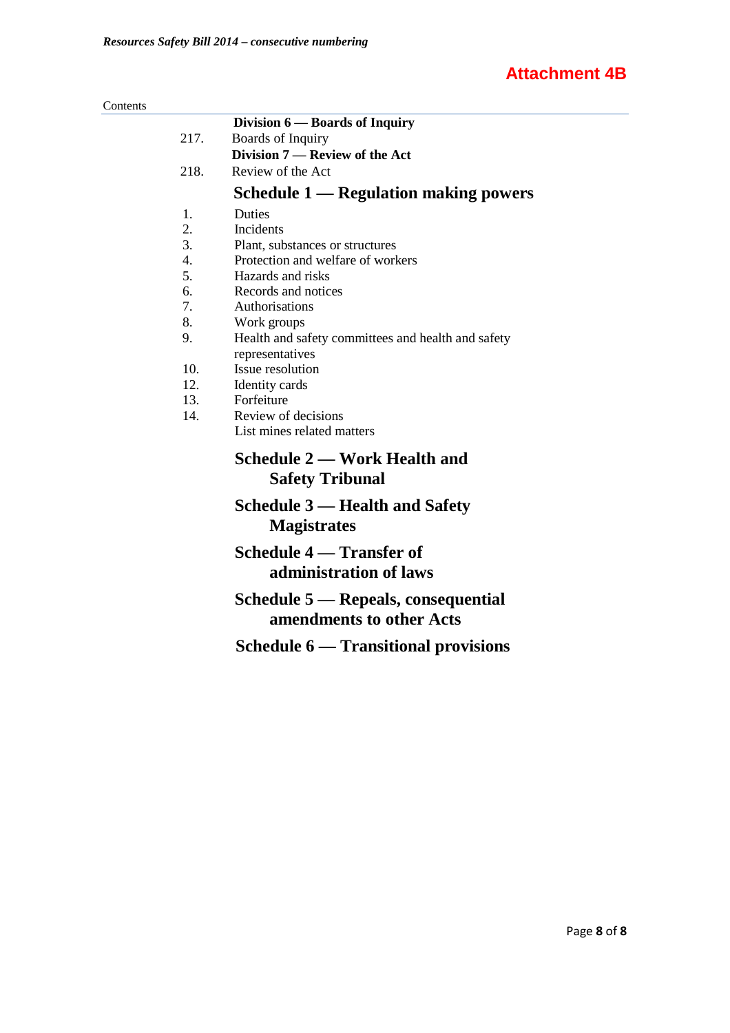**Attachment 4B**

Contents

**Division 6 — Boards of Inquiry**

217. Boards of Inquiry

**Division 7 — Review of the Act**

218. Review of the Act

## Schedule 1 — Regulation making powers

1. Duties
2. Incidents
3. Plant, substances or structures
4. Protection and welfare of workers
5. Hazards and risks
6. Records and notices
7. Authorisations
8. Work groups
9. Health and safety committees and health and safety representatives
10. Issue resolution
12. Identity cards
13. Forfeiture
14. Review of decisions

List mines related matters

## Schedule 2 — Work Health and Safety Tribunal

## Schedule 3 — Health and Safety Magistrates

## Schedule 4 — Transfer of administration of laws

## Schedule 5 — Repeals, consequential amendments to other Acts

## Schedule 6 — Transitional provisions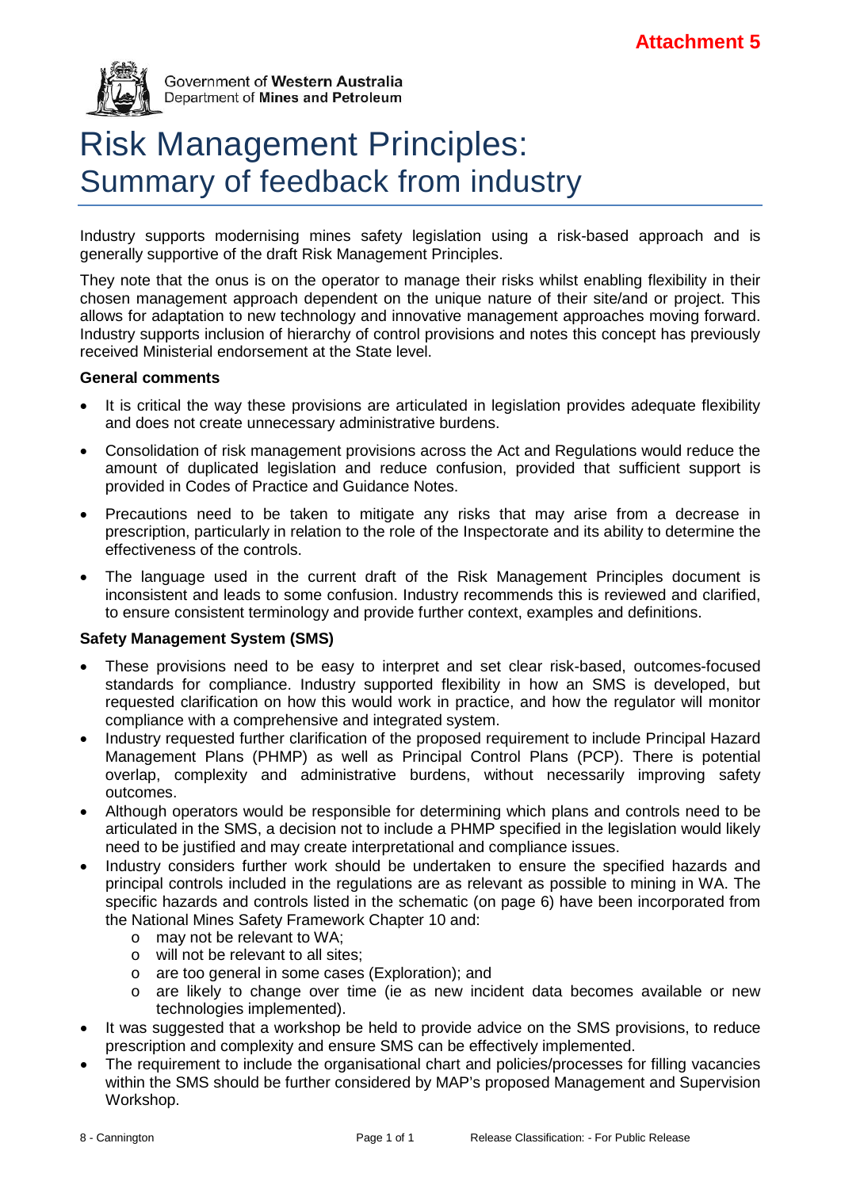Attachment 5

Government of **Western Australia**
Department of **Mines and Petroleum**

# Risk Management Principles: Summary of feedback from industry

Industry supports modernising mines safety legislation using a risk-based approach and is generally supportive of the draft Risk Management Principles.

They note that the onus is on the operator to manage their risks whilst enabling flexibility in their chosen management approach dependent on the unique nature of their site/and or project. This allows for adaptation to new technology and innovative management approaches moving forward. Industry supports inclusion of hierarchy of control provisions and notes this concept has previously received Ministerial endorsement at the State level.

**General comments**

- It is critical the way these provisions are articulated in legislation provides adequate flexibility and does not create unnecessary administrative burdens.
- Consolidation of risk management provisions across the Act and Regulations would reduce the amount of duplicated legislation and reduce confusion, provided that sufficient support is provided in Codes of Practice and Guidance Notes.
- Precautions need to be taken to mitigate any risks that may arise from a decrease in prescription, particularly in relation to the role of the Inspectorate and its ability to determine the effectiveness of the controls.
- The language used in the current draft of the Risk Management Principles document is inconsistent and leads to some confusion. Industry recommends this is reviewed and clarified, to ensure consistent terminology and provide further context, examples and definitions.

**Safety Management System (SMS)**

- These provisions need to be easy to interpret and set clear risk-based, outcomes-focused standards for compliance. Industry supported flexibility in how an SMS is developed, but requested clarification on how this would work in practice, and how the regulator will monitor compliance with a comprehensive and integrated system.
- Industry requested further clarification of the proposed requirement to include Principal Hazard Management Plans (PHMP) as well as Principal Control Plans (PCP). There is potential overlap, complexity and administrative burdens, without necessarily improving safety outcomes.
- Although operators would be responsible for determining which plans and controls need to be articulated in the SMS, a decision not to include a PHMP specified in the legislation would likely need to be justified and may create interpretational and compliance issues.
- Industry considers further work should be undertaken to ensure the specified hazards and principal controls included in the regulations are as relevant as possible to mining in WA. The specific hazards and controls listed in the schematic (on page 6) have been incorporated from the National Mines Safety Framework Chapter 10 and:
  - may not be relevant to WA;
  - will not be relevant to all sites;
  - are too general in some cases (Exploration); and
  - are likely to change over time (ie as new incident data becomes available or new technologies implemented).
- It was suggested that a workshop be held to provide advice on the SMS provisions, to reduce prescription and complexity and ensure SMS can be effectively implemented.
- The requirement to include the organisational chart and policies/processes for filling vacancies within the SMS should be further considered by MAP's proposed Management and Supervision Workshop.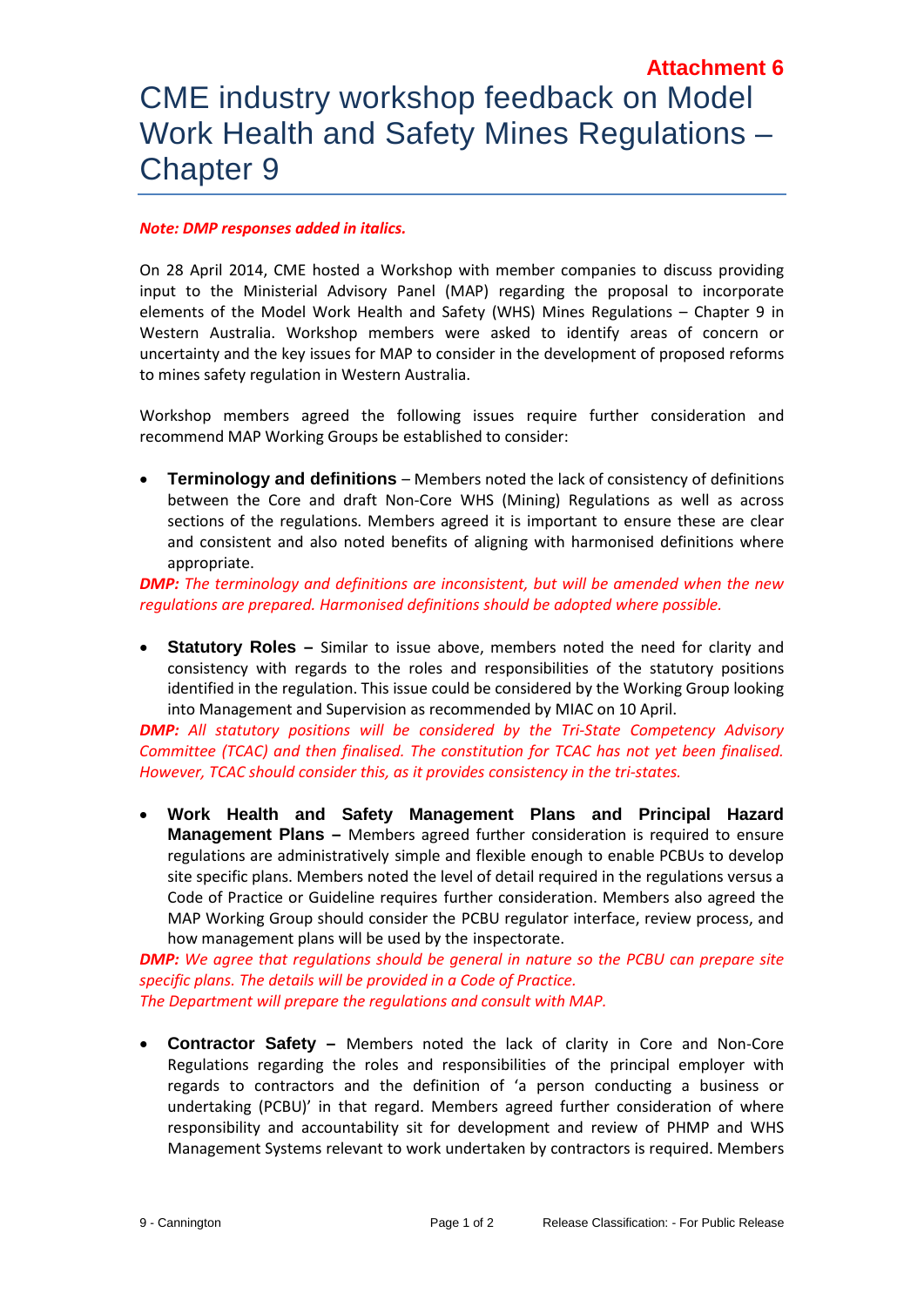**Attachment 6**

# CME industry workshop feedback on Model Work Health and Safety Mines Regulations – Chapter 9

***Note: DMP responses added in italics.***

On 28 April 2014, CME hosted a Workshop with member companies to discuss providing input to the Ministerial Advisory Panel (MAP) regarding the proposal to incorporate elements of the Model Work Health and Safety (WHS) Mines Regulations – Chapter 9 in Western Australia. Workshop members were asked to identify areas of concern or uncertainty and the key issues for MAP to consider in the development of proposed reforms to mines safety regulation in Western Australia.

Workshop members agreed the following issues require further consideration and recommend MAP Working Groups be established to consider:

- **Terminology and definitions** – Members noted the lack of consistency of definitions between the Core and draft Non-Core WHS (Mining) Regulations as well as across sections of the regulations. Members agreed it is important to ensure these are clear and consistent and also noted benefits of aligning with harmonised definitions where appropriate.

***DMP:*** *The terminology and definitions are inconsistent, but will be amended when the new regulations are prepared. Harmonised definitions should be adopted where possible.*

- **Statutory Roles –** Similar to issue above, members noted the need for clarity and consistency with regards to the roles and responsibilities of the statutory positions identified in the regulation. This issue could be considered by the Working Group looking into Management and Supervision as recommended by MIAC on 10 April.

***DMP:*** *All statutory positions will be considered by the Tri-State Competency Advisory Committee (TCAC) and then finalised. The constitution for TCAC has not yet been finalised. However, TCAC should consider this, as it provides consistency in the tri-states.*

- **Work Health and Safety Management Plans and Principal Hazard Management Plans –** Members agreed further consideration is required to ensure regulations are administratively simple and flexible enough to enable PCBUs to develop site specific plans. Members noted the level of detail required in the regulations versus a Code of Practice or Guideline requires further consideration. Members also agreed the MAP Working Group should consider the PCBU regulator interface, review process, and how management plans will be used by the inspectorate.

***DMP:*** *We agree that regulations should be general in nature so the PCBU can prepare site specific plans. The details will be provided in a Code of Practice.*
*The Department will prepare the regulations and consult with MAP.*

- **Contractor Safety –** Members noted the lack of clarity in Core and Non-Core Regulations regarding the roles and responsibilities of the principal employer with regards to contractors and the definition of 'a person conducting a business or undertaking (PCBU)' in that regard. Members agreed further consideration of where responsibility and accountability sit for development and review of PHMP and WHS Management Systems relevant to work undertaken by contractors is required. Members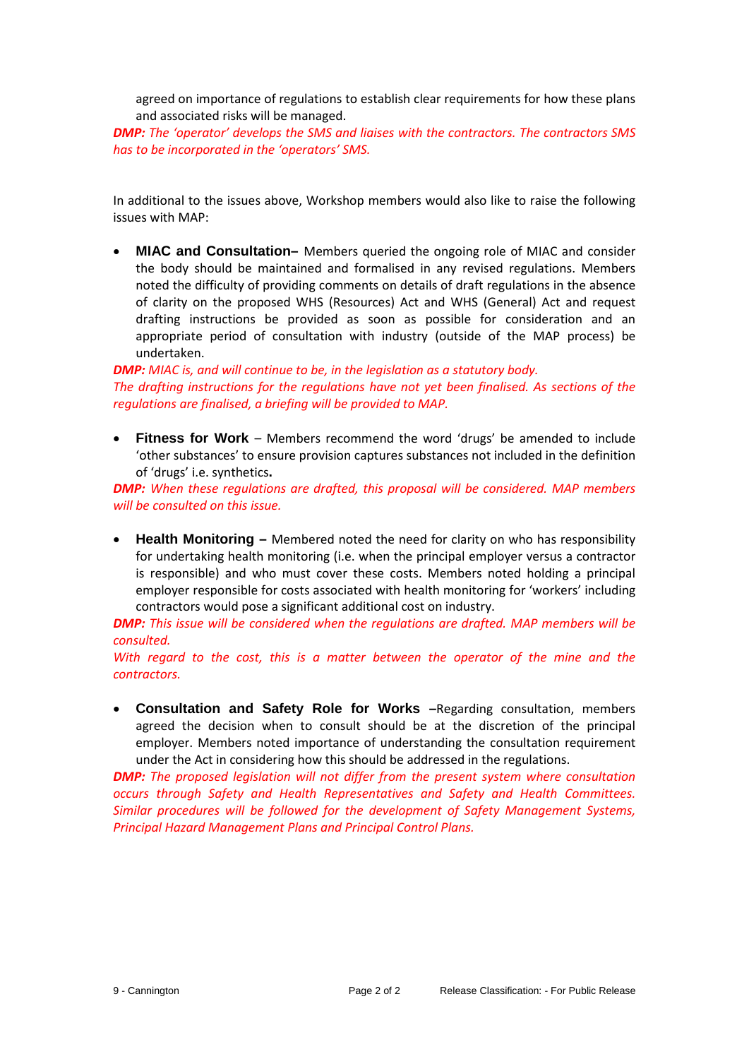agreed on importance of regulations to establish clear requirements for how these plans and associated risks will be managed.

***DMP:*** *The 'operator' develops the SMS and liaises with the contractors. The contractors SMS has to be incorporated in the 'operators' SMS.*

In additional to the issues above, Workshop members would also like to raise the following issues with MAP:

- **MIAC and Consultation–** Members queried the ongoing role of MIAC and consider the body should be maintained and formalised in any revised regulations. Members noted the difficulty of providing comments on details of draft regulations in the absence of clarity on the proposed WHS (Resources) Act and WHS (General) Act and request drafting instructions be provided as soon as possible for consideration and an appropriate period of consultation with industry (outside of the MAP process) be undertaken.

***DMP:*** *MIAC is, and will continue to be, in the legislation as a statutory body.*
*The drafting instructions for the regulations have not yet been finalised. As sections of the regulations are finalised, a briefing will be provided to MAP.*

- **Fitness for Work** – Members recommend the word 'drugs' be amended to include 'other substances' to ensure provision captures substances not included in the definition of 'drugs' i.e. synthetics**.**

***DMP:*** *When these regulations are drafted, this proposal will be considered. MAP members will be consulted on this issue.*

- **Health Monitoring –** Membered noted the need for clarity on who has responsibility for undertaking health monitoring (i.e. when the principal employer versus a contractor is responsible) and who must cover these costs. Members noted holding a principal employer responsible for costs associated with health monitoring for 'workers' including contractors would pose a significant additional cost on industry.

***DMP:*** *This issue will be considered when the regulations are drafted. MAP members will be consulted.*
*With regard to the cost, this is a matter between the operator of the mine and the contractors.*

- **Consultation and Safety Role for Works –**Regarding consultation, members agreed the decision when to consult should be at the discretion of the principal employer. Members noted importance of understanding the consultation requirement under the Act in considering how this should be addressed in the regulations.

***DMP:*** *The proposed legislation will not differ from the present system where consultation occurs through Safety and Health Representatives and Safety and Health Committees. Similar procedures will be followed for the development of Safety Management Systems, Principal Hazard Management Plans and Principal Control Plans.*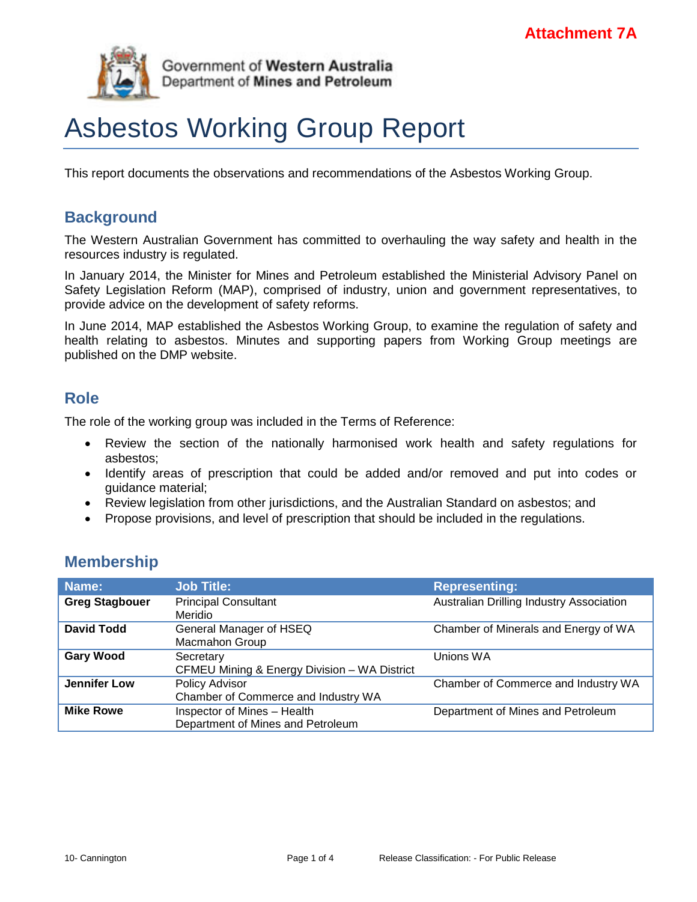Attachment 7A

Government of **Western Australia**
Department of **Mines and Petroleum**

# Asbestos Working Group Report

This report documents the observations and recommendations of the Asbestos Working Group.

## Background

The Western Australian Government has committed to overhauling the way safety and health in the resources industry is regulated.

In January 2014, the Minister for Mines and Petroleum established the Ministerial Advisory Panel on Safety Legislation Reform (MAP), comprised of industry, union and government representatives, to provide advice on the development of safety reforms.

In June 2014, MAP established the Asbestos Working Group, to examine the regulation of safety and health relating to asbestos. Minutes and supporting papers from Working Group meetings are published on the DMP website.

## Role

The role of the working group was included in the Terms of Reference:

- Review the section of the nationally harmonised work health and safety regulations for asbestos;
- Identify areas of prescription that could be added and/or removed and put into codes or guidance material;
- Review legislation from other jurisdictions, and the Australian Standard on asbestos; and
- Propose provisions, and level of prescription that should be included in the regulations.

## Membership

| Name: | Job Title: | Representing: |
|---|---|---|
| **Greg Stagbouer** | Principal Consultant<br>Meridio | Australian Drilling Industry Association |
| **David Todd** | General Manager of HSEQ<br>Macmahon Group | Chamber of Minerals and Energy of WA |
| **Gary Wood** | Secretary<br>CFMEU Mining & Energy Division – WA District | Unions WA |
| **Jennifer Low** | Policy Advisor<br>Chamber of Commerce and Industry WA | Chamber of Commerce and Industry WA |
| **Mike Rowe** | Inspector of Mines – Health<br>Department of Mines and Petroleum | Department of Mines and Petroleum |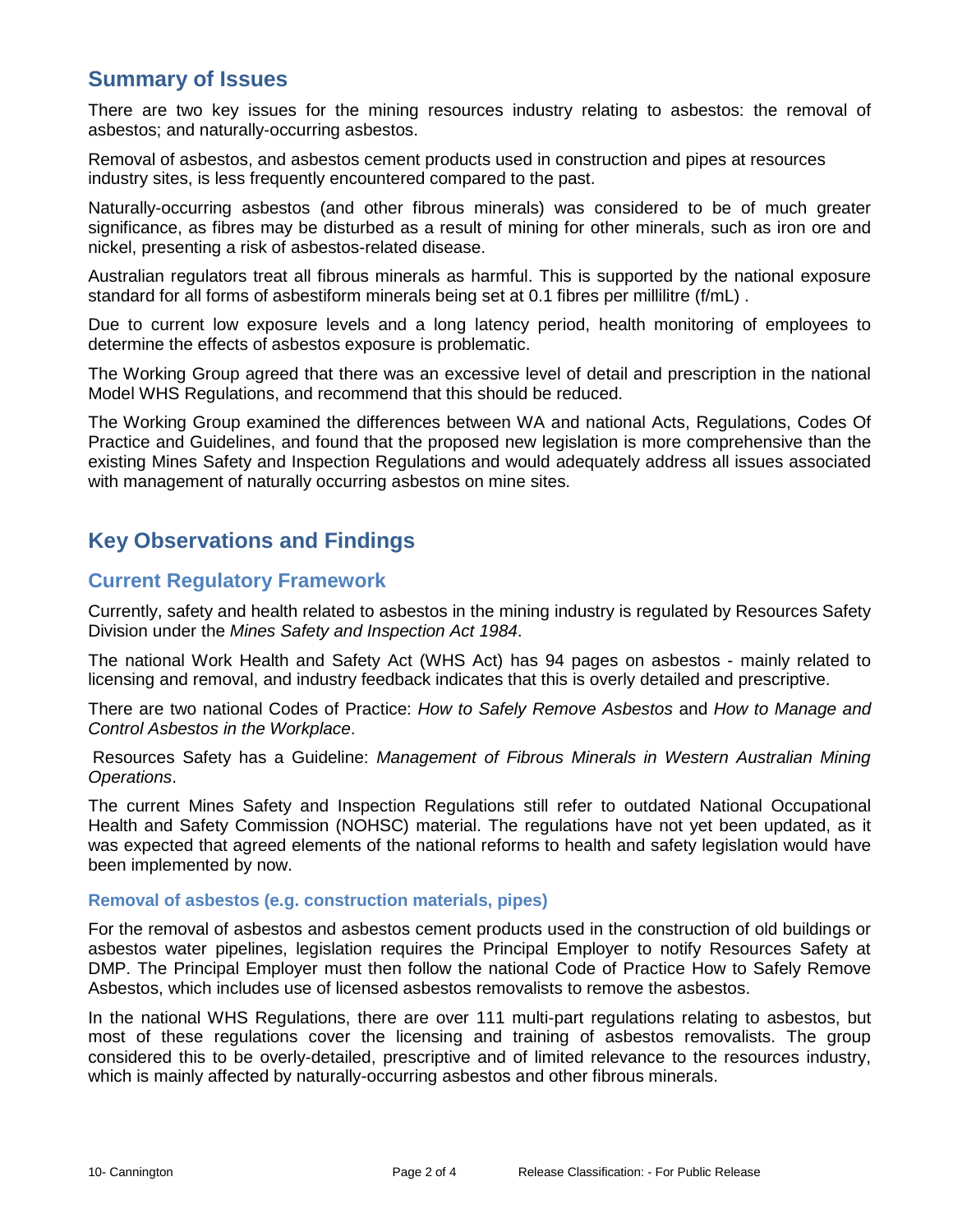## Summary of Issues

There are two key issues for the mining resources industry relating to asbestos: the removal of asbestos; and naturally-occurring asbestos.

Removal of asbestos, and asbestos cement products used in construction and pipes at resources industry sites, is less frequently encountered compared to the past.

Naturally-occurring asbestos (and other fibrous minerals) was considered to be of much greater significance, as fibres may be disturbed as a result of mining for other minerals, such as iron ore and nickel, presenting a risk of asbestos-related disease.

Australian regulators treat all fibrous minerals as harmful. This is supported by the national exposure standard for all forms of asbestiform minerals being set at 0.1 fibres per millilitre (f/mL) .

Due to current low exposure levels and a long latency period, health monitoring of employees to determine the effects of asbestos exposure is problematic.

The Working Group agreed that there was an excessive level of detail and prescription in the national Model WHS Regulations, and recommend that this should be reduced.

The Working Group examined the differences between WA and national Acts, Regulations, Codes Of Practice and Guidelines, and found that the proposed new legislation is more comprehensive than the existing Mines Safety and Inspection Regulations and would adequately address all issues associated with management of naturally occurring asbestos on mine sites.

## Key Observations and Findings

### Current Regulatory Framework

Currently, safety and health related to asbestos in the mining industry is regulated by Resources Safety Division under the *Mines Safety and Inspection Act 1984*.

The national Work Health and Safety Act (WHS Act) has 94 pages on asbestos - mainly related to licensing and removal, and industry feedback indicates that this is overly detailed and prescriptive.

There are two national Codes of Practice: *How to Safely Remove Asbestos* and *How to Manage and Control Asbestos in the Workplace*.

Resources Safety has a Guideline: *Management of Fibrous Minerals in Western Australian Mining Operations*.

The current Mines Safety and Inspection Regulations still refer to outdated National Occupational Health and Safety Commission (NOHSC) material. The regulations have not yet been updated, as it was expected that agreed elements of the national reforms to health and safety legislation would have been implemented by now.

#### Removal of asbestos (e.g. construction materials, pipes)

For the removal of asbestos and asbestos cement products used in the construction of old buildings or asbestos water pipelines, legislation requires the Principal Employer to notify Resources Safety at DMP. The Principal Employer must then follow the national Code of Practice How to Safely Remove Asbestos, which includes use of licensed asbestos removalists to remove the asbestos.

In the national WHS Regulations, there are over 111 multi-part regulations relating to asbestos, but most of these regulations cover the licensing and training of asbestos removalists. The group considered this to be overly-detailed, prescriptive and of limited relevance to the resources industry, which is mainly affected by naturally-occurring asbestos and other fibrous minerals.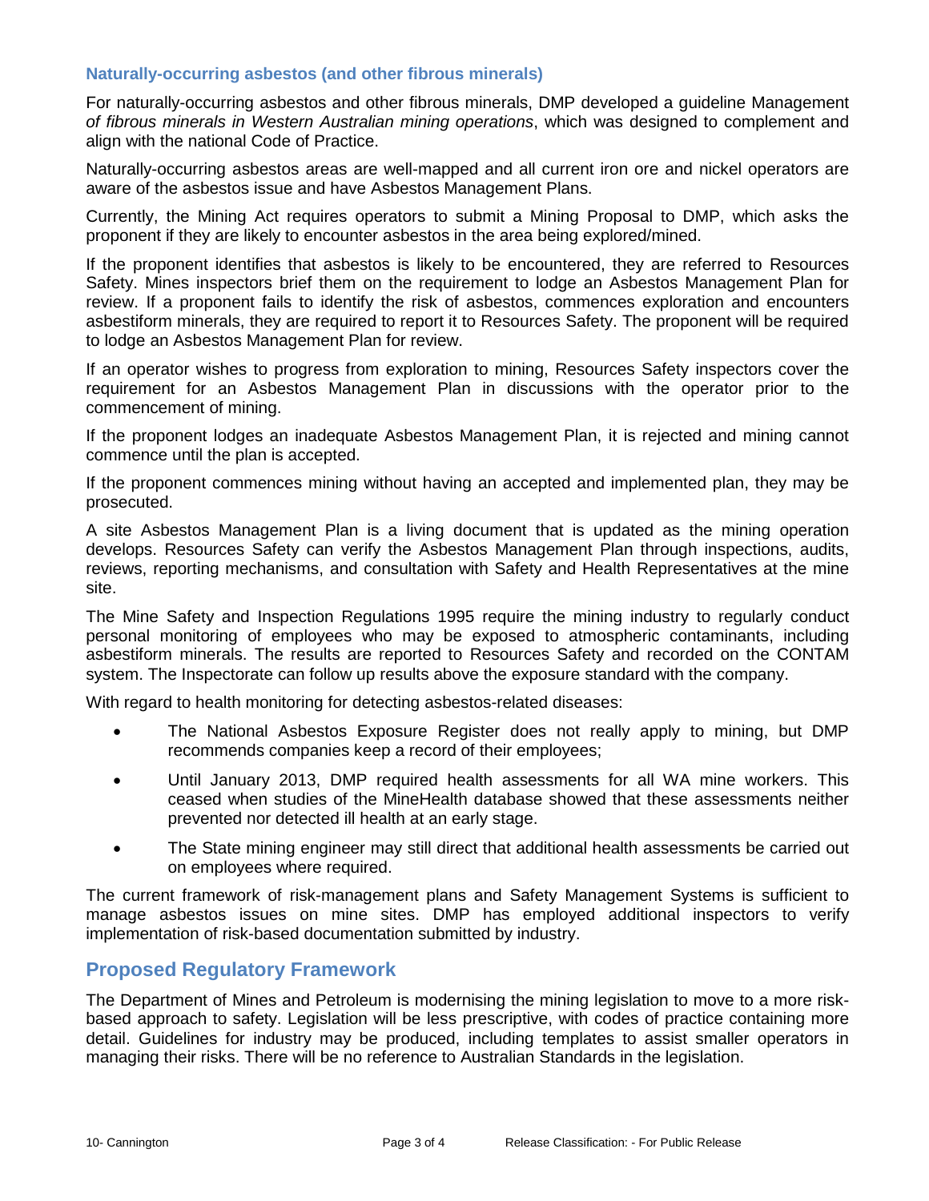### Naturally-occurring asbestos (and other fibrous minerals)

For naturally-occurring asbestos and other fibrous minerals, DMP developed a guideline Management *of fibrous minerals in Western Australian mining operations*, which was designed to complement and align with the national Code of Practice.

Naturally-occurring asbestos areas are well-mapped and all current iron ore and nickel operators are aware of the asbestos issue and have Asbestos Management Plans.

Currently, the Mining Act requires operators to submit a Mining Proposal to DMP, which asks the proponent if they are likely to encounter asbestos in the area being explored/mined.

If the proponent identifies that asbestos is likely to be encountered, they are referred to Resources Safety. Mines inspectors brief them on the requirement to lodge an Asbestos Management Plan for review. If a proponent fails to identify the risk of asbestos, commences exploration and encounters asbestiform minerals, they are required to report it to Resources Safety. The proponent will be required to lodge an Asbestos Management Plan for review.

If an operator wishes to progress from exploration to mining, Resources Safety inspectors cover the requirement for an Asbestos Management Plan in discussions with the operator prior to the commencement of mining.

If the proponent lodges an inadequate Asbestos Management Plan, it is rejected and mining cannot commence until the plan is accepted.

If the proponent commences mining without having an accepted and implemented plan, they may be prosecuted.

A site Asbestos Management Plan is a living document that is updated as the mining operation develops. Resources Safety can verify the Asbestos Management Plan through inspections, audits, reviews, reporting mechanisms, and consultation with Safety and Health Representatives at the mine site.

The Mine Safety and Inspection Regulations 1995 require the mining industry to regularly conduct personal monitoring of employees who may be exposed to atmospheric contaminants, including asbestiform minerals. The results are reported to Resources Safety and recorded on the CONTAM system. The Inspectorate can follow up results above the exposure standard with the company.

With regard to health monitoring for detecting asbestos-related diseases:

- The National Asbestos Exposure Register does not really apply to mining, but DMP recommends companies keep a record of their employees;
- Until January 2013, DMP required health assessments for all WA mine workers. This ceased when studies of the MineHealth database showed that these assessments neither prevented nor detected ill health at an early stage.
- The State mining engineer may still direct that additional health assessments be carried out on employees where required.

The current framework of risk-management plans and Safety Management Systems is sufficient to manage asbestos issues on mine sites. DMP has employed additional inspectors to verify implementation of risk-based documentation submitted by industry.

## Proposed Regulatory Framework

The Department of Mines and Petroleum is modernising the mining legislation to move to a more risk-based approach to safety. Legislation will be less prescriptive, with codes of practice containing more detail. Guidelines for industry may be produced, including templates to assist smaller operators in managing their risks. There will be no reference to Australian Standards in the legislation.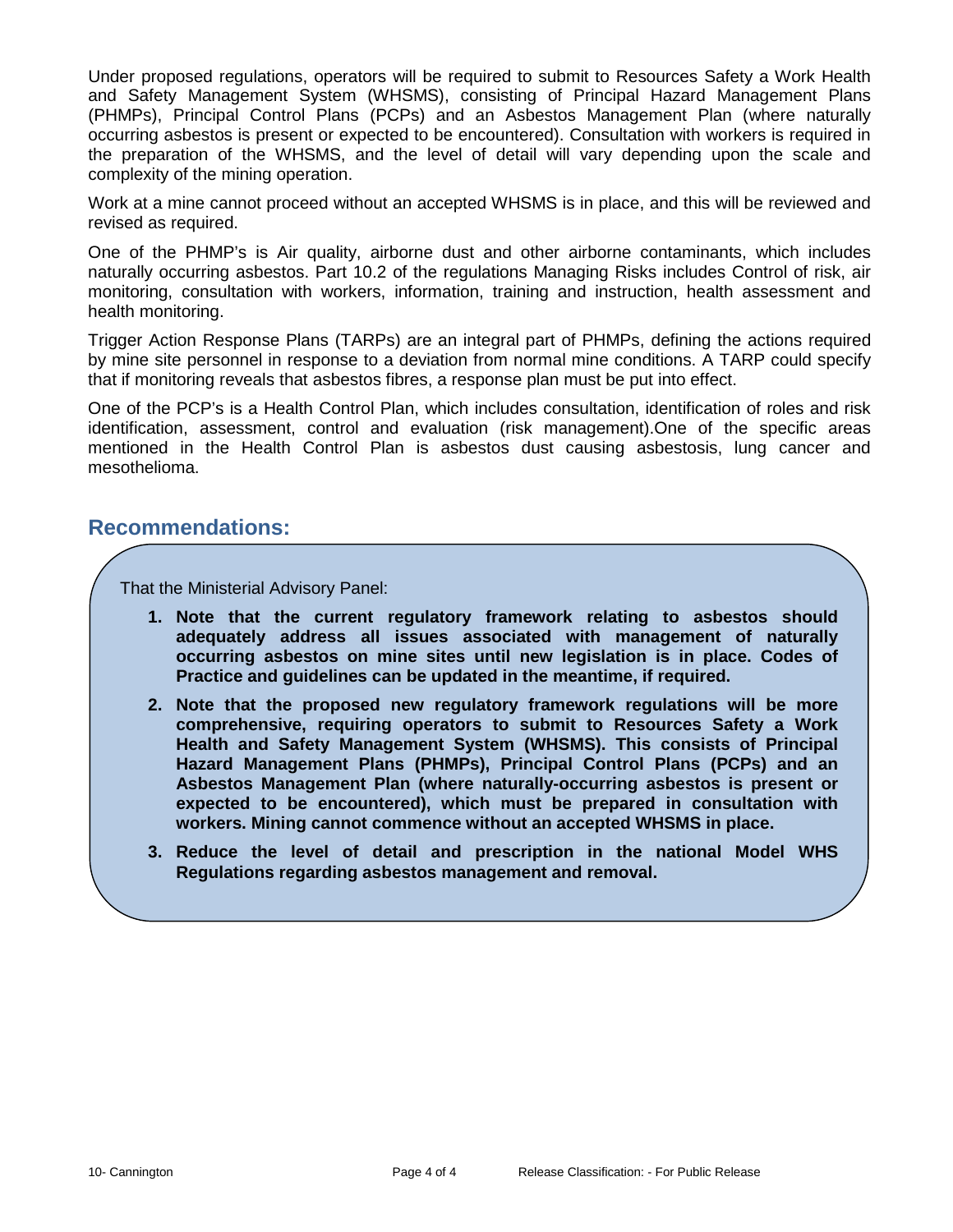Under proposed regulations, operators will be required to submit to Resources Safety a Work Health and Safety Management System (WHSMS), consisting of Principal Hazard Management Plans (PHMPs), Principal Control Plans (PCPs) and an Asbestos Management Plan (where naturally occurring asbestos is present or expected to be encountered). Consultation with workers is required in the preparation of the WHSMS, and the level of detail will vary depending upon the scale and complexity of the mining operation.

Work at a mine cannot proceed without an accepted WHSMS is in place, and this will be reviewed and revised as required.

One of the PHMP's is Air quality, airborne dust and other airborne contaminants, which includes naturally occurring asbestos. Part 10.2 of the regulations Managing Risks includes Control of risk, air monitoring, consultation with workers, information, training and instruction, health assessment and health monitoring.

Trigger Action Response Plans (TARPs) are an integral part of PHMPs, defining the actions required by mine site personnel in response to a deviation from normal mine conditions. A TARP could specify that if monitoring reveals that asbestos fibres, a response plan must be put into effect.

One of the PCP's is a Health Control Plan, which includes consultation, identification of roles and risk identification, assessment, control and evaluation (risk management).One of the specific areas mentioned in the Health Control Plan is asbestos dust causing asbestosis, lung cancer and mesothelioma.

## Recommendations:

That the Ministerial Advisory Panel:

1. **Note that the current regulatory framework relating to asbestos should adequately address all issues associated with management of naturally occurring asbestos on mine sites until new legislation is in place. Codes of Practice and guidelines can be updated in the meantime, if required.**
2. **Note that the proposed new regulatory framework regulations will be more comprehensive, requiring operators to submit to Resources Safety a Work Health and Safety Management System (WHSMS). This consists of Principal Hazard Management Plans (PHMPs), Principal Control Plans (PCPs) and an Asbestos Management Plan (where naturally-occurring asbestos is present or expected to be encountered), which must be prepared in consultation with workers. Mining cannot commence without an accepted WHSMS in place.**
3. **Reduce the level of detail and prescription in the national Model WHS Regulations regarding asbestos management and removal.**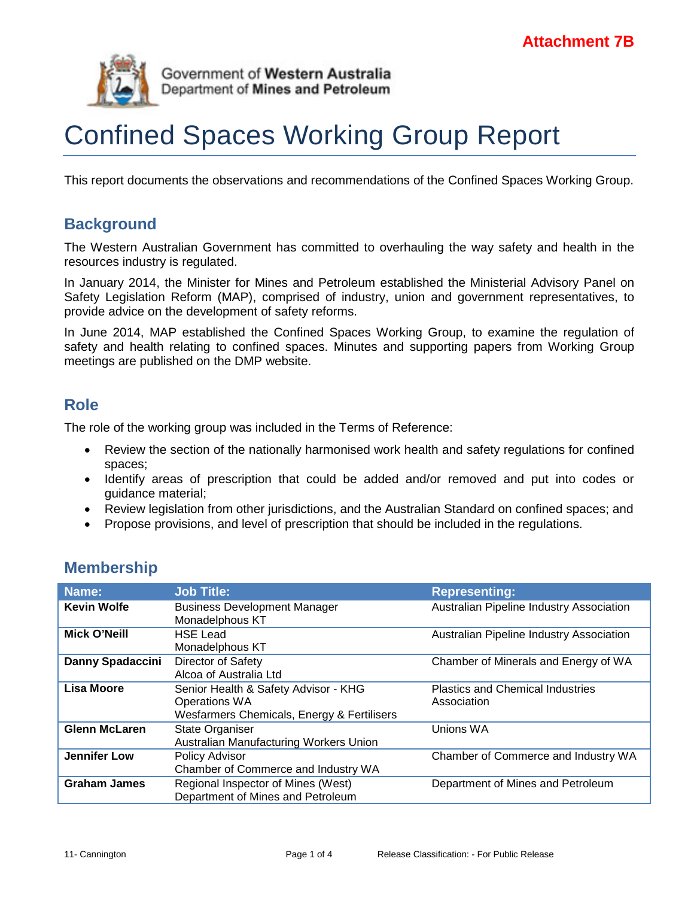Attachment 7B

Government of Western Australia
Department of Mines and Petroleum

# Confined Spaces Working Group Report

This report documents the observations and recommendations of the Confined Spaces Working Group.

## Background

The Western Australian Government has committed to overhauling the way safety and health in the resources industry is regulated.

In January 2014, the Minister for Mines and Petroleum established the Ministerial Advisory Panel on Safety Legislation Reform (MAP), comprised of industry, union and government representatives, to provide advice on the development of safety reforms.

In June 2014, MAP established the Confined Spaces Working Group, to examine the regulation of safety and health relating to confined spaces. Minutes and supporting papers from Working Group meetings are published on the DMP website.

## Role

The role of the working group was included in the Terms of Reference:

- Review the section of the nationally harmonised work health and safety regulations for confined spaces;
- Identify areas of prescription that could be added and/or removed and put into codes or guidance material;
- Review legislation from other jurisdictions, and the Australian Standard on confined spaces; and
- Propose provisions, and level of prescription that should be included in the regulations.

## Membership

| Name: | Job Title: | Representing: |
|---|---|---|
| **Kevin Wolfe** | Business Development Manager<br>Monadelphous KT | Australian Pipeline Industry Association |
| **Mick O'Neill** | HSE Lead<br>Monadelphous KT | Australian Pipeline Industry Association |
| **Danny Spadaccini** | Director of Safety<br>Alcoa of Australia Ltd | Chamber of Minerals and Energy of WA |
| **Lisa Moore** | Senior Health & Safety Advisor - KHG Operations WA<br>Wesfarmers Chemicals, Energy & Fertilisers | Plastics and Chemical Industries Association |
| **Glenn McLaren** | State Organiser<br>Australian Manufacturing Workers Union | Unions WA |
| **Jennifer Low** | Policy Advisor<br>Chamber of Commerce and Industry WA | Chamber of Commerce and Industry WA |
| **Graham James** | Regional Inspector of Mines (West)<br>Department of Mines and Petroleum | Department of Mines and Petroleum |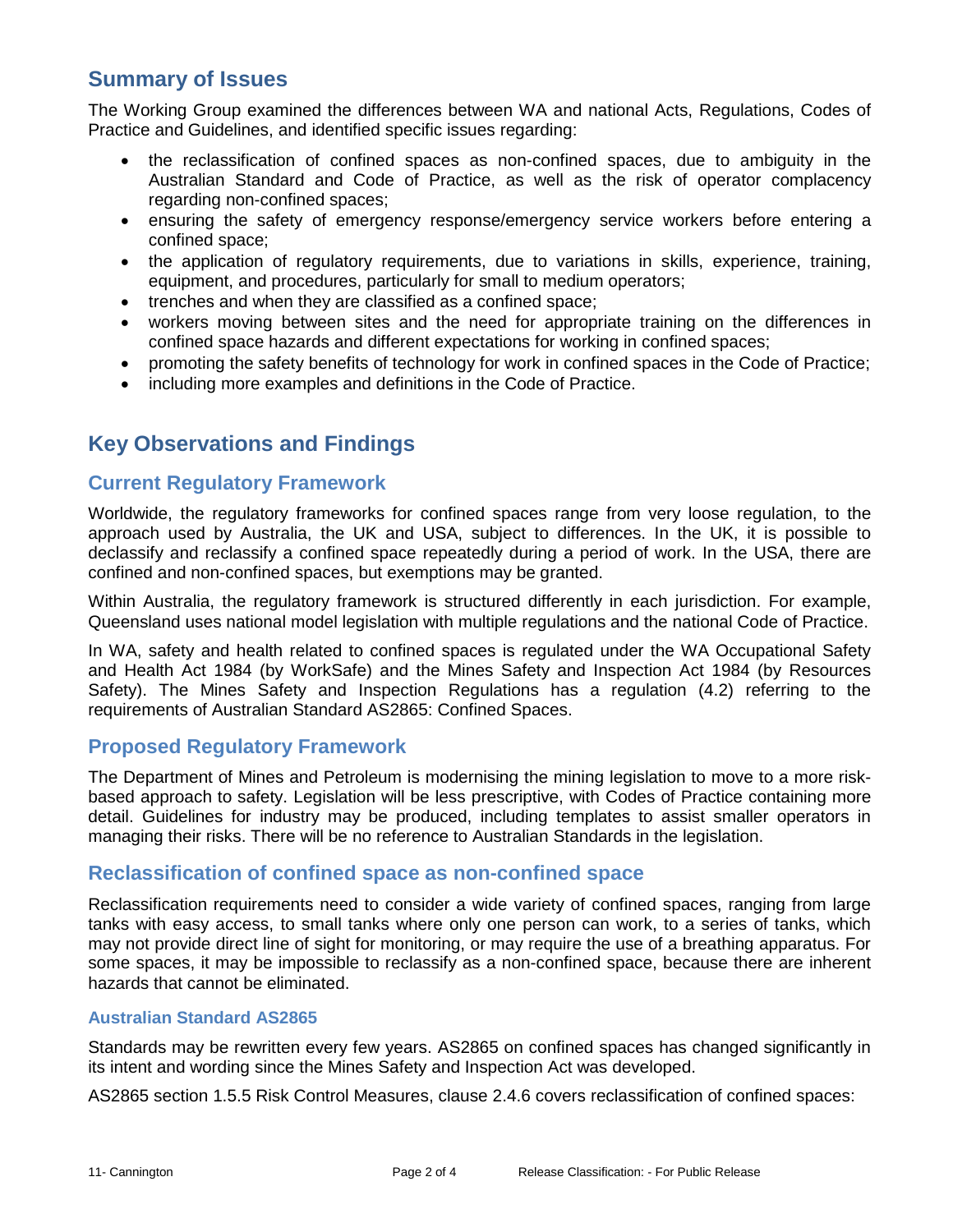## Summary of Issues

The Working Group examined the differences between WA and national Acts, Regulations, Codes of Practice and Guidelines, and identified specific issues regarding:

- the reclassification of confined spaces as non-confined spaces, due to ambiguity in the Australian Standard and Code of Practice, as well as the risk of operator complacency regarding non-confined spaces;
- ensuring the safety of emergency response/emergency service workers before entering a confined space;
- the application of regulatory requirements, due to variations in skills, experience, training, equipment, and procedures, particularly for small to medium operators;
- trenches and when they are classified as a confined space;
- workers moving between sites and the need for appropriate training on the differences in confined space hazards and different expectations for working in confined spaces;
- promoting the safety benefits of technology for work in confined spaces in the Code of Practice;
- including more examples and definitions in the Code of Practice.

## Key Observations and Findings

### Current Regulatory Framework

Worldwide, the regulatory frameworks for confined spaces range from very loose regulation, to the approach used by Australia, the UK and USA, subject to differences. In the UK, it is possible to declassify and reclassify a confined space repeatedly during a period of work. In the USA, there are confined and non-confined spaces, but exemptions may be granted.

Within Australia, the regulatory framework is structured differently in each jurisdiction. For example, Queensland uses national model legislation with multiple regulations and the national Code of Practice.

In WA, safety and health related to confined spaces is regulated under the WA Occupational Safety and Health Act 1984 (by WorkSafe) and the Mines Safety and Inspection Act 1984 (by Resources Safety). The Mines Safety and Inspection Regulations has a regulation (4.2) referring to the requirements of Australian Standard AS2865: Confined Spaces.

### Proposed Regulatory Framework

The Department of Mines and Petroleum is modernising the mining legislation to move to a more risk-based approach to safety. Legislation will be less prescriptive, with Codes of Practice containing more detail. Guidelines for industry may be produced, including templates to assist smaller operators in managing their risks. There will be no reference to Australian Standards in the legislation.

### Reclassification of confined space as non-confined space

Reclassification requirements need to consider a wide variety of confined spaces, ranging from large tanks with easy access, to small tanks where only one person can work, to a series of tanks, which may not provide direct line of sight for monitoring, or may require the use of a breathing apparatus. For some spaces, it may be impossible to reclassify as a non-confined space, because there are inherent hazards that cannot be eliminated.

#### Australian Standard AS2865

Standards may be rewritten every few years. AS2865 on confined spaces has changed significantly in its intent and wording since the Mines Safety and Inspection Act was developed.

AS2865 section 1.5.5 Risk Control Measures, clause 2.4.6 covers reclassification of confined spaces: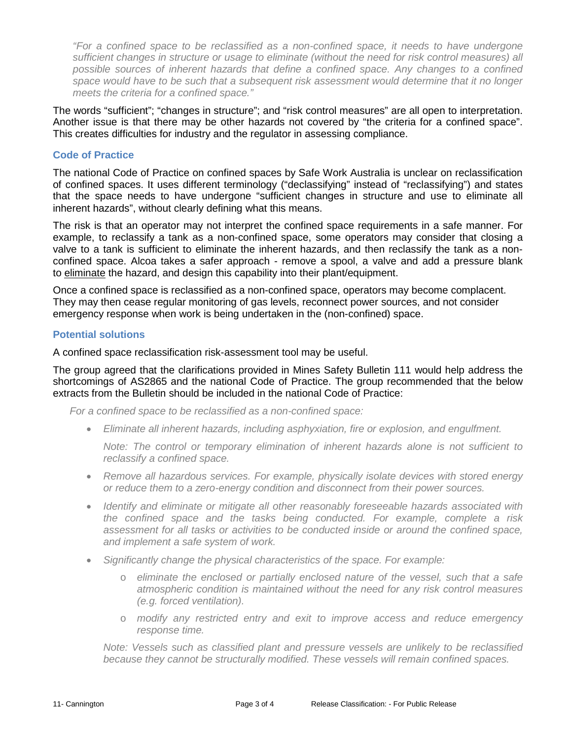*"For a confined space to be reclassified as a non-confined space, it needs to have undergone sufficient changes in structure or usage to eliminate (without the need for risk control measures) all possible sources of inherent hazards that define a confined space. Any changes to a confined space would have to be such that a subsequent risk assessment would determine that it no longer meets the criteria for a confined space."*

The words "sufficient"; "changes in structure"; and "risk control measures" are all open to interpretation. Another issue is that there may be other hazards not covered by "the criteria for a confined space". This creates difficulties for industry and the regulator in assessing compliance.

### Code of Practice

The national Code of Practice on confined spaces by Safe Work Australia is unclear on reclassification of confined spaces. It uses different terminology ("declassifying" instead of "reclassifying") and states that the space needs to have undergone "sufficient changes in structure and use to eliminate all inherent hazards", without clearly defining what this means.

The risk is that an operator may not interpret the confined space requirements in a safe manner. For example, to reclassify a tank as a non-confined space, some operators may consider that closing a valve to a tank is sufficient to eliminate the inherent hazards, and then reclassify the tank as a non-confined space. Alcoa takes a safer approach - remove a spool, a valve and add a pressure blank to eliminate the hazard, and design this capability into their plant/equipment.

Once a confined space is reclassified as a non-confined space, operators may become complacent. They may then cease regular monitoring of gas levels, reconnect power sources, and not consider emergency response when work is being undertaken in the (non-confined) space.

### Potential solutions

A confined space reclassification risk-assessment tool may be useful.

The group agreed that the clarifications provided in Mines Safety Bulletin 111 would help address the shortcomings of AS2865 and the national Code of Practice. The group recommended that the below extracts from the Bulletin should be included in the national Code of Practice:

*For a confined space to be reclassified as a non-confined space:*

- *Eliminate all inherent hazards, including asphyxiation, fire or explosion, and engulfment.*

  *Note: The control or temporary elimination of inherent hazards alone is not sufficient to reclassify a confined space.*

- *Remove all hazardous services. For example, physically isolate devices with stored energy or reduce them to a zero-energy condition and disconnect from their power sources.*

- *Identify and eliminate or mitigate all other reasonably foreseeable hazards associated with the confined space and the tasks being conducted. For example, complete a risk assessment for all tasks or activities to be conducted inside or around the confined space, and implement a safe system of work.*

- *Significantly change the physical characteristics of the space. For example:*
  - *eliminate the enclosed or partially enclosed nature of the vessel, such that a safe atmospheric condition is maintained without the need for any risk control measures (e.g. forced ventilation).*
  - *modify any restricted entry and exit to improve access and reduce emergency response time.*

  *Note: Vessels such as classified plant and pressure vessels are unlikely to be reclassified because they cannot be structurally modified. These vessels will remain confined spaces.*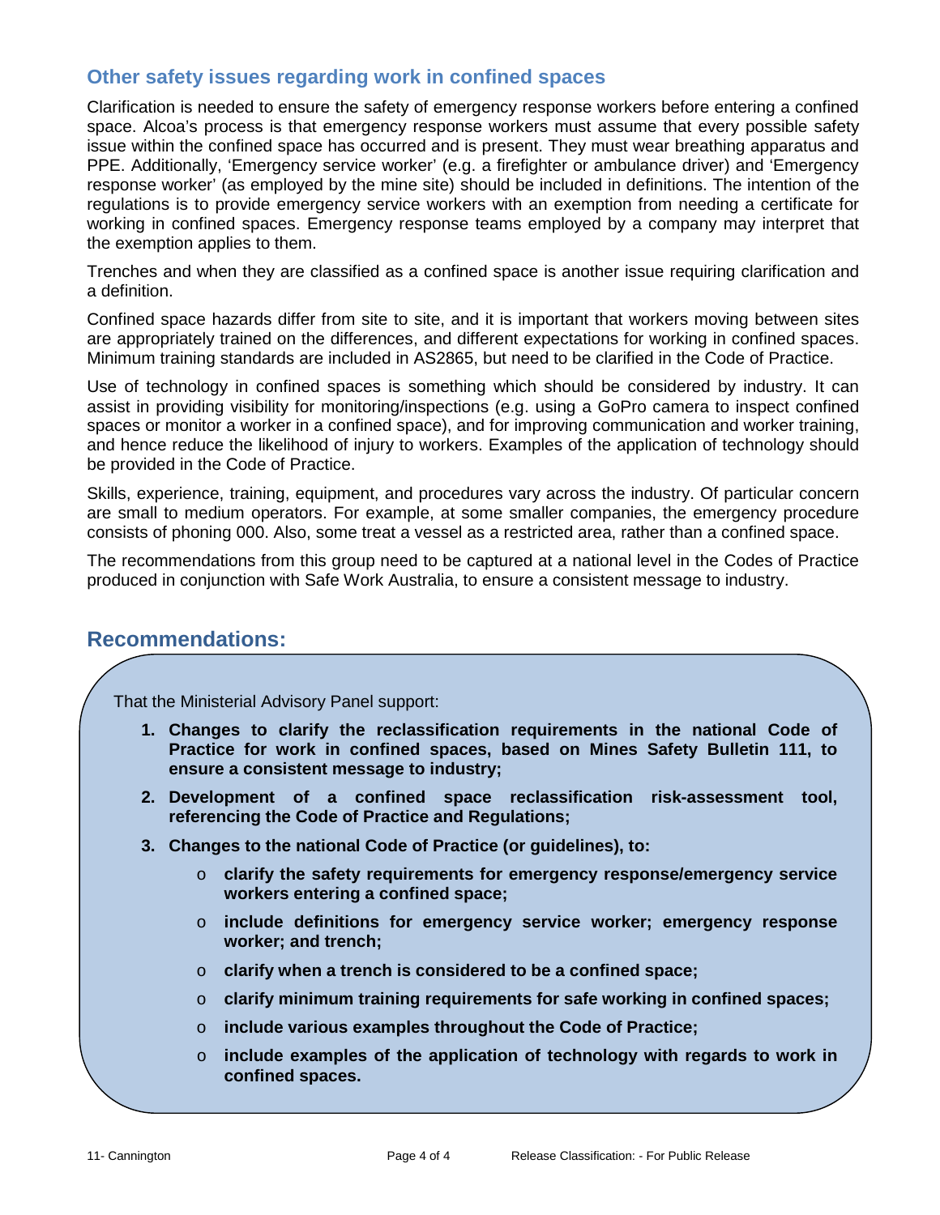## Other safety issues regarding work in confined spaces

Clarification is needed to ensure the safety of emergency response workers before entering a confined space. Alcoa's process is that emergency response workers must assume that every possible safety issue within the confined space has occurred and is present. They must wear breathing apparatus and PPE. Additionally, 'Emergency service worker' (e.g. a firefighter or ambulance driver) and 'Emergency response worker' (as employed by the mine site) should be included in definitions. The intention of the regulations is to provide emergency service workers with an exemption from needing a certificate for working in confined spaces. Emergency response teams employed by a company may interpret that the exemption applies to them.

Trenches and when they are classified as a confined space is another issue requiring clarification and a definition.

Confined space hazards differ from site to site, and it is important that workers moving between sites are appropriately trained on the differences, and different expectations for working in confined spaces. Minimum training standards are included in AS2865, but need to be clarified in the Code of Practice.

Use of technology in confined spaces is something which should be considered by industry. It can assist in providing visibility for monitoring/inspections (e.g. using a GoPro camera to inspect confined spaces or monitor a worker in a confined space), and for improving communication and worker training, and hence reduce the likelihood of injury to workers. Examples of the application of technology should be provided in the Code of Practice.

Skills, experience, training, equipment, and procedures vary across the industry. Of particular concern are small to medium operators. For example, at some smaller companies, the emergency procedure consists of phoning 000. Also, some treat a vessel as a restricted area, rather than a confined space.

The recommendations from this group need to be captured at a national level in the Codes of Practice produced in conjunction with Safe Work Australia, to ensure a consistent message to industry.

## Recommendations:

That the Ministerial Advisory Panel support:

1. **Changes to clarify the reclassification requirements in the national Code of Practice for work in confined spaces, based on Mines Safety Bulletin 111, to ensure a consistent message to industry;**
2. **Development of a confined space reclassification risk-assessment tool, referencing the Code of Practice and Regulations;**
3. **Changes to the national Code of Practice (or guidelines), to:**
   - **clarify the safety requirements for emergency response/emergency service workers entering a confined space;**
   - **include definitions for emergency service worker; emergency response worker; and trench;**
   - **clarify when a trench is considered to be a confined space;**
   - **clarify minimum training requirements for safe working in confined spaces;**
   - **include various examples throughout the Code of Practice;**
   - **include examples of the application of technology with regards to work in confined spaces.**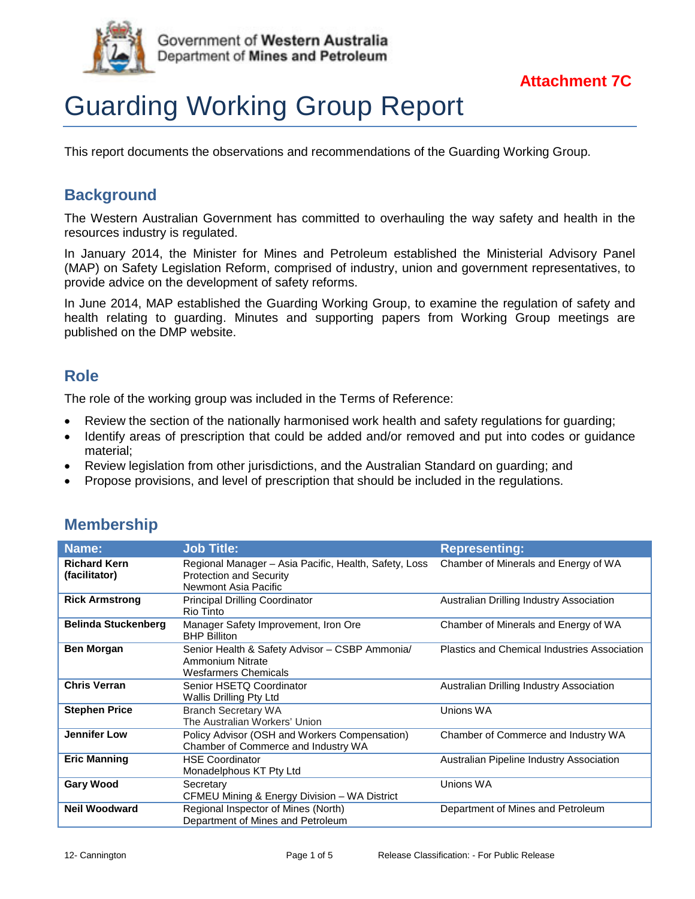Government of Western Australia
Department of Mines and Petroleum

**Attachment 7C**

# Guarding Working Group Report

This report documents the observations and recommendations of the Guarding Working Group.

## Background

The Western Australian Government has committed to overhauling the way safety and health in the resources industry is regulated.

In January 2014, the Minister for Mines and Petroleum established the Ministerial Advisory Panel (MAP) on Safety Legislation Reform, comprised of industry, union and government representatives, to provide advice on the development of safety reforms.

In June 2014, MAP established the Guarding Working Group, to examine the regulation of safety and health relating to guarding. Minutes and supporting papers from Working Group meetings are published on the DMP website.

## Role

The role of the working group was included in the Terms of Reference:

- Review the section of the nationally harmonised work health and safety regulations for guarding;
- Identify areas of prescription that could be added and/or removed and put into codes or guidance material;
- Review legislation from other jurisdictions, and the Australian Standard on guarding; and
- Propose provisions, and level of prescription that should be included in the regulations.

## Membership

| Name: | Job Title: | Representing: |
|---|---|---|
| **Richard Kern (facilitator)** | Regional Manager – Asia Pacific, Health, Safety, Loss Protection and Security<br>Newmont Asia Pacific | Chamber of Minerals and Energy of WA |
| **Rick Armstrong** | Principal Drilling Coordinator<br>Rio Tinto | Australian Drilling Industry Association |
| **Belinda Stuckenberg** | Manager Safety Improvement, Iron Ore<br>BHP Billiton | Chamber of Minerals and Energy of WA |
| **Ben Morgan** | Senior Health & Safety Advisor – CSBP Ammonia/ Ammonium Nitrate<br>Wesfarmers Chemicals | Plastics and Chemical Industries Association |
| **Chris Verran** | Senior HSETQ Coordinator<br>Wallis Drilling Pty Ltd | Australian Drilling Industry Association |
| **Stephen Price** | Branch Secretary WA<br>The Australian Workers' Union | Unions WA |
| **Jennifer Low** | Policy Advisor (OSH and Workers Compensation)<br>Chamber of Commerce and Industry WA | Chamber of Commerce and Industry WA |
| **Eric Manning** | HSE Coordinator<br>Monadelphous KT Pty Ltd | Australian Pipeline Industry Association |
| **Gary Wood** | Secretary<br>CFMEU Mining & Energy Division – WA District | Unions WA |
| **Neil Woodward** | Regional Inspector of Mines (North)<br>Department of Mines and Petroleum | Department of Mines and Petroleum |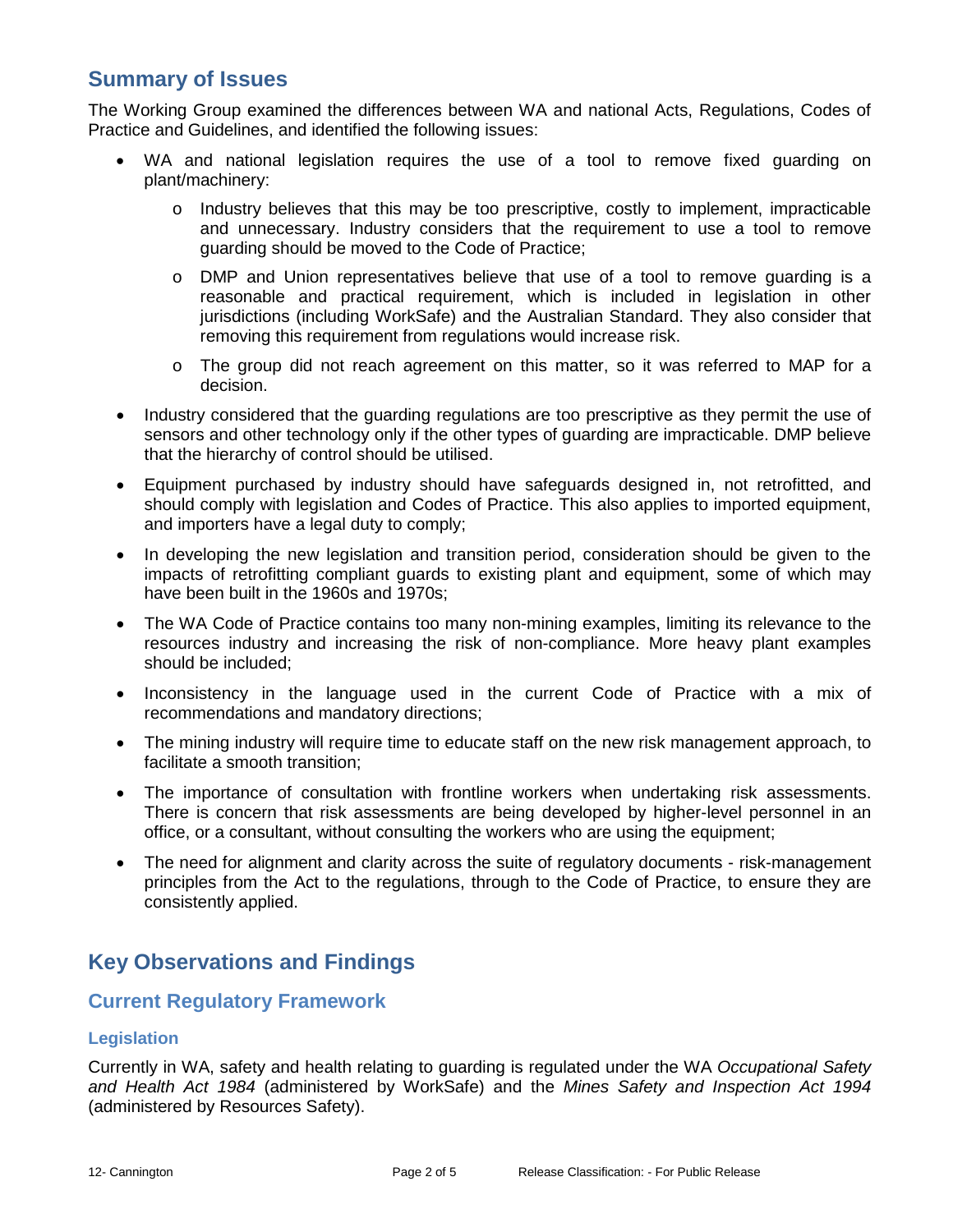## Summary of Issues

The Working Group examined the differences between WA and national Acts, Regulations, Codes of Practice and Guidelines, and identified the following issues:

- WA and national legislation requires the use of a tool to remove fixed guarding on plant/machinery:
  - Industry believes that this may be too prescriptive, costly to implement, impracticable and unnecessary. Industry considers that the requirement to use a tool to remove guarding should be moved to the Code of Practice;
  - DMP and Union representatives believe that use of a tool to remove guarding is a reasonable and practical requirement, which is included in legislation in other jurisdictions (including WorkSafe) and the Australian Standard. They also consider that removing this requirement from regulations would increase risk.
  - The group did not reach agreement on this matter, so it was referred to MAP for a decision.
- Industry considered that the guarding regulations are too prescriptive as they permit the use of sensors and other technology only if the other types of guarding are impracticable. DMP believe that the hierarchy of control should be utilised.
- Equipment purchased by industry should have safeguards designed in, not retrofitted, and should comply with legislation and Codes of Practice. This also applies to imported equipment, and importers have a legal duty to comply;
- In developing the new legislation and transition period, consideration should be given to the impacts of retrofitting compliant guards to existing plant and equipment, some of which may have been built in the 1960s and 1970s;
- The WA Code of Practice contains too many non-mining examples, limiting its relevance to the resources industry and increasing the risk of non-compliance. More heavy plant examples should be included;
- Inconsistency in the language used in the current Code of Practice with a mix of recommendations and mandatory directions;
- The mining industry will require time to educate staff on the new risk management approach, to facilitate a smooth transition;
- The importance of consultation with frontline workers when undertaking risk assessments. There is concern that risk assessments are being developed by higher-level personnel in an office, or a consultant, without consulting the workers who are using the equipment;
- The need for alignment and clarity across the suite of regulatory documents - risk-management principles from the Act to the regulations, through to the Code of Practice, to ensure they are consistently applied.

## Key Observations and Findings

### Current Regulatory Framework

#### Legislation

Currently in WA, safety and health relating to guarding is regulated under the WA *Occupational Safety and Health Act 1984* (administered by WorkSafe) and the *Mines Safety and Inspection Act 1994* (administered by Resources Safety).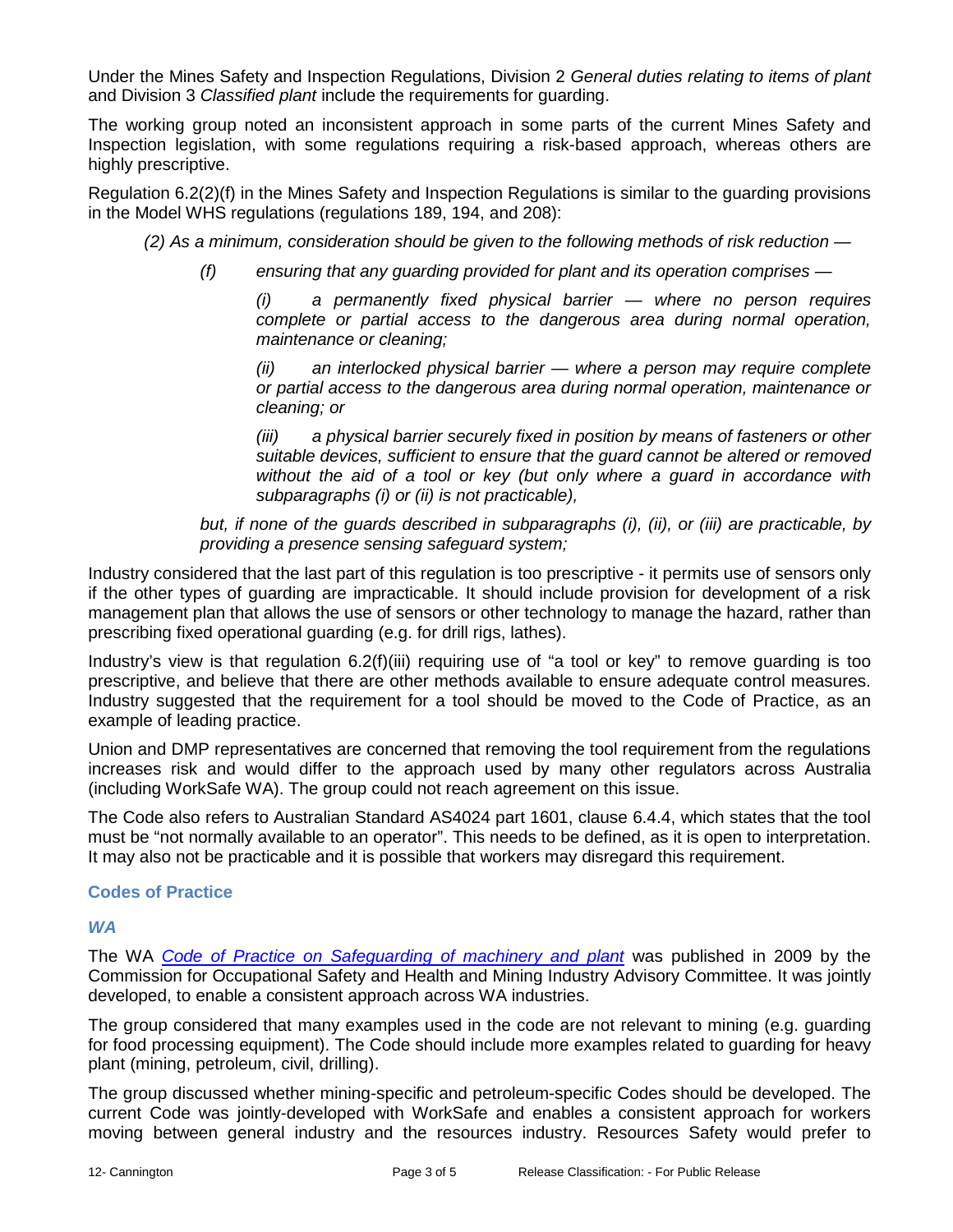Under the Mines Safety and Inspection Regulations, Division 2 *General duties relating to items of plant* and Division 3 *Classified plant* include the requirements for guarding.

The working group noted an inconsistent approach in some parts of the current Mines Safety and Inspection legislation, with some regulations requiring a risk-based approach, whereas others are highly prescriptive.

Regulation 6.2(2)(f) in the Mines Safety and Inspection Regulations is similar to the guarding provisions in the Model WHS regulations (regulations 189, 194, and 208):

> *(2) As a minimum, consideration should be given to the following methods of risk reduction —*
>
> > *(f) ensuring that any guarding provided for plant and its operation comprises —*
> >
> > > *(i) a permanently fixed physical barrier — where no person requires complete or partial access to the dangerous area during normal operation, maintenance or cleaning;*
> > >
> > > *(ii) an interlocked physical barrier — where a person may require complete or partial access to the dangerous area during normal operation, maintenance or cleaning; or*
> > >
> > > *(iii) a physical barrier securely fixed in position by means of fasteners or other suitable devices, sufficient to ensure that the guard cannot be altered or removed without the aid of a tool or key (but only where a guard in accordance with subparagraphs (i) or (ii) is not practicable),*
> >
> > *but, if none of the guards described in subparagraphs (i), (ii), or (iii) are practicable, by providing a presence sensing safeguard system;*

Industry considered that the last part of this regulation is too prescriptive - it permits use of sensors only if the other types of guarding are impracticable. It should include provision for development of a risk management plan that allows the use of sensors or other technology to manage the hazard, rather than prescribing fixed operational guarding (e.g. for drill rigs, lathes).

Industry's view is that regulation 6.2(f)(iii) requiring use of "a tool or key" to remove guarding is too prescriptive, and believe that there are other methods available to ensure adequate control measures. Industry suggested that the requirement for a tool should be moved to the Code of Practice, as an example of leading practice.

Union and DMP representatives are concerned that removing the tool requirement from the regulations increases risk and would differ to the approach used by many other regulators across Australia (including WorkSafe WA). The group could not reach agreement on this issue.

The Code also refers to Australian Standard AS4024 part 1601, clause 6.4.4, which states that the tool must be "not normally available to an operator". This needs to be defined, as it is open to interpretation. It may also not be practicable and it is possible that workers may disregard this requirement.

### Codes of Practice

#### *WA*

The WA *Code of Practice on Safeguarding of machinery and plant* was published in 2009 by the Commission for Occupational Safety and Health and Mining Industry Advisory Committee. It was jointly developed, to enable a consistent approach across WA industries.

The group considered that many examples used in the code are not relevant to mining (e.g. guarding for food processing equipment). The Code should include more examples related to guarding for heavy plant (mining, petroleum, civil, drilling).

The group discussed whether mining-specific and petroleum-specific Codes should be developed. The current Code was jointly-developed with WorkSafe and enables a consistent approach for workers moving between general industry and the resources industry. Resources Safety would prefer to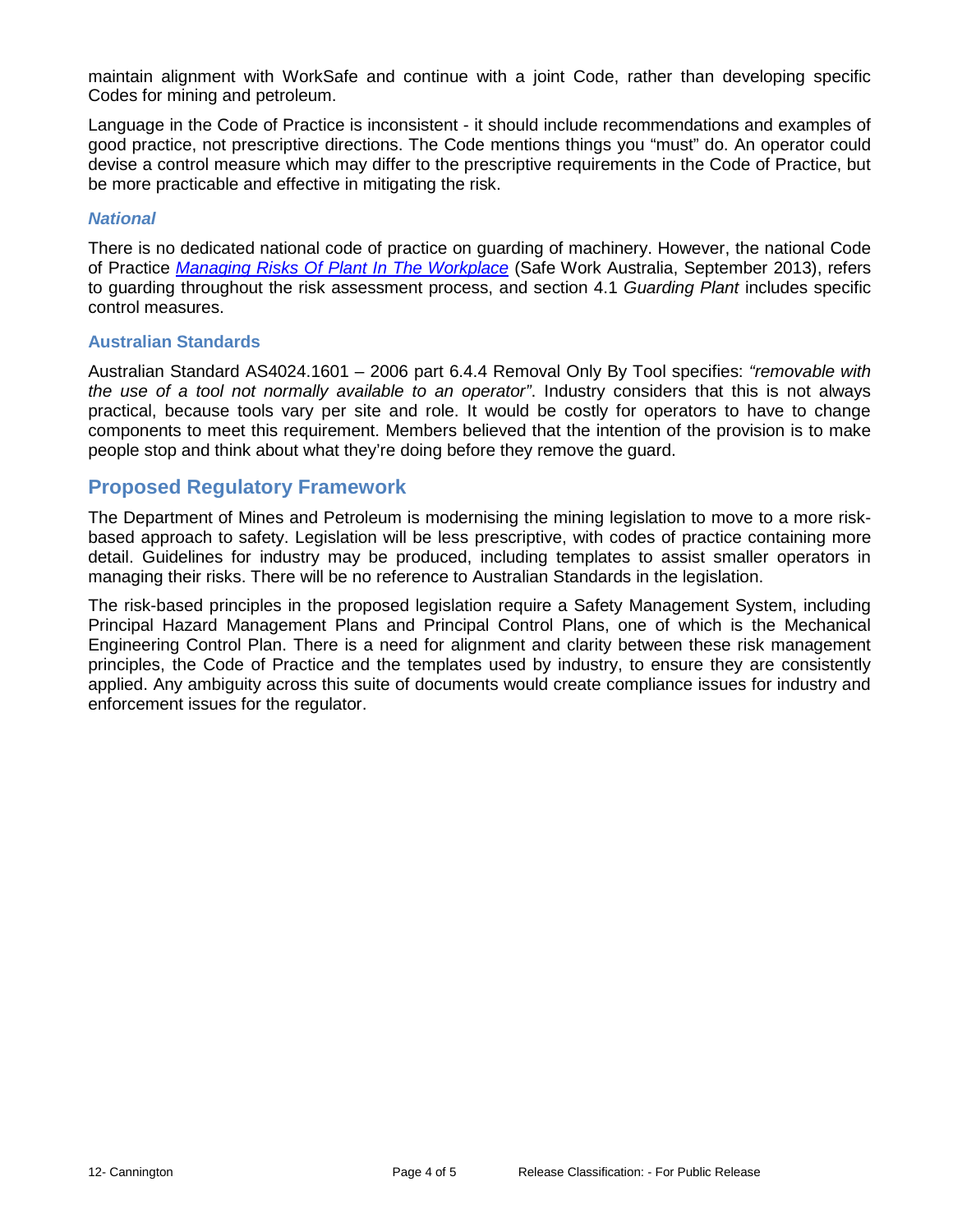maintain alignment with WorkSafe and continue with a joint Code, rather than developing specific Codes for mining and petroleum.

Language in the Code of Practice is inconsistent - it should include recommendations and examples of good practice, not prescriptive directions. The Code mentions things you "must" do. An operator could devise a control measure which may differ to the prescriptive requirements in the Code of Practice, but be more practicable and effective in mitigating the risk.

### *National*

There is no dedicated national code of practice on guarding of machinery. However, the national Code of Practice *Managing Risks Of Plant In The Workplace* (Safe Work Australia, September 2013), refers to guarding throughout the risk assessment process, and section 4.1 *Guarding Plant* includes specific control measures.

### Australian Standards

Australian Standard AS4024.1601 – 2006 part 6.4.4 Removal Only By Tool specifies: *"removable with the use of a tool not normally available to an operator"*. Industry considers that this is not always practical, because tools vary per site and role. It would be costly for operators to have to change components to meet this requirement. Members believed that the intention of the provision is to make people stop and think about what they're doing before they remove the guard.

## Proposed Regulatory Framework

The Department of Mines and Petroleum is modernising the mining legislation to move to a more risk-based approach to safety. Legislation will be less prescriptive, with codes of practice containing more detail. Guidelines for industry may be produced, including templates to assist smaller operators in managing their risks. There will be no reference to Australian Standards in the legislation.

The risk-based principles in the proposed legislation require a Safety Management System, including Principal Hazard Management Plans and Principal Control Plans, one of which is the Mechanical Engineering Control Plan. There is a need for alignment and clarity between these risk management principles, the Code of Practice and the templates used by industry, to ensure they are consistently applied. Any ambiguity across this suite of documents would create compliance issues for industry and enforcement issues for the regulator.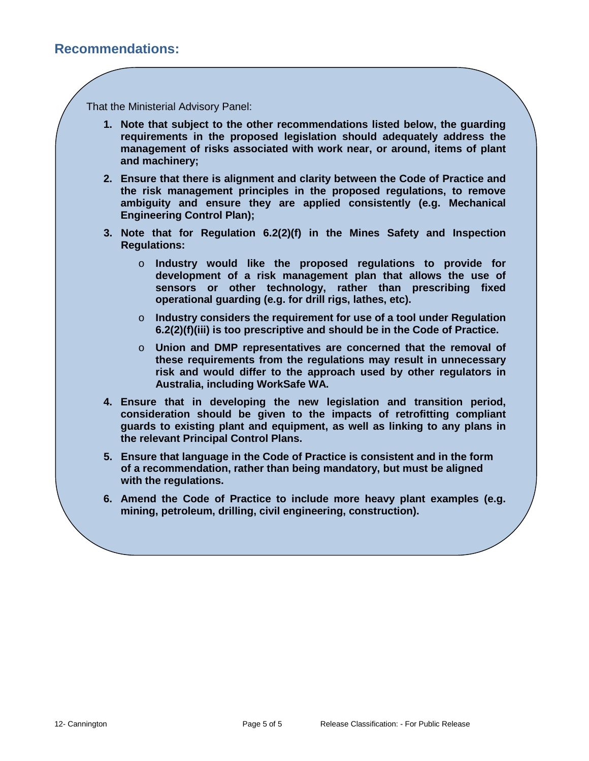## Recommendations:

That the Ministerial Advisory Panel:

1. **Note that subject to the other recommendations listed below, the guarding requirements in the proposed legislation should adequately address the management of risks associated with work near, or around, items of plant and machinery;**
2. **Ensure that there is alignment and clarity between the Code of Practice and the risk management principles in the proposed regulations, to remove ambiguity and ensure they are applied consistently (e.g. Mechanical Engineering Control Plan);**
3. **Note that for Regulation 6.2(2)(f) in the Mines Safety and Inspection Regulations:**
   - **Industry would like the proposed regulations to provide for development of a risk management plan that allows the use of sensors or other technology, rather than prescribing fixed operational guarding (e.g. for drill rigs, lathes, etc).**
   - **Industry considers the requirement for use of a tool under Regulation 6.2(2)(f)(iii) is too prescriptive and should be in the Code of Practice.**
   - **Union and DMP representatives are concerned that the removal of these requirements from the regulations may result in unnecessary risk and would differ to the approach used by other regulators in Australia, including WorkSafe WA.**
4. **Ensure that in developing the new legislation and transition period, consideration should be given to the impacts of retrofitting compliant guards to existing plant and equipment, as well as linking to any plans in the relevant Principal Control Plans.**
5. **Ensure that language in the Code of Practice is consistent and in the form of a recommendation, rather than being mandatory, but must be aligned with the regulations.**
6. **Amend the Code of Practice to include more heavy plant examples (e.g. mining, petroleum, drilling, civil engineering, construction).**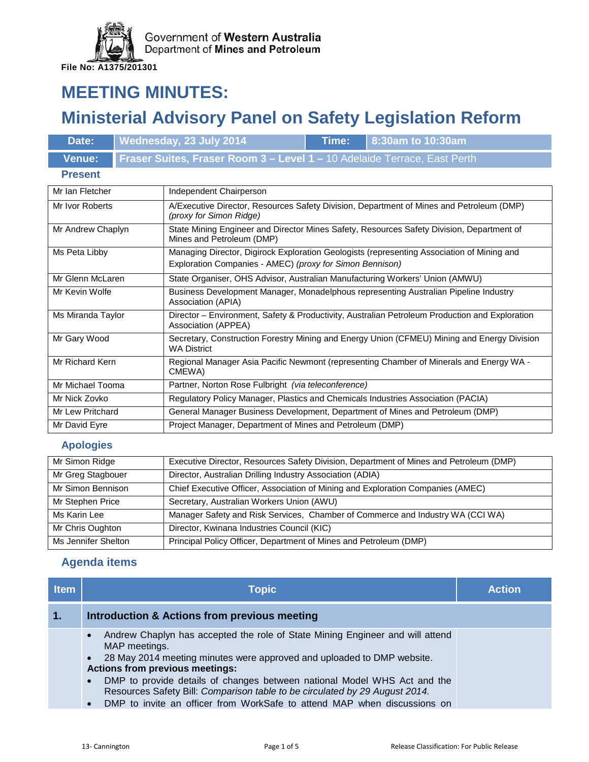Government of Western Australia
Department of Mines and Petroleum

**File No: A1375/201301**

# MEETING MINUTES:

# Ministerial Advisory Panel on Safety Legislation Reform

| Date: | Wednesday, 23 July 2014 | Time: | 8:30am to 10:30am |
|---|---|---|---|
| Venue: | Fraser Suites, Fraser Room 3 – Level 1 – 10 Adelaide Terrace, East Perth | | |

### Present

| | |
|---|---|
| Mr Ian Fletcher | Independent Chairperson |
| Mr Ivor Roberts | A/Executive Director, Resources Safety Division, Department of Mines and Petroleum (DMP) *(proxy for Simon Ridge)* |
| Mr Andrew Chaplyn | State Mining Engineer and Director Mines Safety, Resources Safety Division, Department of Mines and Petroleum (DMP) |
| Ms Peta Libby | Managing Director, Digirock Exploration Geologists (representing Association of Mining and Exploration Companies - AMEC) *(proxy for Simon Bennison)* |
| Mr Glenn McLaren | State Organiser, OHS Advisor, Australian Manufacturing Workers' Union (AMWU) |
| Mr Kevin Wolfe | Business Development Manager, Monadelphous representing Australian Pipeline Industry Association (APIA) |
| Ms Miranda Taylor | Director – Environment, Safety & Productivity, Australian Petroleum Production and Exploration Association (APPEA) |
| Mr Gary Wood | Secretary, Construction Forestry Mining and Energy Union (CFMEU) Mining and Energy Division WA District |
| Mr Richard Kern | Regional Manager Asia Pacific Newmont (representing Chamber of Minerals and Energy WA - CMEWA) |
| Mr Michael Tooma | Partner, Norton Rose Fulbright *(via teleconference)* |
| Mr Nick Zovko | Regulatory Policy Manager, Plastics and Chemicals Industries Association (PACIA) |
| Mr Lew Pritchard | General Manager Business Development, Department of Mines and Petroleum (DMP) |
| Mr David Eyre | Project Manager, Department of Mines and Petroleum (DMP) |

### Apologies

| | |
|---|---|
| Mr Simon Ridge | Executive Director, Resources Safety Division, Department of Mines and Petroleum (DMP) |
| Mr Greg Stagbouer | Director, Australian Drilling Industry Association (ADIA) |
| Mr Simon Bennison | Chief Executive Officer, Association of Mining and Exploration Companies (AMEC) |
| Mr Stephen Price | Secretary, Australian Workers Union (AWU) |
| Ms Karin Lee | Manager Safety and Risk Services, Chamber of Commerce and Industry WA (CCI WA) |
| Mr Chris Oughton | Director, Kwinana Industries Council (KIC) |
| Ms Jennifer Shelton | Principal Policy Officer, Department of Mines and Petroleum (DMP) |

### Agenda items

| Item | Topic | Action |
|---|---|---|
| **1.** | **Introduction & Actions from previous meeting** | |
| | • Andrew Chaplyn has accepted the role of State Mining Engineer and will attend MAP meetings.<br>• 28 May 2014 meeting minutes were approved and uploaded to DMP website.<br>**Actions from previous meetings:**<br>• DMP to provide details of changes between national Model WHS Act and the Resources Safety Bill: *Comparison table to be circulated by 29 August 2014.*<br>• DMP to invite an officer from WorkSafe to attend MAP when discussions on | |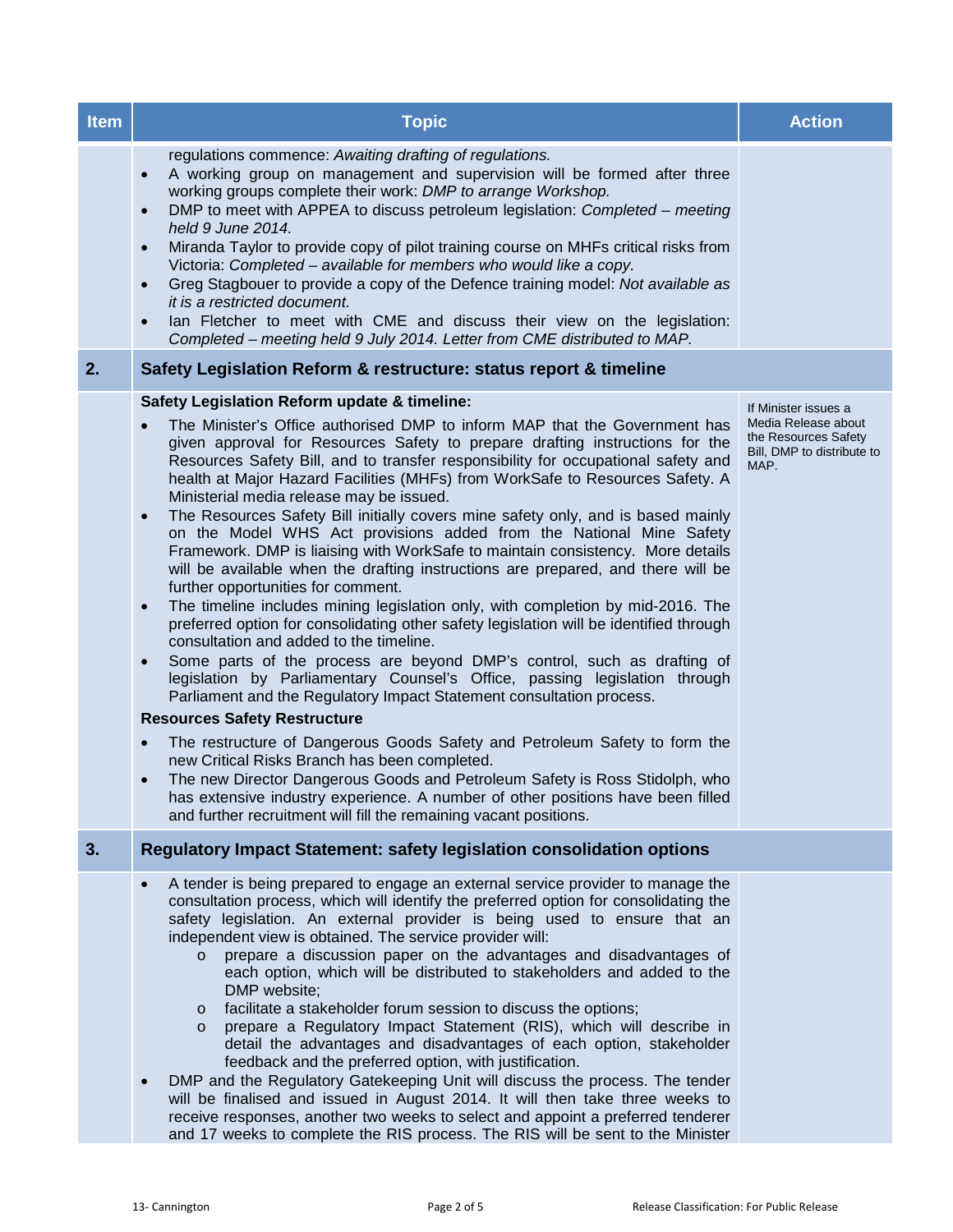| Item | Topic | Action |
|---|---|---|
| | regulations commence: *Awaiting drafting of regulations.*<br>• A working group on management and supervision will be formed after three working groups complete their work: *DMP to arrange Workshop.*<br>• DMP to meet with APPEA to discuss petroleum legislation: *Completed – meeting held 9 June 2014.*<br>• Miranda Taylor to provide copy of pilot training course on MHFs critical risks from Victoria: *Completed – available for members who would like a copy.*<br>• Greg Stagbouer to provide a copy of the Defence training model: *Not available as it is a restricted document.*<br>• Ian Fletcher to meet with CME and discuss their view on the legislation: *Completed – meeting held 9 July 2014. Letter from CME distributed to MAP.* | |
| **2.** | **Safety Legislation Reform & restructure: status report & timeline** | |
| | **Safety Legislation Reform update & timeline:**<br>• The Minister's Office authorised DMP to inform MAP that the Government has given approval for Resources Safety to prepare drafting instructions for the Resources Safety Bill, and to transfer responsibility for occupational safety and health at Major Hazard Facilities (MHFs) from WorkSafe to Resources Safety. A Ministerial media release may be issued.<br>• The Resources Safety Bill initially covers mine safety only, and is based mainly on the Model WHS Act provisions added from the National Mine Safety Framework. DMP is liaising with WorkSafe to maintain consistency. More details will be available when the drafting instructions are prepared, and there will be further opportunities for comment.<br>• The timeline includes mining legislation only, with completion by mid-2016. The preferred option for consolidating other safety legislation will be identified through consultation and added to the timeline.<br>• Some parts of the process are beyond DMP's control, such as drafting of legislation by Parliamentary Counsel's Office, passing legislation through Parliament and the Regulatory Impact Statement consultation process.<br>**Resources Safety Restructure**<br>• The restructure of Dangerous Goods Safety and Petroleum Safety to form the new Critical Risks Branch has been completed.<br>• The new Director Dangerous Goods and Petroleum Safety is Ross Stidolph, who has extensive industry experience. A number of other positions have been filled and further recruitment will fill the remaining vacant positions. | If Minister issues a Media Release about the Resources Safety Bill, DMP to distribute to MAP. |
| **3.** | **Regulatory Impact Statement: safety legislation consolidation options** | |
| | • A tender is being prepared to engage an external service provider to manage the consultation process, which will identify the preferred option for consolidating the safety legislation. An external provider is being used to ensure that an independent view is obtained. The service provider will:<br>&nbsp;&nbsp;&nbsp;&nbsp;o prepare a discussion paper on the advantages and disadvantages of each option, which will be distributed to stakeholders and added to the DMP website;<br>&nbsp;&nbsp;&nbsp;&nbsp;o facilitate a stakeholder forum session to discuss the options;<br>&nbsp;&nbsp;&nbsp;&nbsp;o prepare a Regulatory Impact Statement (RIS), which will describe in detail the advantages and disadvantages of each option, stakeholder feedback and the preferred option, with justification.<br>• DMP and the Regulatory Gatekeeping Unit will discuss the process. The tender will be finalised and issued in August 2014. It will then take three weeks to receive responses, another two weeks to select and appoint a preferred tenderer and 17 weeks to complete the RIS process. The RIS will be sent to the Minister | |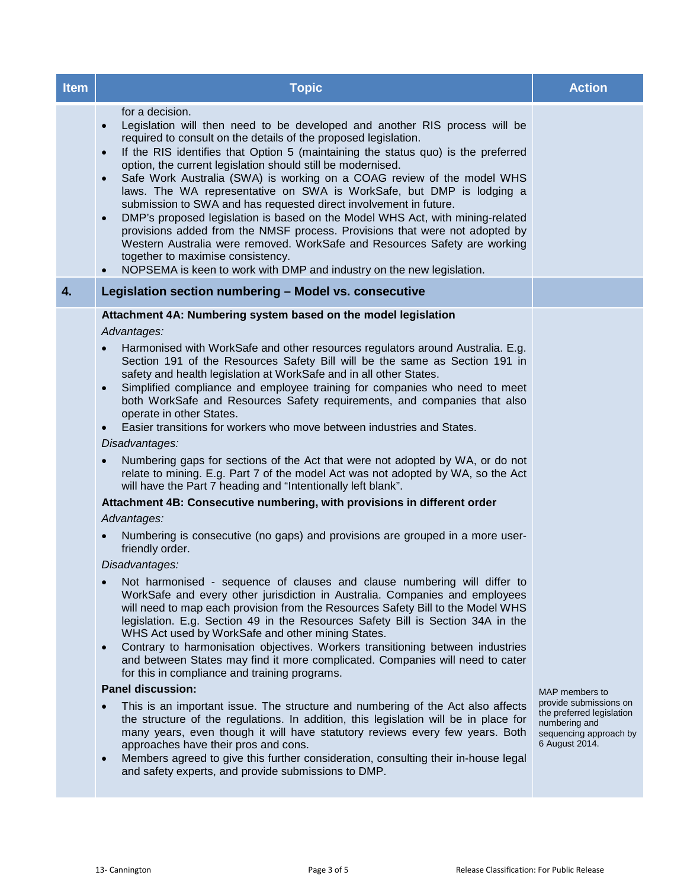| Item | Topic | Action |
| --- | --- | --- |
| | for a decision.<br>• Legislation will then need to be developed and another RIS process will be required to consult on the details of the proposed legislation.<br>• If the RIS identifies that Option 5 (maintaining the status quo) is the preferred option, the current legislation should still be modernised.<br>• Safe Work Australia (SWA) is working on a COAG review of the model WHS laws. The WA representative on SWA is WorkSafe, but DMP is lodging a submission to SWA and has requested direct involvement in future.<br>• DMP's proposed legislation is based on the Model WHS Act, with mining-related provisions added from the NMSF process. Provisions that were not adopted by Western Australia were removed. WorkSafe and Resources Safety are working together to maximise consistency.<br>• NOPSEMA is keen to work with DMP and industry on the new legislation. | |
| **4.** | **Legislation section numbering – Model vs. consecutive** | |
| | **Attachment 4A: Numbering system based on the model legislation**<br>*Advantages:*<br>• Harmonised with WorkSafe and other resources regulators around Australia. E.g. Section 191 of the Resources Safety Bill will be the same as Section 191 in safety and health legislation at WorkSafe and in all other States.<br>• Simplified compliance and employee training for companies who need to meet both WorkSafe and Resources Safety requirements, and companies that also operate in other States.<br>• Easier transitions for workers who move between industries and States.<br>*Disadvantages:*<br>• Numbering gaps for sections of the Act that were not adopted by WA, or do not relate to mining. E.g. Part 7 of the model Act was not adopted by WA, so the Act will have the Part 7 heading and "Intentionally left blank".<br>**Attachment 4B: Consecutive numbering, with provisions in different order**<br>*Advantages:*<br>• Numbering is consecutive (no gaps) and provisions are grouped in a more user-friendly order.<br>*Disadvantages:*<br>• Not harmonised - sequence of clauses and clause numbering will differ to WorkSafe and every other jurisdiction in Australia. Companies and employees will need to map each provision from the Resources Safety Bill to the Model WHS legislation. E.g. Section 49 in the Resources Safety Bill is Section 34A in the WHS Act used by WorkSafe and other mining States.<br>• Contrary to harmonisation objectives. Workers transitioning between industries and between States may find it more complicated. Companies will need to cater for this in compliance and training programs.<br>**Panel discussion:**<br>• This is an important issue. The structure and numbering of the Act also affects the structure of the regulations. In addition, this legislation will be in place for many years, even though it will have statutory reviews every few years. Both approaches have their pros and cons.<br>• Members agreed to give this further consideration, consulting their in-house legal and safety experts, and provide submissions to DMP. | MAP members to provide submissions on the preferred legislation numbering and sequencing approach by 6 August 2014. |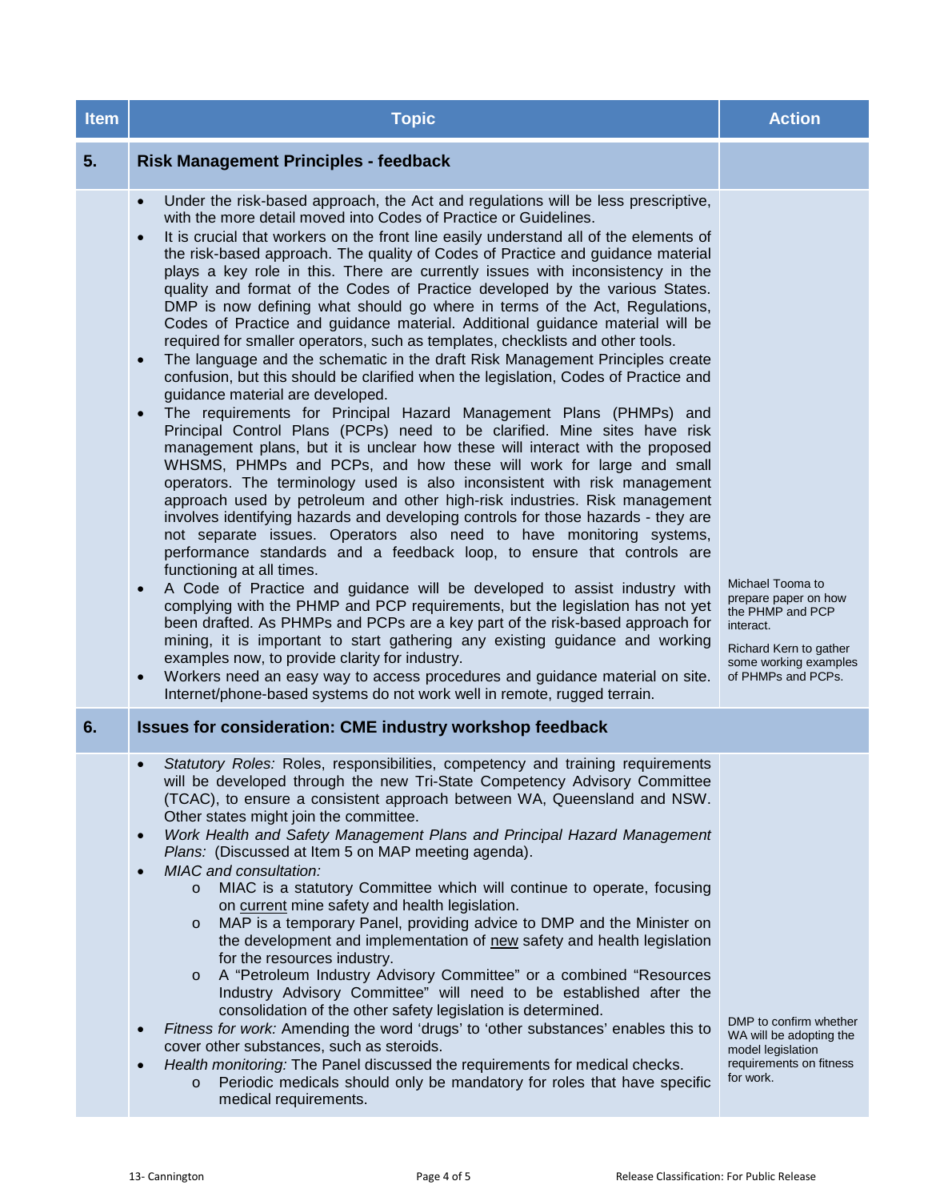| Item | Topic | Action |
|---|---|---|
| **5.** | **Risk Management Principles - feedback** | |
| | • Under the risk-based approach, the Act and regulations will be less prescriptive, with the more detail moved into Codes of Practice or Guidelines.<br>• It is crucial that workers on the front line easily understand all of the elements of the risk-based approach. The quality of Codes of Practice and guidance material plays a key role in this. There are currently issues with inconsistency in the quality and format of the Codes of Practice developed by the various States. DMP is now defining what should go where in terms of the Act, Regulations, Codes of Practice and guidance material. Additional guidance material will be required for smaller operators, such as templates, checklists and other tools.<br>• The language and the schematic in the draft Risk Management Principles create confusion, but this should be clarified when the legislation, Codes of Practice and guidance material are developed.<br>• The requirements for Principal Hazard Management Plans (PHMPs) and Principal Control Plans (PCPs) need to be clarified. Mine sites have risk management plans, but it is unclear how these will interact with the proposed WHSMS, PHMPs and PCPs, and how these will work for large and small operators. The terminology used is also inconsistent with risk management approach used by petroleum and other high-risk industries. Risk management involves identifying hazards and developing controls for those hazards - they are not separate issues. Operators also need to have monitoring systems, performance standards and a feedback loop, to ensure that controls are functioning at all times.<br>• A Code of Practice and guidance will be developed to assist industry with complying with the PHMP and PCP requirements, but the legislation has not yet been drafted. As PHMPs and PCPs are a key part of the risk-based approach for mining, it is important to start gathering any existing guidance and working examples now, to provide clarity for industry.<br>• Workers need an easy way to access procedures and guidance material on site. Internet/phone-based systems do not work well in remote, rugged terrain. | Michael Tooma to prepare paper on how the PHMP and PCP interact.<br><br>Richard Kern to gather some working examples of PHMPs and PCPs. |
| **6.** | **Issues for consideration: CME industry workshop feedback** | |
| | • *Statutory Roles:* Roles, responsibilities, competency and training requirements will be developed through the new Tri-State Competency Advisory Committee (TCAC), to ensure a consistent approach between WA, Queensland and NSW. Other states might join the committee.<br>• *Work Health and Safety Management Plans and Principal Hazard Management Plans:* (Discussed at Item 5 on MAP meeting agenda).<br>• *MIAC and consultation:*<br>&nbsp;&nbsp;&nbsp;&nbsp;o MIAC is a statutory Committee which will continue to operate, focusing on <u>current</u> mine safety and health legislation.<br>&nbsp;&nbsp;&nbsp;&nbsp;o MAP is a temporary Panel, providing advice to DMP and the Minister on the development and implementation of <u>new</u> safety and health legislation for the resources industry.<br>&nbsp;&nbsp;&nbsp;&nbsp;o A "Petroleum Industry Advisory Committee" or a combined "Resources Industry Advisory Committee" will need to be established after the consolidation of the other safety legislation is determined.<br>• *Fitness for work:* Amending the word 'drugs' to 'other substances' enables this to cover other substances, such as steroids.<br>• *Health monitoring:* The Panel discussed the requirements for medical checks.<br>&nbsp;&nbsp;&nbsp;&nbsp;o Periodic medicals should only be mandatory for roles that have specific medical requirements. | DMP to confirm whether WA will be adopting the model legislation requirements on fitness for work. |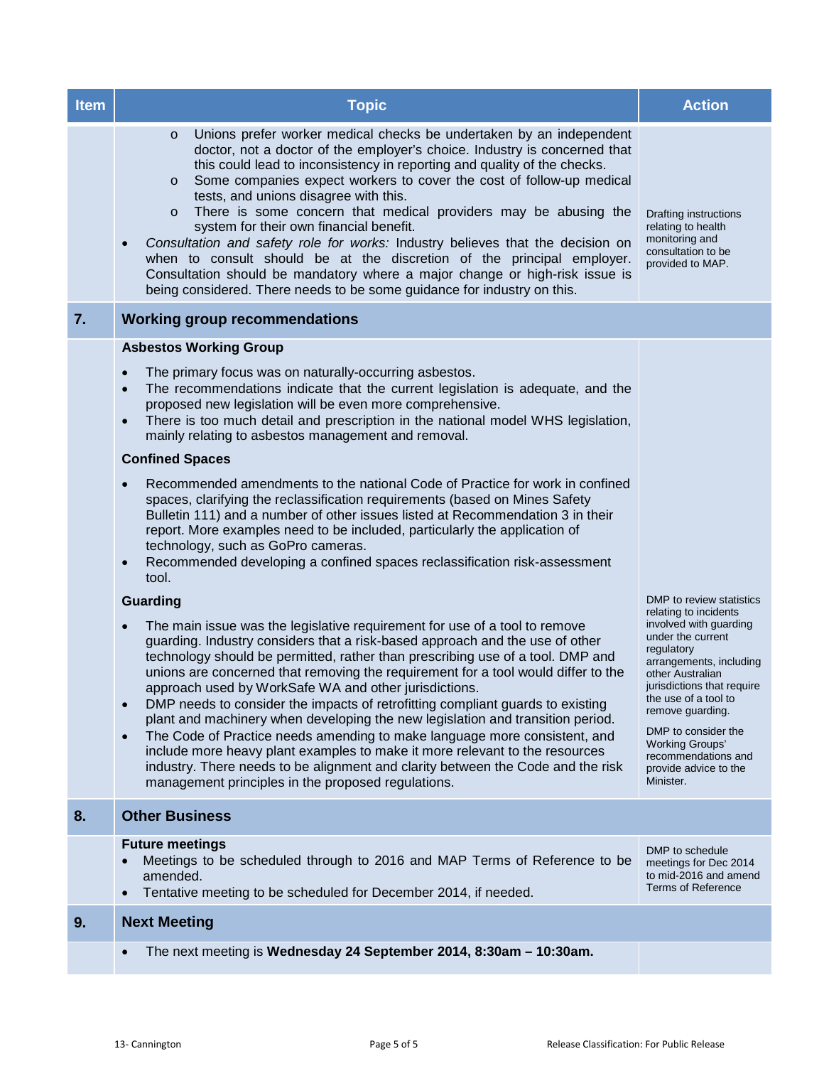| Item | Topic | Action |
| --- | --- | --- |
| | - Unions prefer worker medical checks be undertaken by an independent doctor, not a doctor of the employer's choice. Industry is concerned that this could lead to inconsistency in reporting and quality of the checks.<br>- Some companies expect workers to cover the cost of follow-up medical tests, and unions disagree with this.<br>- There is some concern that medical providers may be abusing the system for their own financial benefit.<br><br>• *Consultation and safety role for works:* Industry believes that the decision on when to consult should be at the discretion of the principal employer. Consultation should be mandatory where a major change or high-risk issue is being considered. There needs to be some guidance for industry on this. | Drafting instructions relating to health monitoring and consultation to be provided to MAP. |
| **7.** | **Working group recommendations** | |
| | **Asbestos Working Group**<br><br>• The primary focus was on naturally-occurring asbestos.<br>• The recommendations indicate that the current legislation is adequate, and the proposed new legislation will be even more comprehensive.<br>• There is too much detail and prescription in the national model WHS legislation, mainly relating to asbestos management and removal.<br><br>**Confined Spaces**<br><br>• Recommended amendments to the national Code of Practice for work in confined spaces, clarifying the reclassification requirements (based on Mines Safety Bulletin 111) and a number of other issues listed at Recommendation 3 in their report. More examples need to be included, particularly the application of technology, such as GoPro cameras.<br>• Recommended developing a confined spaces reclassification risk-assessment tool.<br><br>**Guarding**<br><br>• The main issue was the legislative requirement for use of a tool to remove guarding. Industry considers that a risk-based approach and the use of other technology should be permitted, rather than prescribing use of a tool. DMP and unions are concerned that removing the requirement for a tool would differ to the approach used by WorkSafe WA and other jurisdictions.<br>• DMP needs to consider the impacts of retrofitting compliant guards to existing plant and machinery when developing the new legislation and transition period.<br>• The Code of Practice needs amending to make language more consistent, and include more heavy plant examples to make it more relevant to the resources industry. There needs to be alignment and clarity between the Code and the risk management principles in the proposed regulations. | DMP to review statistics relating to incidents involved with guarding under the current regulatory arrangements, including other Australian jurisdictions that require the use of a tool to remove guarding.<br><br>DMP to consider the Working Groups' recommendations and provide advice to the Minister. |
| **8.** | **Other Business** | |
| | **Future meetings**<br>• Meetings to be scheduled through to 2016 and MAP Terms of Reference to be amended.<br>• Tentative meeting to be scheduled for December 2014, if needed. | DMP to schedule meetings for Dec 2014 to mid-2016 and amend Terms of Reference |
| **9.** | **Next Meeting** | |
| | • The next meeting is **Wednesday 24 September 2014, 8:30am – 10:30am.** | |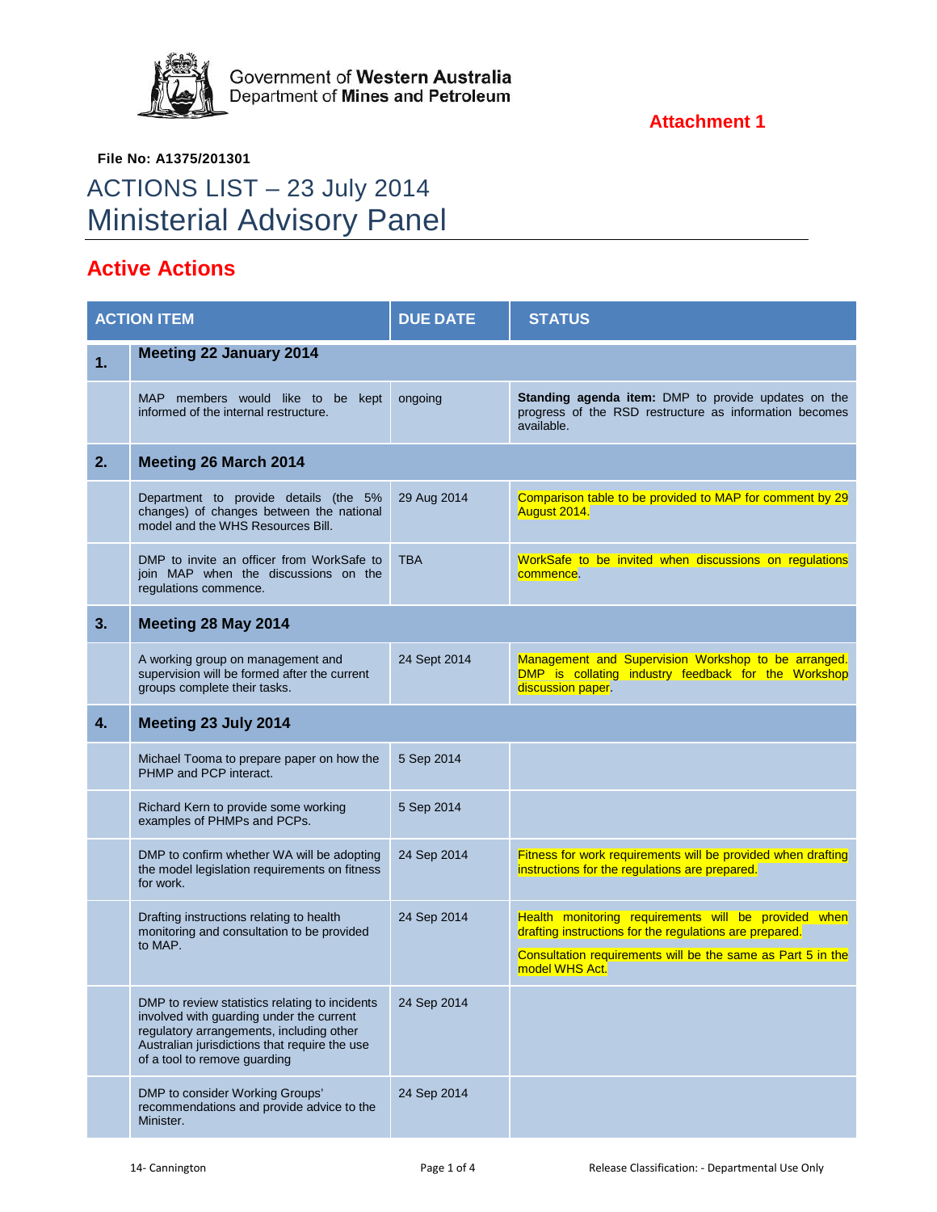Government of **Western Australia**
Department of **Mines and Petroleum**

**Attachment 1**

**File No: A1375/201301**

# ACTIONS LIST – 23 July 2014
# Ministerial Advisory Panel

## Active Actions

| | ACTION ITEM | DUE DATE | STATUS |
|---|---|---|---|
| **1.** | **Meeting 22 January 2014** | | |
| | MAP members would like to be kept informed of the internal restructure. | ongoing | **Standing agenda item:** DMP to provide updates on the progress of the RSD restructure as information becomes available. |
| **2.** | **Meeting 26 March 2014** | | |
| | Department to provide details (the 5% changes) of changes between the national model and the WHS Resources Bill. | 29 Aug 2014 | Comparison table to be provided to MAP for comment by 29 August 2014. |
| | DMP to invite an officer from WorkSafe to join MAP when the discussions on the regulations commence. | TBA | WorkSafe to be invited when discussions on regulations commence. |
| **3.** | **Meeting 28 May 2014** | | |
| | A working group on management and supervision will be formed after the current groups complete their tasks. | 24 Sept 2014 | Management and Supervision Workshop to be arranged. DMP is collating industry feedback for the Workshop discussion paper. |
| **4.** | **Meeting 23 July 2014** | | |
| | Michael Tooma to prepare paper on how the PHMP and PCP interact. | 5 Sep 2014 | |
| | Richard Kern to provide some working examples of PHMPs and PCPs. | 5 Sep 2014 | |
| | DMP to confirm whether WA will be adopting the model legislation requirements on fitness for work. | 24 Sep 2014 | Fitness for work requirements will be provided when drafting instructions for the regulations are prepared. |
| | Drafting instructions relating to health monitoring and consultation to be provided to MAP. | 24 Sep 2014 | Health monitoring requirements will be provided when drafting instructions for the regulations are prepared. Consultation requirements will be the same as Part 5 in the model WHS Act. |
| | DMP to review statistics relating to incidents involved with guarding under the current regulatory arrangements, including other Australian jurisdictions that require the use of a tool to remove guarding | 24 Sep 2014 | |
| | DMP to consider Working Groups' recommendations and provide advice to the Minister. | 24 Sep 2014 | |

14- Cannington

Release Classification: - Departmental Use Only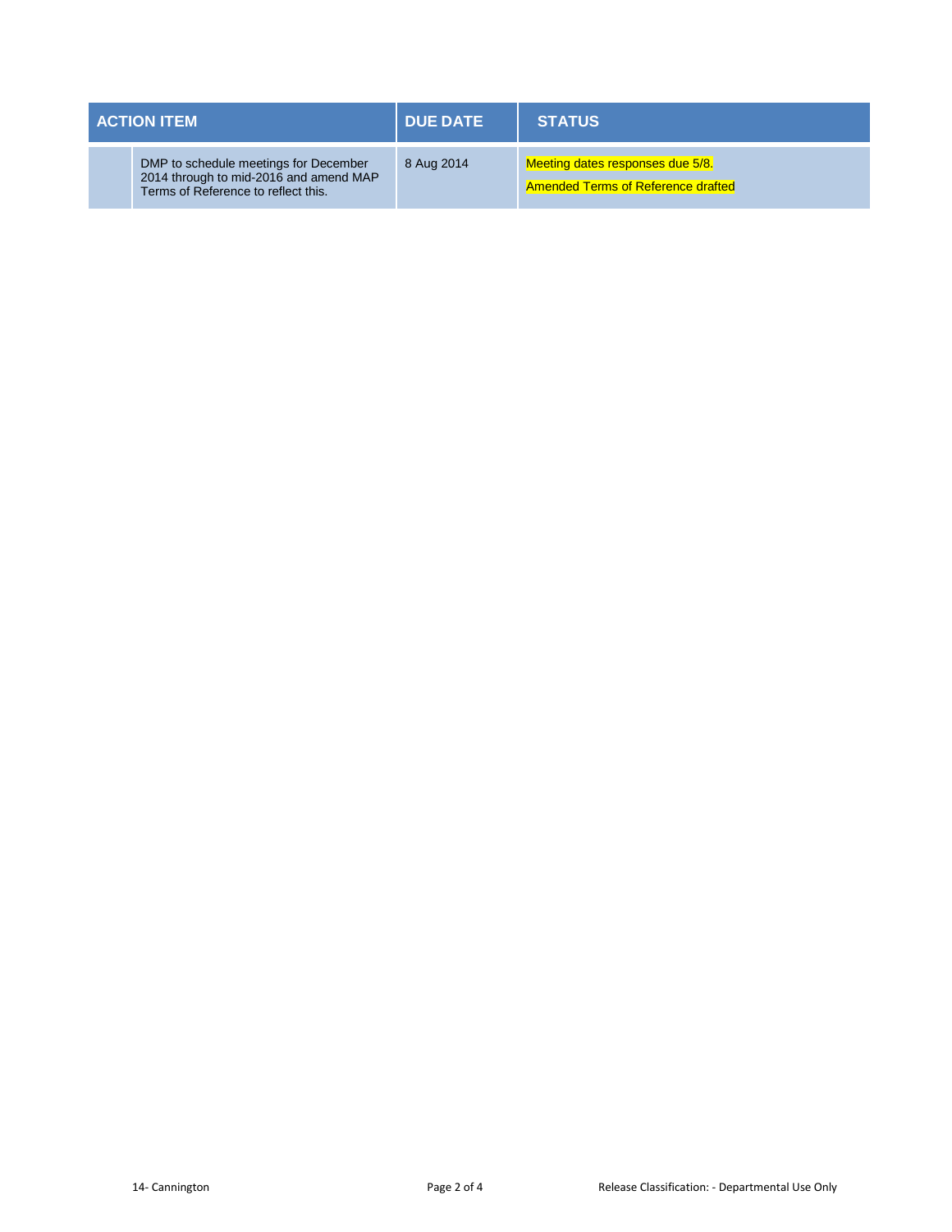| ACTION ITEM | | DUE DATE | STATUS |
|---|---|---|---|
| | DMP to schedule meetings for December 2014 through to mid-2016 and amend MAP Terms of Reference to reflect this. | 8 Aug 2014 | Meeting dates responses due 5/8. Amended Terms of Reference drafted |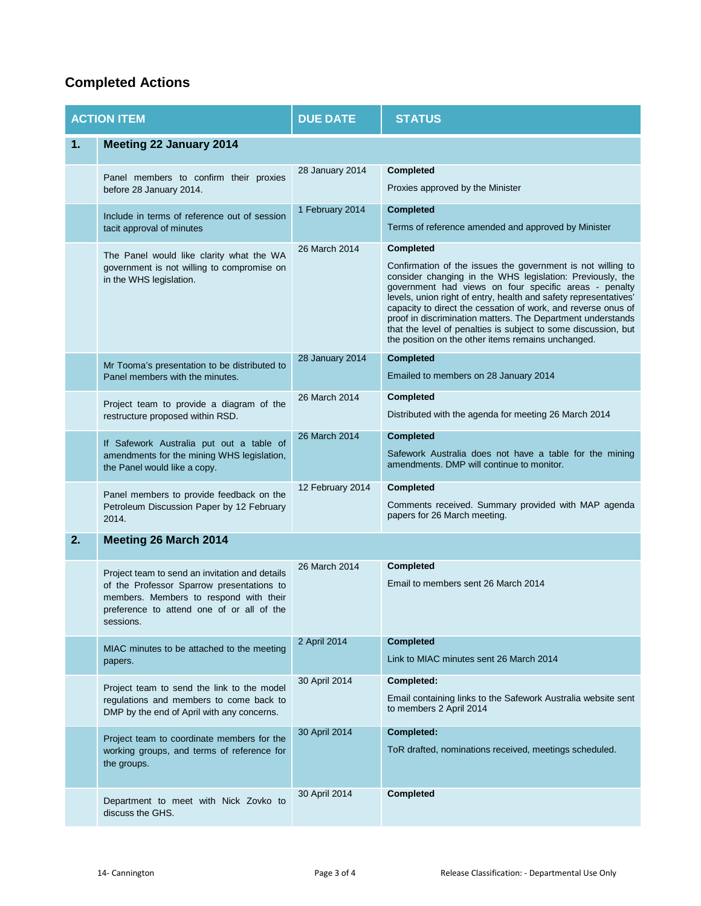## Completed Actions

| | ACTION ITEM | DUE DATE | STATUS |
|---|---|---|---|
| **1.** | **Meeting 22 January 2014** | | |
| | Panel members to confirm their proxies before 28 January 2014. | 28 January 2014 | **Completed**<br><br>Proxies approved by the Minister |
| | Include in terms of reference out of session tacit approval of minutes | 1 February 2014 | **Completed**<br><br>Terms of reference amended and approved by Minister |
| | The Panel would like clarity what the WA government is not willing to compromise on in the WHS legislation. | 26 March 2014 | **Completed**<br><br>Confirmation of the issues the government is not willing to consider changing in the WHS legislation: Previously, the government had views on four specific areas - penalty levels, union right of entry, health and safety representatives' capacity to direct the cessation of work, and reverse onus of proof in discrimination matters. The Department understands that the level of penalties is subject to some discussion, but the position on the other items remains unchanged. |
| | Mr Tooma's presentation to be distributed to Panel members with the minutes. | 28 January 2014 | **Completed**<br><br>Emailed to members on 28 January 2014 |
| | Project team to provide a diagram of the restructure proposed within RSD. | 26 March 2014 | **Completed**<br><br>Distributed with the agenda for meeting 26 March 2014 |
| | If Safework Australia put out a table of amendments for the mining WHS legislation, the Panel would like a copy. | 26 March 2014 | **Completed**<br><br>Safework Australia does not have a table for the mining amendments. DMP will continue to monitor. |
| | Panel members to provide feedback on the Petroleum Discussion Paper by 12 February 2014. | 12 February 2014 | **Completed**<br><br>Comments received. Summary provided with MAP agenda papers for 26 March meeting. |
| **2.** | **Meeting 26 March 2014** | | |
| | Project team to send an invitation and details of the Professor Sparrow presentations to members. Members to respond with their preference to attend one of or all of the sessions. | 26 March 2014 | **Completed**<br><br>Email to members sent 26 March 2014 |
| | MIAC minutes to be attached to the meeting papers. | 2 April 2014 | **Completed**<br><br>Link to MIAC minutes sent 26 March 2014 |
| | Project team to send the link to the model regulations and members to come back to DMP by the end of April with any concerns. | 30 April 2014 | **Completed:**<br><br>Email containing links to the Safework Australia website sent to members 2 April 2014 |
| | Project team to coordinate members for the working groups, and terms of reference for the groups. | 30 April 2014 | **Completed:**<br><br>ToR drafted, nominations received, meetings scheduled. |
| | Department to meet with Nick Zovko to discuss the GHS. | 30 April 2014 | **Completed** |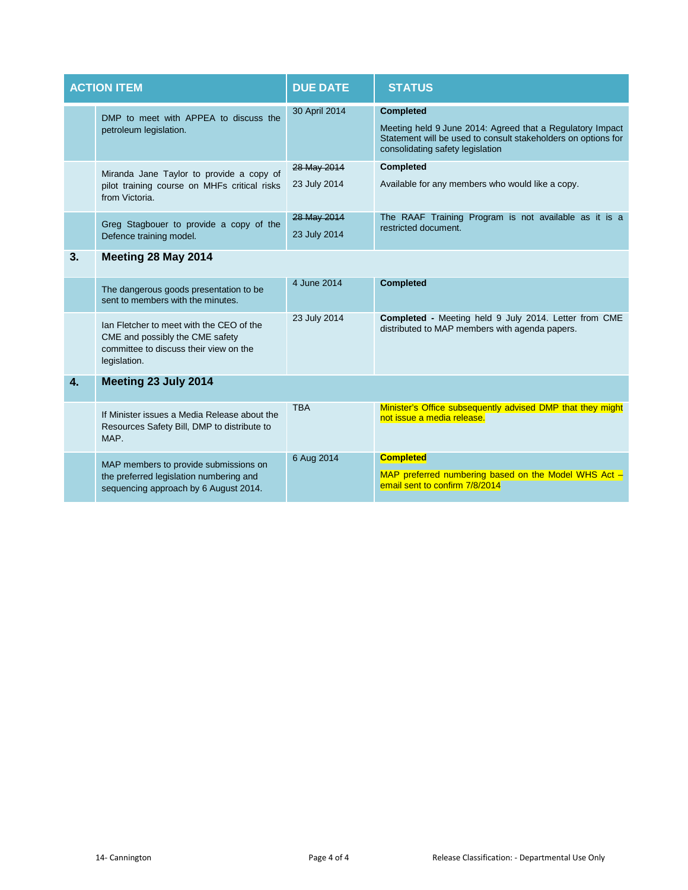| ACTION ITEM | | DUE DATE | STATUS |
|---|---|---|---|
| | DMP to meet with APPEA to discuss the petroleum legislation. | 30 April 2014 | **Completed** Meeting held 9 June 2014: Agreed that a Regulatory Impact Statement will be used to consult stakeholders on options for consolidating safety legislation |
| | Miranda Jane Taylor to provide a copy of pilot training course on MHFs critical risks from Victoria. | ~~28 May 2014~~ 23 July 2014 | **Completed** Available for any members who would like a copy. |
| | Greg Stagbouer to provide a copy of the Defence training model. | ~~28 May 2014~~ 23 July 2014 | The RAAF Training Program is not available as it is a restricted document. |
| **3.** | **Meeting 28 May 2014** | | |
| | The dangerous goods presentation to be sent to members with the minutes. | 4 June 2014 | **Completed** |
| | Ian Fletcher to meet with the CEO of the CME and possibly the CME safety committee to discuss their view on the legislation. | 23 July 2014 | **Completed -** Meeting held 9 July 2014. Letter from CME distributed to MAP members with agenda papers. |
| **4.** | **Meeting 23 July 2014** | | |
| | If Minister issues a Media Release about the Resources Safety Bill, DMP to distribute to MAP. | TBA | Minister's Office subsequently advised DMP that they might not issue a media release. |
| | MAP members to provide submissions on the preferred legislation numbering and sequencing approach by 6 August 2014. | 6 Aug 2014 | **Completed** MAP preferred numbering based on the Model WHS Act – email sent to confirm 7/8/2014 |